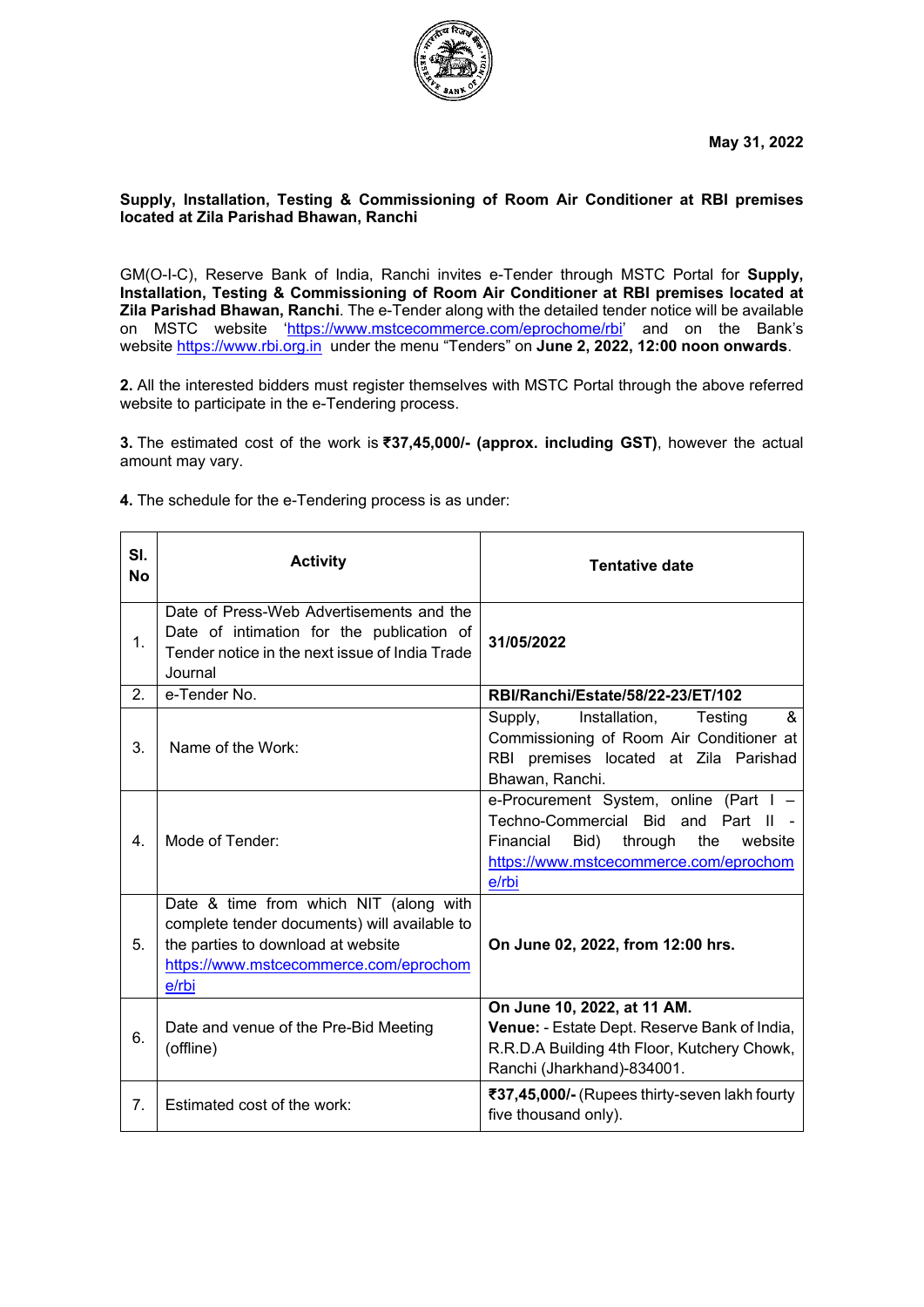**May 31, 2022**

**Supply, Installation, Testing & Commissioning of Room Air Conditioner at RBI premises located at Zila Parishad Bhawan, Ranchi**

GM(O-I-C), Reserve Bank of India, Ranchi invites e-Tender through MSTC Portal for **Supply, Installation, Testing & Commissioning of Room Air Conditioner at RBI premises located at Zila Parishad Bhawan, Ranchi**. The e-Tender along with the detailed tender notice will be available on MSTC website 'https://www.mstcecommerce.com/eprochome/rbi' and on the Bank's website https://www.rbi.org.in under the menu "Tenders" on **June 2, 2022, 12:00 noon onwards**.

**2.** All the interested bidders must register themselves with MSTC Portal through the above referred website to participate in the e-Tendering process.

**3.** The estimated cost of the work is **₹37,45,000/- (approx. including GST)**, however the actual amount may vary.

**4.** The schedule for the e-Tendering process is as under:

| Sl. No | Activity | Tentative date |
|---|---|---|
| 1. | Date of Press-Web Advertisements and the Date of intimation for the publication of Tender notice in the next issue of India Trade Journal | **31/05/2022** |
| 2. | e-Tender No. | **RBI/Ranchi/Estate/58/22-23/ET/102** |
| 3. | Name of the Work: | Supply, Installation, Testing & Commissioning of Room Air Conditioner at RBI premises located at Zila Parishad Bhawan, Ranchi. |
| 4. | Mode of Tender: | e-Procurement System, online (Part I – Techno-Commercial Bid and Part II - Financial Bid) through the website https://www.mstcecommerce.com/eprochome/rbi |
| 5. | Date & time from which NIT (along with complete tender documents) will available to the parties to download at website https://www.mstcecommerce.com/eprochome/rbi | **On June 02, 2022, from 12:00 hrs.** |
| 6. | Date and venue of the Pre-Bid Meeting (offline) | **On June 10, 2022, at 11 AM.** **Venue:** - Estate Dept. Reserve Bank of India, R.R.D.A Building 4th Floor, Kutchery Chowk, Ranchi (Jharkhand)-834001. |
| 7. | Estimated cost of the work: | **₹37,45,000/-** (Rupees thirty-seven lakh fourty five thousand only). |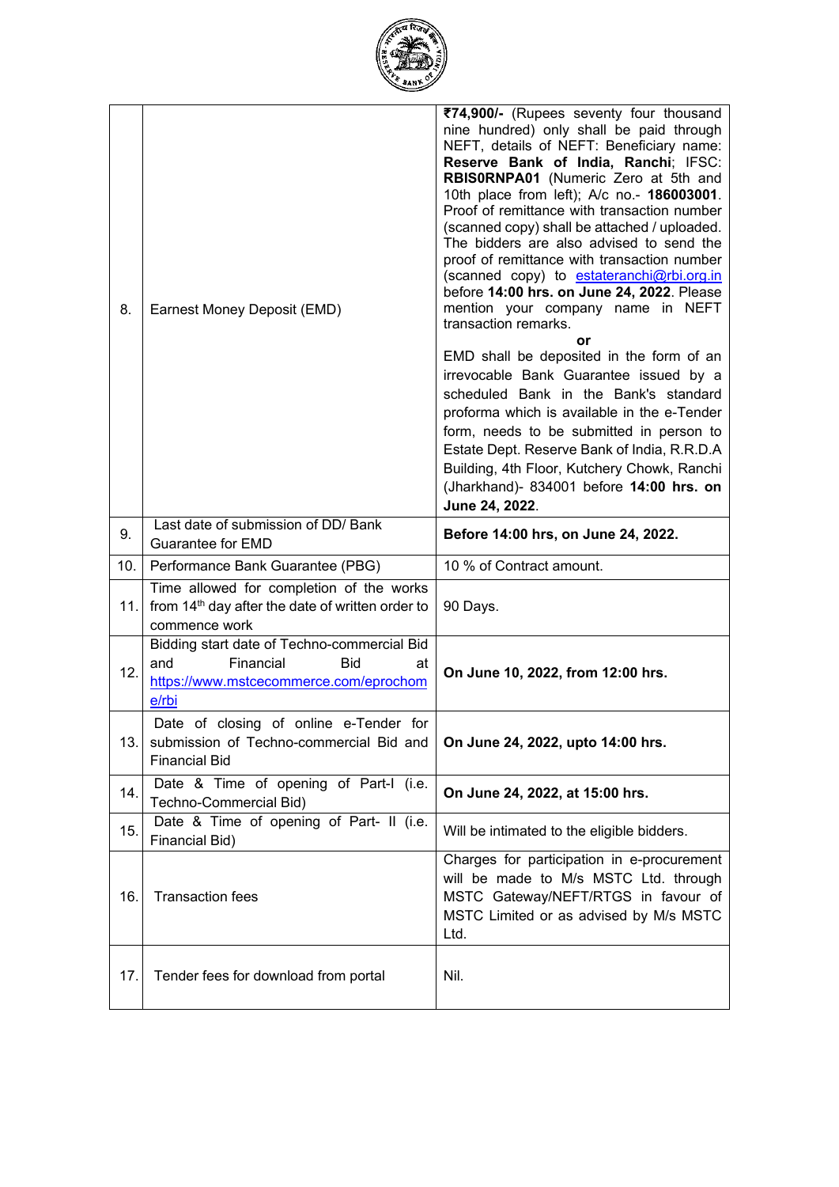| | | |
|---|---|---|
| 8. | Earnest Money Deposit (EMD) | **₹74,900/-** (Rupees seventy four thousand nine hundred) only shall be paid through NEFT, details of NEFT: Beneficiary name: **Reserve Bank of India, Ranchi**; IFSC: **RBIS0RNPA01** (Numeric Zero at 5th and 10th place from left); A/c no.- **186003001**. Proof of remittance with transaction number (scanned copy) shall be attached / uploaded. The bidders are also advised to send the proof of remittance with transaction number (scanned copy) to estateranchi@rbi.org.in before **14:00 hrs. on June 24, 2022**. Please mention your company name in NEFT transaction remarks.<br>**or**<br>EMD shall be deposited in the form of an irrevocable Bank Guarantee issued by a scheduled Bank in the Bank's standard proforma which is available in the e-Tender form, needs to be submitted in person to Estate Dept. Reserve Bank of India, R.R.D.A Building, 4th Floor, Kutchery Chowk, Ranchi (Jharkhand)- 834001 before **14:00 hrs. on June 24, 2022**. |
| 9. | Last date of submission of DD/ Bank Guarantee for EMD | **Before 14:00 hrs, on June 24, 2022.** |
| 10. | Performance Bank Guarantee (PBG) | 10 % of Contract amount. |
| 11. | Time allowed for completion of the works from 14th day after the date of written order to commence work | 90 Days. |
| 12. | Bidding start date of Techno-commercial Bid and Financial Bid at https://www.mstcecommerce.com/eprochome/rbi | **On June 10, 2022, from 12:00 hrs.** |
| 13. | Date of closing of online e-Tender for submission of Techno-commercial Bid and Financial Bid | **On June 24, 2022, upto 14:00 hrs.** |
| 14. | Date & Time of opening of Part-I (i.e. Techno-Commercial Bid) | **On June 24, 2022, at 15:00 hrs.** |
| 15. | Date & Time of opening of Part- II (i.e. Financial Bid) | Will be intimated to the eligible bidders. |
| 16. | Transaction fees | Charges for participation in e-procurement will be made to M/s MSTC Ltd. through MSTC Gateway/NEFT/RTGS in favour of MSTC Limited or as advised by M/s MSTC Ltd. |
| 17. | Tender fees for download from portal | Nil. |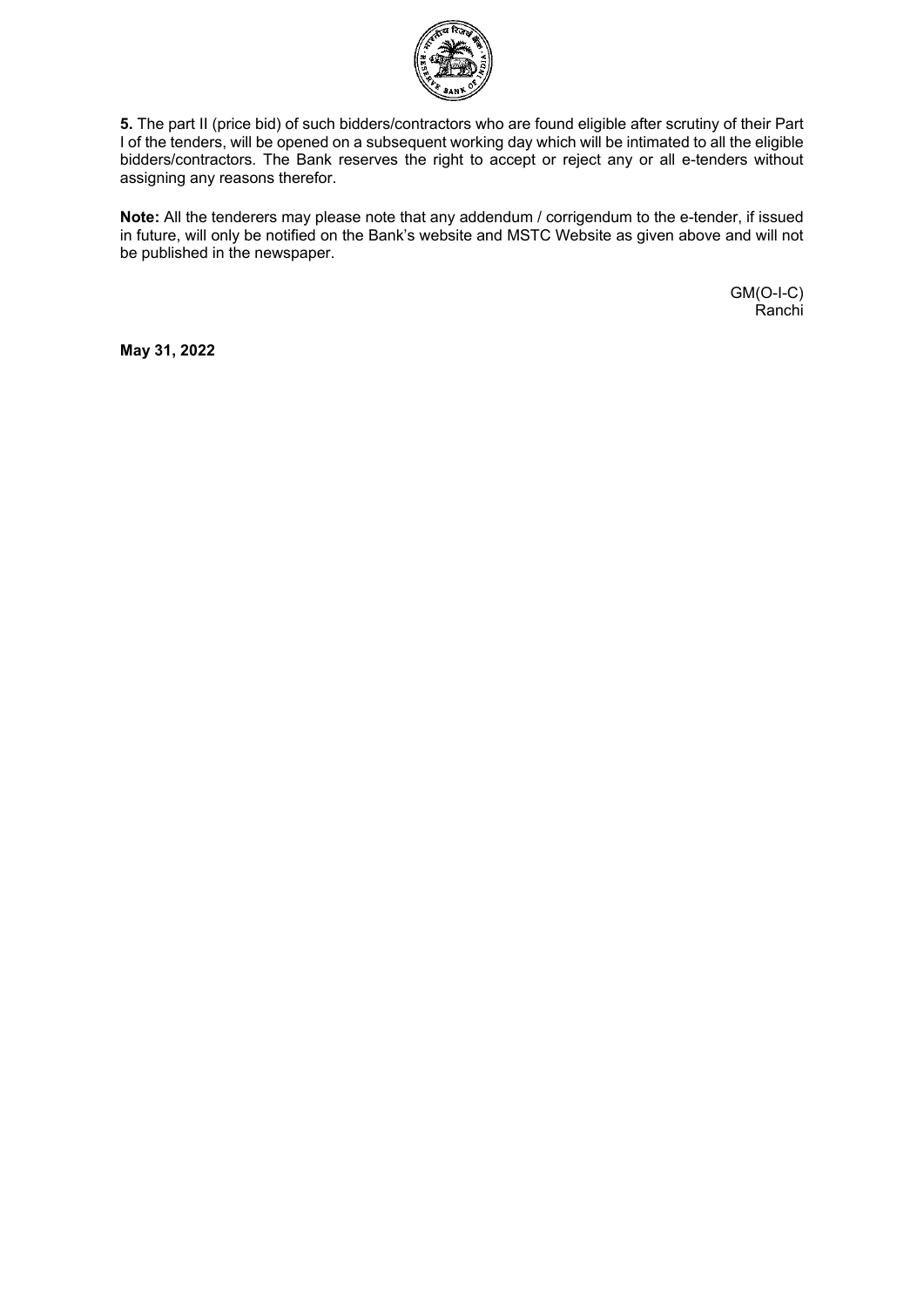**5.** The part II (price bid) of such bidders/contractors who are found eligible after scrutiny of their Part I of the tenders, will be opened on a subsequent working day which will be intimated to all the eligible bidders/contractors. The Bank reserves the right to accept or reject any or all e-tenders without assigning any reasons therefor.

**Note:** All the tenderers may please note that any addendum / corrigendum to the e-tender, if issued in future, will only be notified on the Bank's website and MSTC Website as given above and will not be published in the newspaper.

GM(O-I-C)
Ranchi

**May 31, 2022**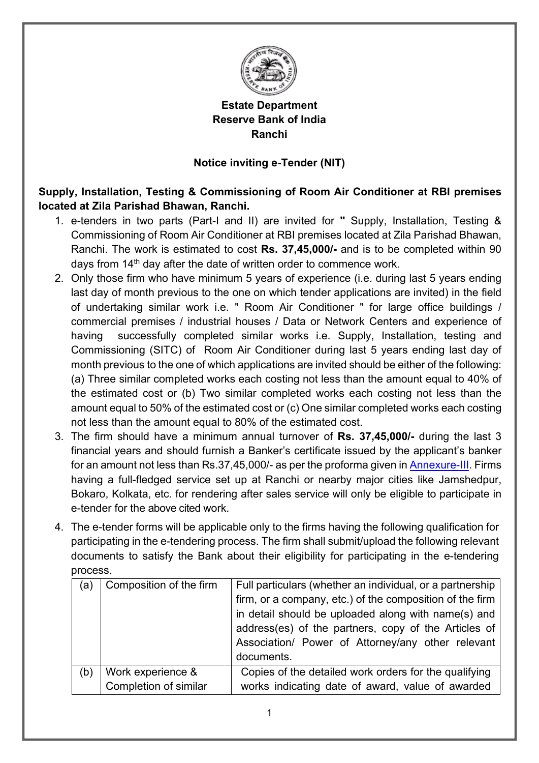**Estate Department**
**Reserve Bank of India**
**Ranchi**

**Notice inviting e-Tender (NIT)**

**Supply, Installation, Testing & Commissioning of Room Air Conditioner at RBI premises located at Zila Parishad Bhawan, Ranchi.**

1. e-tenders in two parts (Part-I and II) are invited for **"** Supply, Installation, Testing & Commissioning of Room Air Conditioner at RBI premises located at Zila Parishad Bhawan, Ranchi. The work is estimated to cost **Rs. 37,45,000/-** and is to be completed within 90 days from 14th day after the date of written order to commence work.
2. Only those firm who have minimum 5 years of experience (i.e. during last 5 years ending last day of month previous to the one on which tender applications are invited) in the field of undertaking similar work i.e. " Room Air Conditioner " for large office buildings / commercial premises / industrial houses / Data or Network Centers and experience of having successfully completed similar works i.e. Supply, Installation, testing and Commissioning (SITC) of Room Air Conditioner during last 5 years ending last day of month previous to the one of which applications are invited should be either of the following: (a) Three similar completed works each costing not less than the amount equal to 40% of the estimated cost or (b) Two similar completed works each costing not less than the amount equal to 50% of the estimated cost or (c) One similar completed works each costing not less than the amount equal to 80% of the estimated cost.
3. The firm should have a minimum annual turnover of **Rs. 37,45,000/-** during the last 3 financial years and should furnish a Banker's certificate issued by the applicant's banker for an amount not less than Rs.37,45,000/- as per the proforma given in Annexure-III. Firms having a full-fledged service set up at Ranchi or nearby major cities like Jamshedpur, Bokaro, Kolkata, etc. for rendering after sales service will only be eligible to participate in e-tender for the above cited work.
4. The e-tender forms will be applicable only to the firms having the following qualification for participating in the e-tendering process. The firm shall submit/upload the following relevant documents to satisfy the Bank about their eligibility for participating in the e-tendering process.

| (a) | Composition of the firm | Full particulars (whether an individual, or a partnership firm, or a company, etc.) of the composition of the firm in detail should be uploaded along with name(s) and address(es) of the partners, copy of the Articles of Association/ Power of Attorney/any other relevant documents. |
|---|---|---|
| (b) | Work experience & Completion of similar | Copies of the detailed work orders for the qualifying works indicating date of award, value of awarded |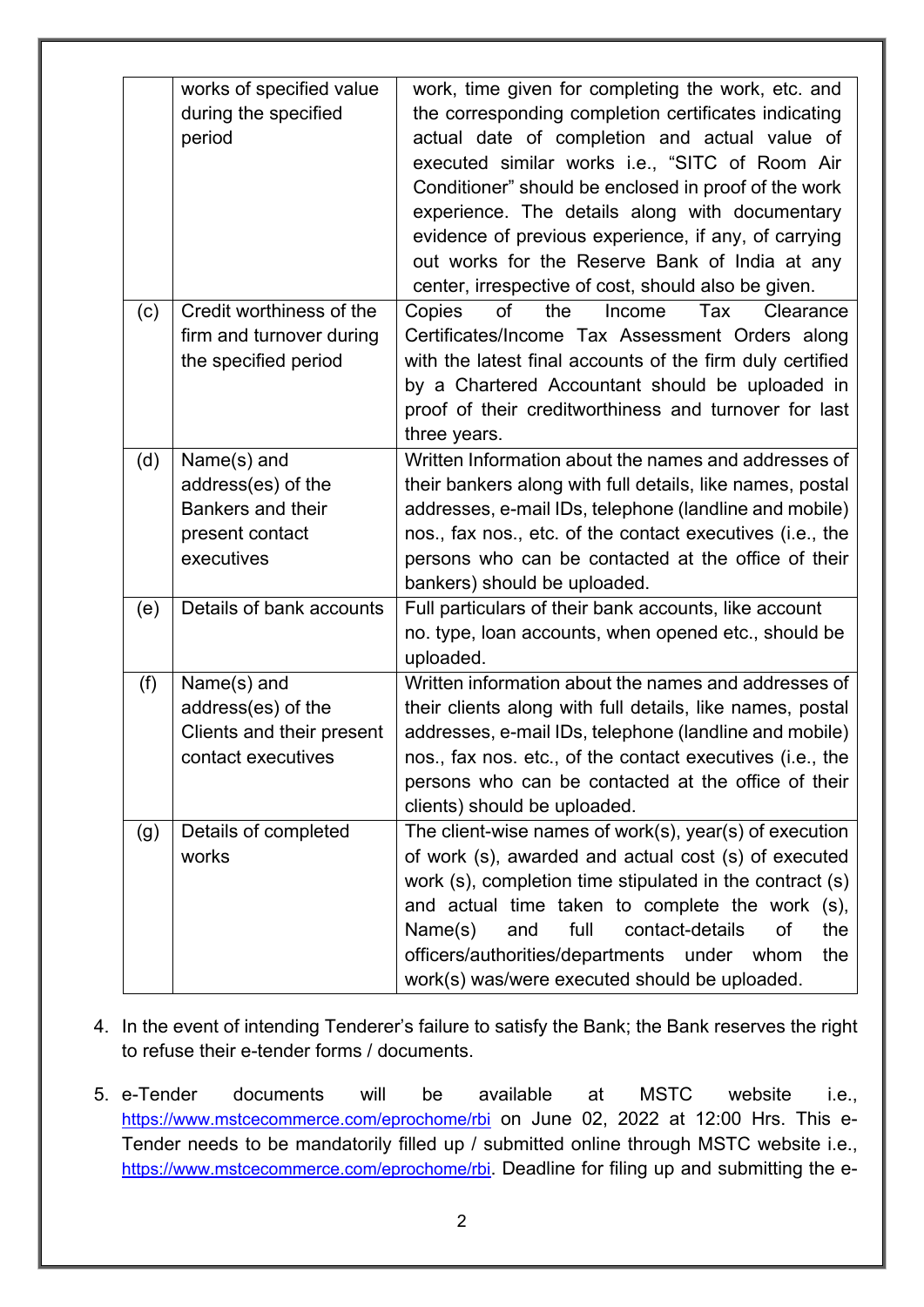|  |  |  |
|---|---|---|
|  | works of specified value during the specified period | work, time given for completing the work, etc. and the corresponding completion certificates indicating actual date of completion and actual value of executed similar works i.e., “SITC of Room Air Conditioner” should be enclosed in proof of the work experience. The details along with documentary evidence of previous experience, if any, of carrying out works for the Reserve Bank of India at any center, irrespective of cost, should also be given. |
| (c) | Credit worthiness of the firm and turnover during the specified period | Copies of the Income Tax Clearance Certificates/Income Tax Assessment Orders along with the latest final accounts of the firm duly certified by a Chartered Accountant should be uploaded in proof of their creditworthiness and turnover for last three years. |
| (d) | Name(s) and address(es) of the Bankers and their present contact executives | Written Information about the names and addresses of their bankers along with full details, like names, postal addresses, e-mail IDs, telephone (landline and mobile) nos., fax nos., etc. of the contact executives (i.e., the persons who can be contacted at the office of their bankers) should be uploaded. |
| (e) | Details of bank accounts | Full particulars of their bank accounts, like account no. type, loan accounts, when opened etc., should be uploaded. |
| (f) | Name(s) and address(es) of the Clients and their present contact executives | Written information about the names and addresses of their clients along with full details, like names, postal addresses, e-mail IDs, telephone (landline and mobile) nos., fax nos. etc., of the contact executives (i.e., the persons who can be contacted at the office of their clients) should be uploaded. |
| (g) | Details of completed works | The client-wise names of work(s), year(s) of execution of work (s), awarded and actual cost (s) of executed work (s), completion time stipulated in the contract (s) and actual time taken to complete the work (s), Name(s) and full contact-details of the officers/authorities/departments under whom the work(s) was/were executed should be uploaded. |

4. In the event of intending Tenderer’s failure to satisfy the Bank; the Bank reserves the right to refuse their e-tender forms / documents.

5. e-Tender documents will be available at MSTC website i.e., https://www.mstcecommerce.com/eprochome/rbi on June 02, 2022 at 12:00 Hrs. This e-Tender needs to be mandatorily filled up / submitted online through MSTC website i.e., https://www.mstcecommerce.com/eprochome/rbi. Deadline for filing up and submitting the e-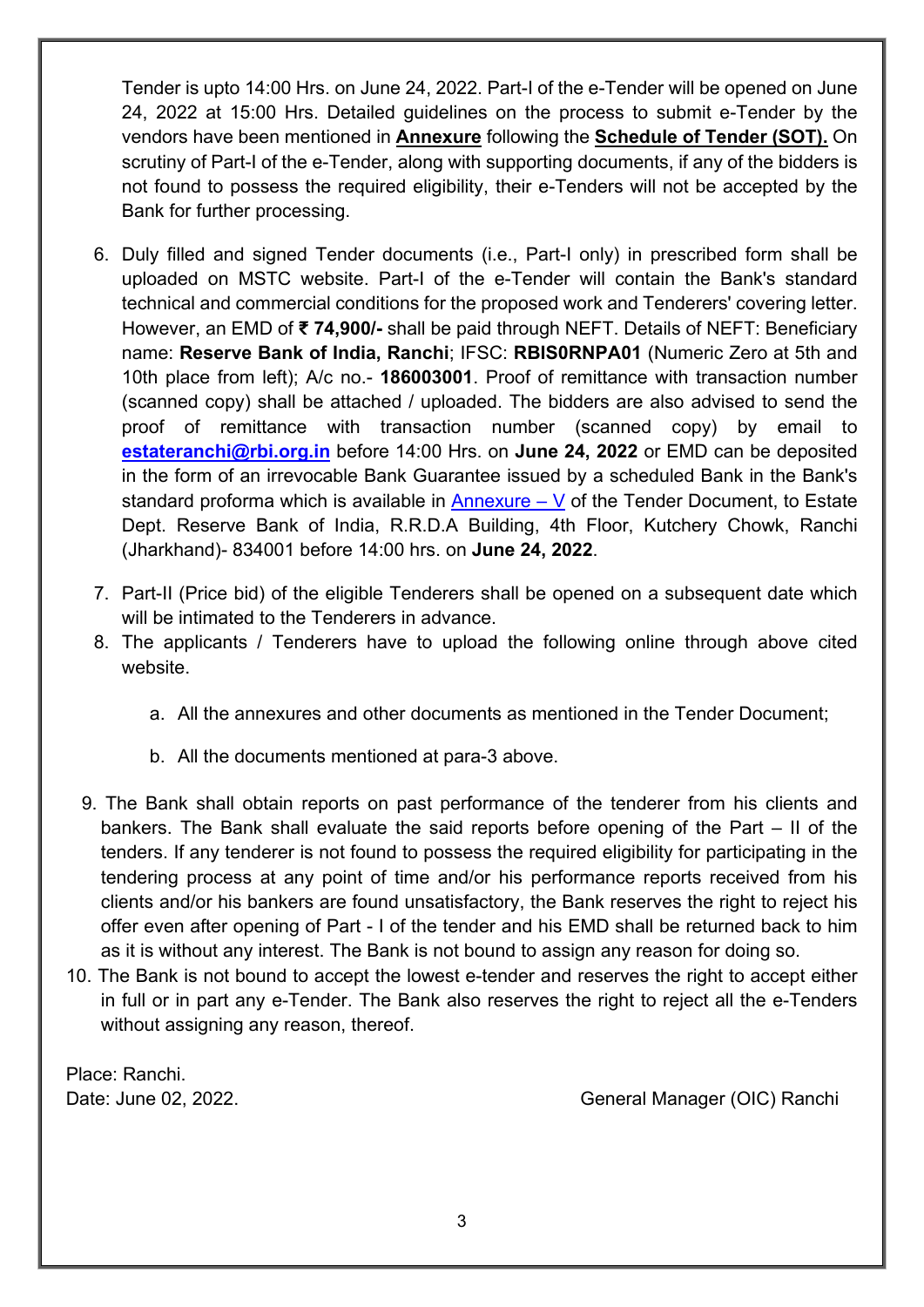Tender is upto 14:00 Hrs. on June 24, 2022. Part-I of the e-Tender will be opened on June 24, 2022 at 15:00 Hrs. Detailed guidelines on the process to submit e-Tender by the vendors have been mentioned in **Annexure** following the **Schedule of Tender (SOT).** On scrutiny of Part-I of the e-Tender, along with supporting documents, if any of the bidders is not found to possess the required eligibility, their e-Tenders will not be accepted by the Bank for further processing.

6. Duly filled and signed Tender documents (i.e., Part-I only) in prescribed form shall be uploaded on MSTC website. Part-I of the e-Tender will contain the Bank's standard technical and commercial conditions for the proposed work and Tenderers' covering letter. However, an EMD of **₹ 74,900/-** shall be paid through NEFT. Details of NEFT: Beneficiary name: **Reserve Bank of India, Ranchi**; IFSC: **RBIS0RNPA01** (Numeric Zero at 5th and 10th place from left); A/c no.- **186003001**. Proof of remittance with transaction number (scanned copy) shall be attached / uploaded. The bidders are also advised to send the proof of remittance with transaction number (scanned copy) by email to **estateranchi@rbi.org.in** before 14:00 Hrs. on **June 24, 2022** or EMD can be deposited in the form of an irrevocable Bank Guarantee issued by a scheduled Bank in the Bank's standard proforma which is available in Annexure – V of the Tender Document, to Estate Dept. Reserve Bank of India, R.R.D.A Building, 4th Floor, Kutchery Chowk, Ranchi (Jharkhand)- 834001 before 14:00 hrs. on **June 24, 2022**.
7. Part-II (Price bid) of the eligible Tenderers shall be opened on a subsequent date which will be intimated to the Tenderers in advance.
8. The applicants / Tenderers have to upload the following online through above cited website.
   a. All the annexures and other documents as mentioned in the Tender Document;
   b. All the documents mentioned at para-3 above.
9. The Bank shall obtain reports on past performance of the tenderer from his clients and bankers. The Bank shall evaluate the said reports before opening of the Part – II of the tenders. If any tenderer is not found to possess the required eligibility for participating in the tendering process at any point of time and/or his performance reports received from his clients and/or his bankers are found unsatisfactory, the Bank reserves the right to reject his offer even after opening of Part - I of the tender and his EMD shall be returned back to him as it is without any interest. The Bank is not bound to assign any reason for doing so.
10. The Bank is not bound to accept the lowest e-tender and reserves the right to accept either in full or in part any e-Tender. The Bank also reserves the right to reject all the e-Tenders without assigning any reason, thereof.

Place: Ranchi.
Date: June 02, 2022. General Manager (OIC) Ranchi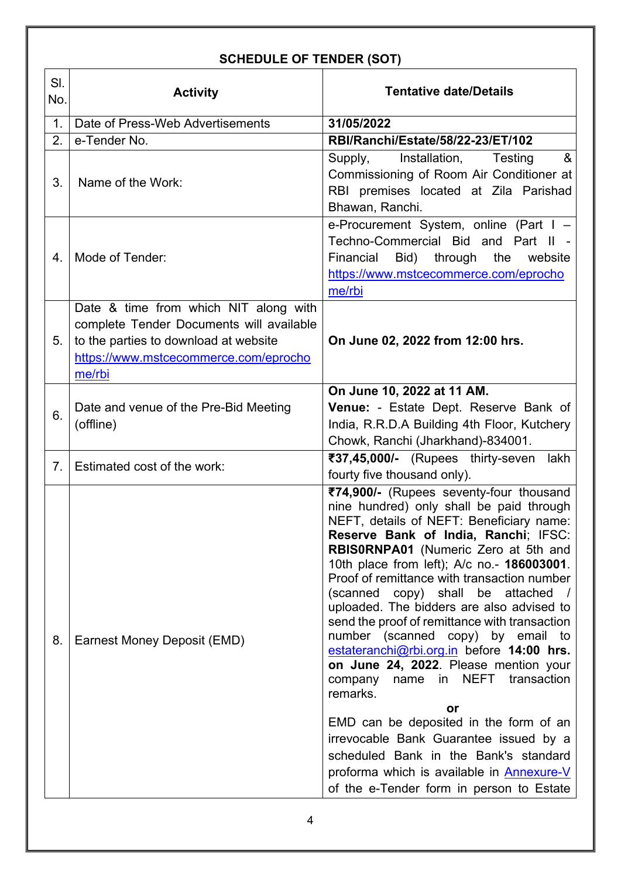## SCHEDULE OF TENDER (SOT)

| Sl. No. | Activity | Tentative date/Details |
|---|---|---|
| 1. | Date of Press-Web Advertisements | **31/05/2022** |
| 2. | e-Tender No. | **RBI/Ranchi/Estate/58/22-23/ET/102** |
| 3. | Name of the Work: | Supply, Installation, Testing & Commissioning of Room Air Conditioner at RBI premises located at Zila Parishad Bhawan, Ranchi. |
| 4. | Mode of Tender: | e-Procurement System, online (Part I – Techno-Commercial Bid and Part II - Financial Bid) through the website https://www.mstcecommerce.com/eprochome/rbi |
| 5. | Date & time from which NIT along with complete Tender Documents will available to the parties to download at website https://www.mstcecommerce.com/eprochome/rbi | **On June 02, 2022 from 12:00 hrs.** |
| 6. | Date and venue of the Pre-Bid Meeting (offline) | **On June 10, 2022 at 11 AM.** **Venue:** - Estate Dept. Reserve Bank of India, R.R.D.A Building 4th Floor, Kutchery Chowk, Ranchi (Jharkhand)-834001. |
| 7. | Estimated cost of the work: | **₹37,45,000/-** (Rupees thirty-seven lakh fourty five thousand only). |
| 8. | Earnest Money Deposit (EMD) | **₹74,900/-** (Rupees seventy-four thousand nine hundred) only shall be paid through NEFT, details of NEFT: Beneficiary name: **Reserve Bank of India, Ranchi**; IFSC: **RBIS0RNPA01** (Numeric Zero at 5th and 10th place from left); A/c no.- **186003001**. Proof of remittance with transaction number (scanned copy) shall be attached / uploaded. The bidders are also advised to send the proof of remittance with transaction number (scanned copy) by email to estateranchi@rbi.org.in before **14:00 hrs. on June 24, 2022**. Please mention your company name in NEFT transaction remarks. **or** EMD can be deposited in the form of an irrevocable Bank Guarantee issued by a scheduled Bank in the Bank's standard proforma which is available in Annexure-V of the e-Tender form in person to Estate |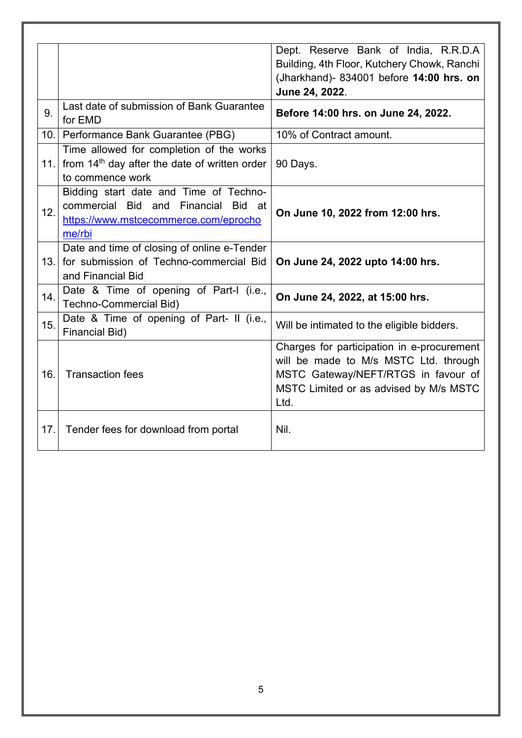| | | |
|---|---|---|
| | | Dept. Reserve Bank of India, R.R.D.A Building, 4th Floor, Kutchery Chowk, Ranchi (Jharkhand)- 834001 before **14:00 hrs. on June 24, 2022**. |
| 9. | Last date of submission of Bank Guarantee for EMD | **Before 14:00 hrs. on June 24, 2022.** |
| 10. | Performance Bank Guarantee (PBG) | 10% of Contract amount. |
| 11. | Time allowed for completion of the works from 14th day after the date of written order to commence work | 90 Days. |
| 12. | Bidding start date and Time of Techno-commercial Bid and Financial Bid at https://www.mstcecommerce.com/eprochome/rbi | **On June 10, 2022 from 12:00 hrs.** |
| 13. | Date and time of closing of online e-Tender for submission of Techno-commercial Bid and Financial Bid | **On June 24, 2022 upto 14:00 hrs.** |
| 14. | Date & Time of opening of Part-I (i.e., Techno-Commercial Bid) | **On June 24, 2022, at 15:00 hrs.** |
| 15. | Date & Time of opening of Part- II (i.e., Financial Bid) | Will be intimated to the eligible bidders. |
| 16. | Transaction fees | Charges for participation in e-procurement will be made to M/s MSTC Ltd. through MSTC Gateway/NEFT/RTGS in favour of MSTC Limited or as advised by M/s MSTC Ltd. |
| 17. | Tender fees for download from portal | Nil. |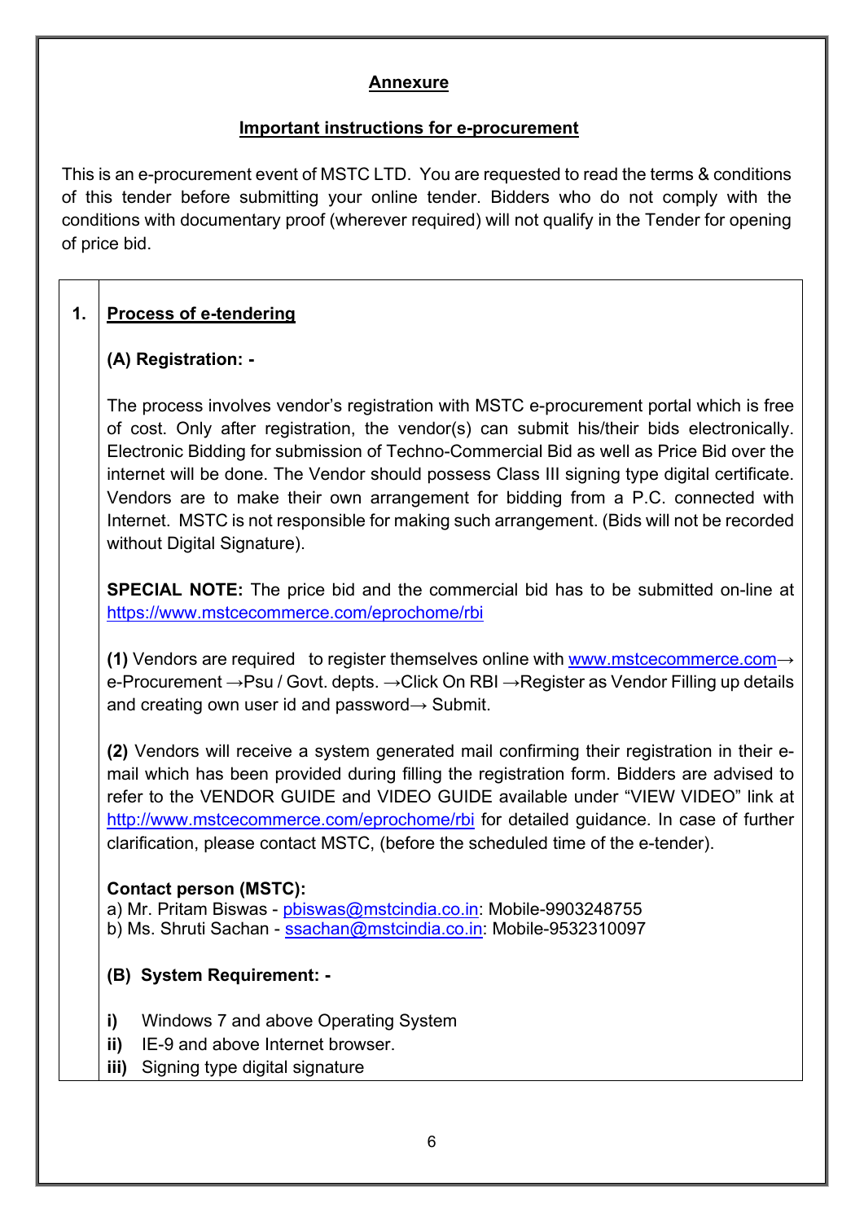## Annexure

### Important instructions for e-procurement

This is an e-procurement event of MSTC LTD. You are requested to read the terms & conditions of this tender before submitting your online tender. Bidders who do not comply with the conditions with documentary proof (wherever required) will not qualify in the Tender for opening of price bid.

**1. Process of e-tendering**

**(A) Registration: -**

The process involves vendor's registration with MSTC e-procurement portal which is free of cost. Only after registration, the vendor(s) can submit his/their bids electronically. Electronic Bidding for submission of Techno-Commercial Bid as well as Price Bid over the internet will be done. The Vendor should possess Class III signing type digital certificate. Vendors are to make their own arrangement for bidding from a P.C. connected with Internet. MSTC is not responsible for making such arrangement. (Bids will not be recorded without Digital Signature).

**SPECIAL NOTE:** The price bid and the commercial bid has to be submitted on-line at https://www.mstcecommerce.com/eprochome/rbi

**(1)** Vendors are required to register themselves online with www.mstcecommerce.com→ e-Procurement →Psu / Govt. depts. →Click On RBI →Register as Vendor Filling up details and creating own user id and password→ Submit.

**(2)** Vendors will receive a system generated mail confirming their registration in their e-mail which has been provided during filling the registration form. Bidders are advised to refer to the VENDOR GUIDE and VIDEO GUIDE available under "VIEW VIDEO" link at http://www.mstcecommerce.com/eprochome/rbi for detailed guidance. In case of further clarification, please contact MSTC, (before the scheduled time of the e-tender).

**Contact person (MSTC):**
a) Mr. Pritam Biswas - pbiswas@mstcindia.co.in: Mobile-9903248755
b) Ms. Shruti Sachan - ssachan@mstcindia.co.in: Mobile-9532310097

**(B) System Requirement: -**

**i)** Windows 7 and above Operating System
**ii)** IE-9 and above Internet browser.
**iii)** Signing type digital signature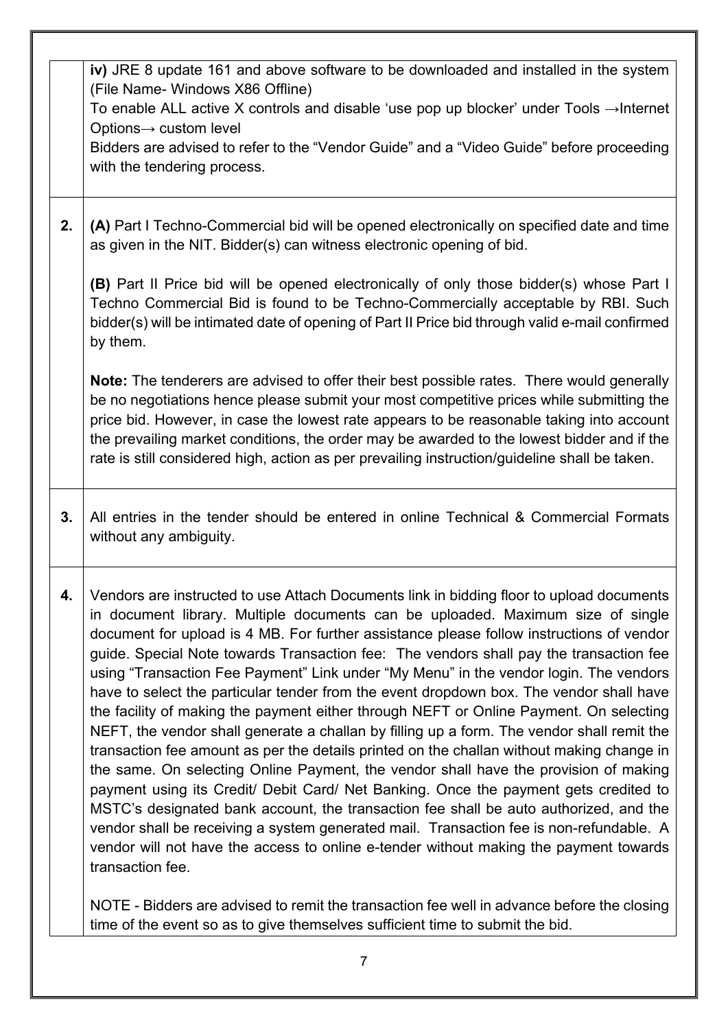| | |
|---|---|
| | **iv)** JRE 8 update 161 and above software to be downloaded and installed in the system (File Name- Windows X86 Offline)<br>To enable ALL active X controls and disable 'use pop up blocker' under Tools →Internet Options→ custom level<br>Bidders are advised to refer to the "Vendor Guide" and a "Video Guide" before proceeding with the tendering process. |
| **2.** | **(A)** Part I Techno-Commercial bid will be opened electronically on specified date and time as given in the NIT. Bidder(s) can witness electronic opening of bid.<br><br>**(B)** Part II Price bid will be opened electronically of only those bidder(s) whose Part I Techno Commercial Bid is found to be Techno-Commercially acceptable by RBI. Such bidder(s) will be intimated date of opening of Part II Price bid through valid e-mail confirmed by them.<br><br>**Note:** The tenderers are advised to offer their best possible rates. There would generally be no negotiations hence please submit your most competitive prices while submitting the price bid. However, in case the lowest rate appears to be reasonable taking into account the prevailing market conditions, the order may be awarded to the lowest bidder and if the rate is still considered high, action as per prevailing instruction/guideline shall be taken. |
| **3.** | All entries in the tender should be entered in online Technical & Commercial Formats without any ambiguity. |
| **4.** | Vendors are instructed to use Attach Documents link in bidding floor to upload documents in document library. Multiple documents can be uploaded. Maximum size of single document for upload is 4 MB. For further assistance please follow instructions of vendor guide. Special Note towards Transaction fee: The vendors shall pay the transaction fee using "Transaction Fee Payment" Link under "My Menu" in the vendor login. The vendors have to select the particular tender from the event dropdown box. The vendor shall have the facility of making the payment either through NEFT or Online Payment. On selecting NEFT, the vendor shall generate a challan by filling up a form. The vendor shall remit the transaction fee amount as per the details printed on the challan without making change in the same. On selecting Online Payment, the vendor shall have the provision of making payment using its Credit/ Debit Card/ Net Banking. Once the payment gets credited to MSTC's designated bank account, the transaction fee shall be auto authorized, and the vendor shall be receiving a system generated mail. Transaction fee is non-refundable. A vendor will not have the access to online e-tender without making the payment towards transaction fee.<br><br>NOTE - Bidders are advised to remit the transaction fee well in advance before the closing time of the event so as to give themselves sufficient time to submit the bid. |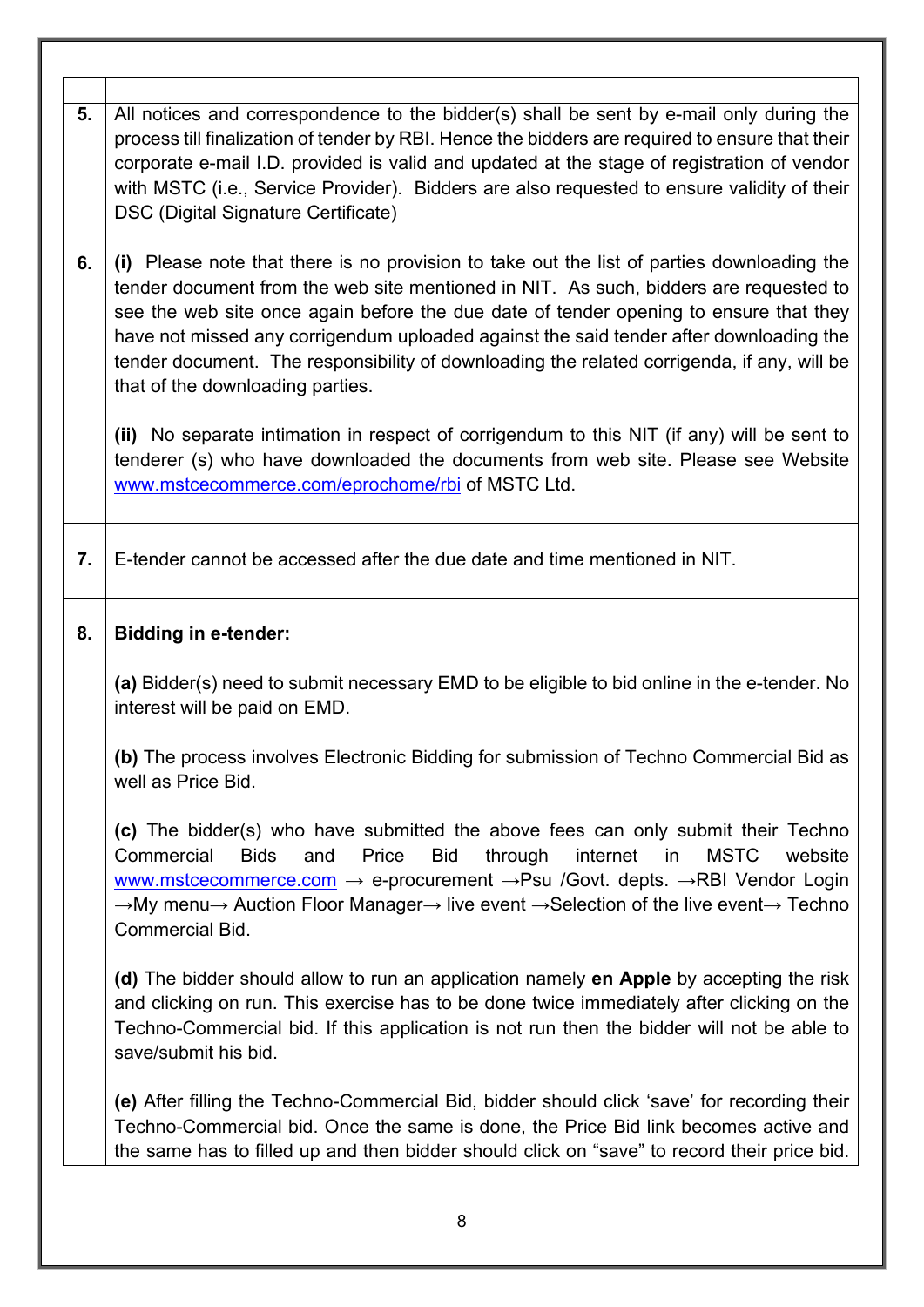| | |
|---|---|
| **5.** | All notices and correspondence to the bidder(s) shall be sent by e-mail only during the process till finalization of tender by RBI. Hence the bidders are required to ensure that their corporate e-mail I.D. provided is valid and updated at the stage of registration of vendor with MSTC (i.e., Service Provider). Bidders are also requested to ensure validity of their DSC (Digital Signature Certificate) |
| **6.** | **(i)** Please note that there is no provision to take out the list of parties downloading the tender document from the web site mentioned in NIT. As such, bidders are requested to see the web site once again before the due date of tender opening to ensure that they have not missed any corrigendum uploaded against the said tender after downloading the tender document. The responsibility of downloading the related corrigenda, if any, will be that of the downloading parties.<br><br>**(ii)** No separate intimation in respect of corrigendum to this NIT (if any) will be sent to tenderer (s) who have downloaded the documents from web site. Please see Website www.mstcecommerce.com/eprochome/rbi of MSTC Ltd. |
| **7.** | E-tender cannot be accessed after the due date and time mentioned in NIT. |
| **8.** | **Bidding in e-tender:**<br><br>**(a)** Bidder(s) need to submit necessary EMD to be eligible to bid online in the e-tender. No interest will be paid on EMD.<br><br>**(b)** The process involves Electronic Bidding for submission of Techno Commercial Bid as well as Price Bid.<br><br>**(c)** The bidder(s) who have submitted the above fees can only submit their Techno Commercial Bids and Price Bid through internet in MSTC website www.mstcecommerce.com → e-procurement →Psu /Govt. depts. →RBI Vendor Login →My menu→ Auction Floor Manager→ live event →Selection of the live event→ Techno Commercial Bid.<br><br>**(d)** The bidder should allow to run an application namely **en Apple** by accepting the risk and clicking on run. This exercise has to be done twice immediately after clicking on the Techno-Commercial bid. If this application is not run then the bidder will not be able to save/submit his bid.<br><br>**(e)** After filling the Techno-Commercial Bid, bidder should click 'save' for recording their Techno-Commercial bid. Once the same is done, the Price Bid link becomes active and the same has to filled up and then bidder should click on "save" to record their price bid. |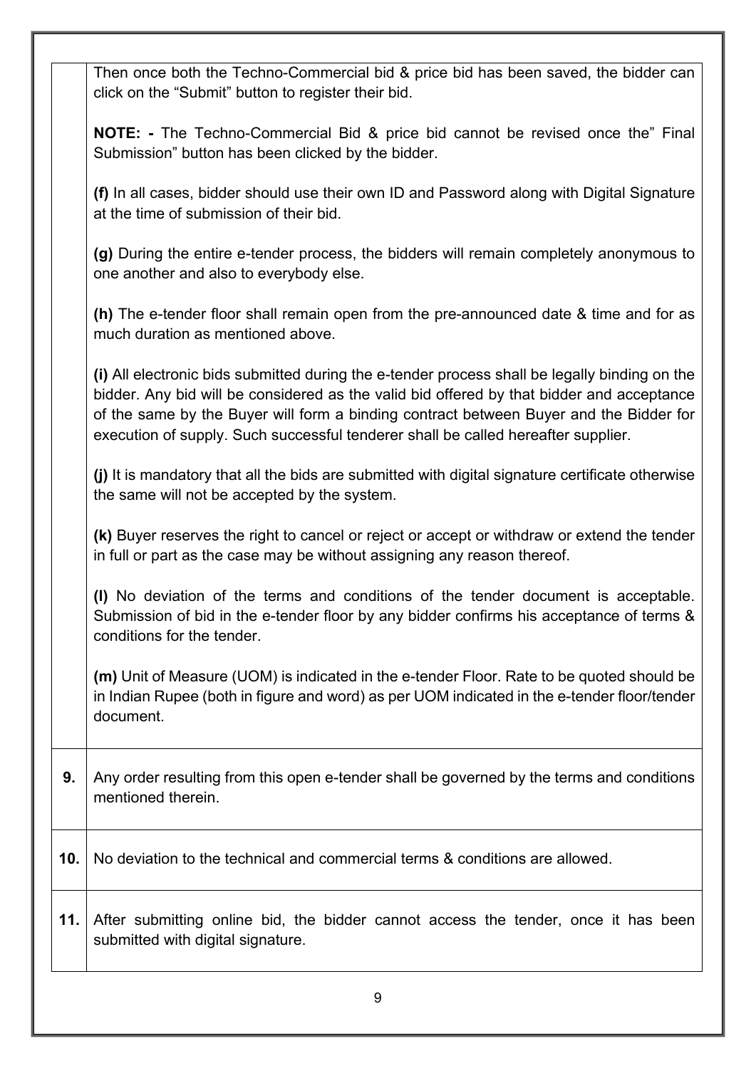| | |
|---|---|
| | Then once both the Techno-Commercial bid & price bid has been saved, the bidder can click on the "Submit" button to register their bid.<br><br>**NOTE: -** The Techno-Commercial Bid & price bid cannot be revised once the" Final Submission" button has been clicked by the bidder.<br><br>**(f)** In all cases, bidder should use their own ID and Password along with Digital Signature at the time of submission of their bid.<br><br>**(g)** During the entire e-tender process, the bidders will remain completely anonymous to one another and also to everybody else.<br><br>**(h)** The e-tender floor shall remain open from the pre-announced date & time and for as much duration as mentioned above.<br><br>**(i)** All electronic bids submitted during the e-tender process shall be legally binding on the bidder. Any bid will be considered as the valid bid offered by that bidder and acceptance of the same by the Buyer will form a binding contract between Buyer and the Bidder for execution of supply. Such successful tenderer shall be called hereafter supplier.<br><br>**(j)** It is mandatory that all the bids are submitted with digital signature certificate otherwise the same will not be accepted by the system.<br><br>**(k)** Buyer reserves the right to cancel or reject or accept or withdraw or extend the tender in full or part as the case may be without assigning any reason thereof.<br><br>**(l)** No deviation of the terms and conditions of the tender document is acceptable. Submission of bid in the e-tender floor by any bidder confirms his acceptance of terms & conditions for the tender.<br><br>**(m)** Unit of Measure (UOM) is indicated in the e-tender Floor. Rate to be quoted should be in Indian Rupee (both in figure and word) as per UOM indicated in the e-tender floor/tender document. |
| **9.** | Any order resulting from this open e-tender shall be governed by the terms and conditions mentioned therein. |
| **10.** | No deviation to the technical and commercial terms & conditions are allowed. |
| **11.** | After submitting online bid, the bidder cannot access the tender, once it has been submitted with digital signature. |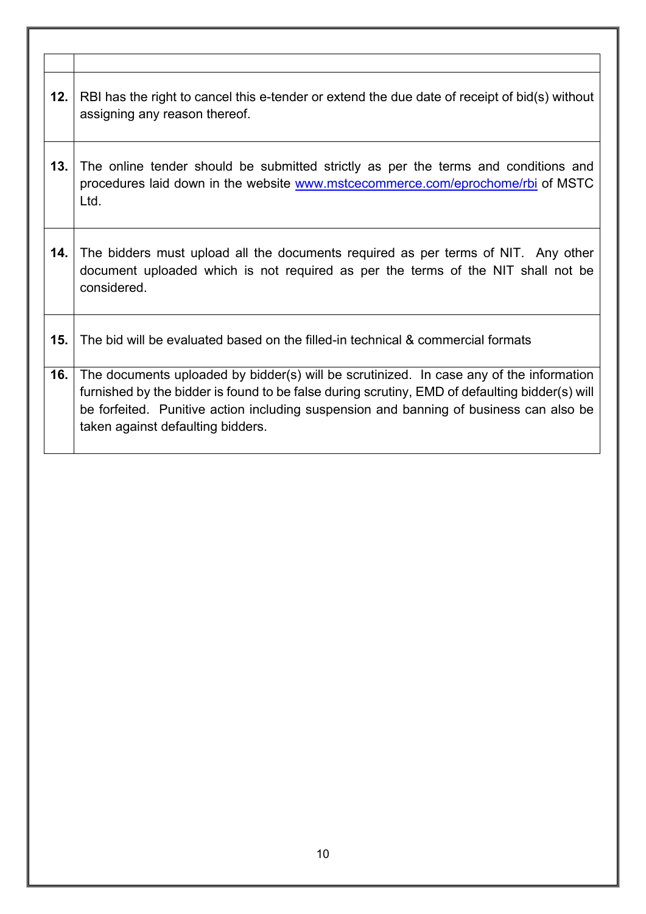| | |
|---|---|
| **12.** | RBI has the right to cancel this e-tender or extend the due date of receipt of bid(s) without assigning any reason thereof. |
| **13.** | The online tender should be submitted strictly as per the terms and conditions and procedures laid down in the website www.mstcecommerce.com/eprochome/rbi of MSTC Ltd. |
| **14.** | The bidders must upload all the documents required as per terms of NIT. Any other document uploaded which is not required as per the terms of the NIT shall not be considered. |
| **15.** | The bid will be evaluated based on the filled-in technical & commercial formats |
| **16.** | The documents uploaded by bidder(s) will be scrutinized. In case any of the information furnished by the bidder is found to be false during scrutiny, EMD of defaulting bidder(s) will be forfeited. Punitive action including suspension and banning of business can also be taken against defaulting bidders. |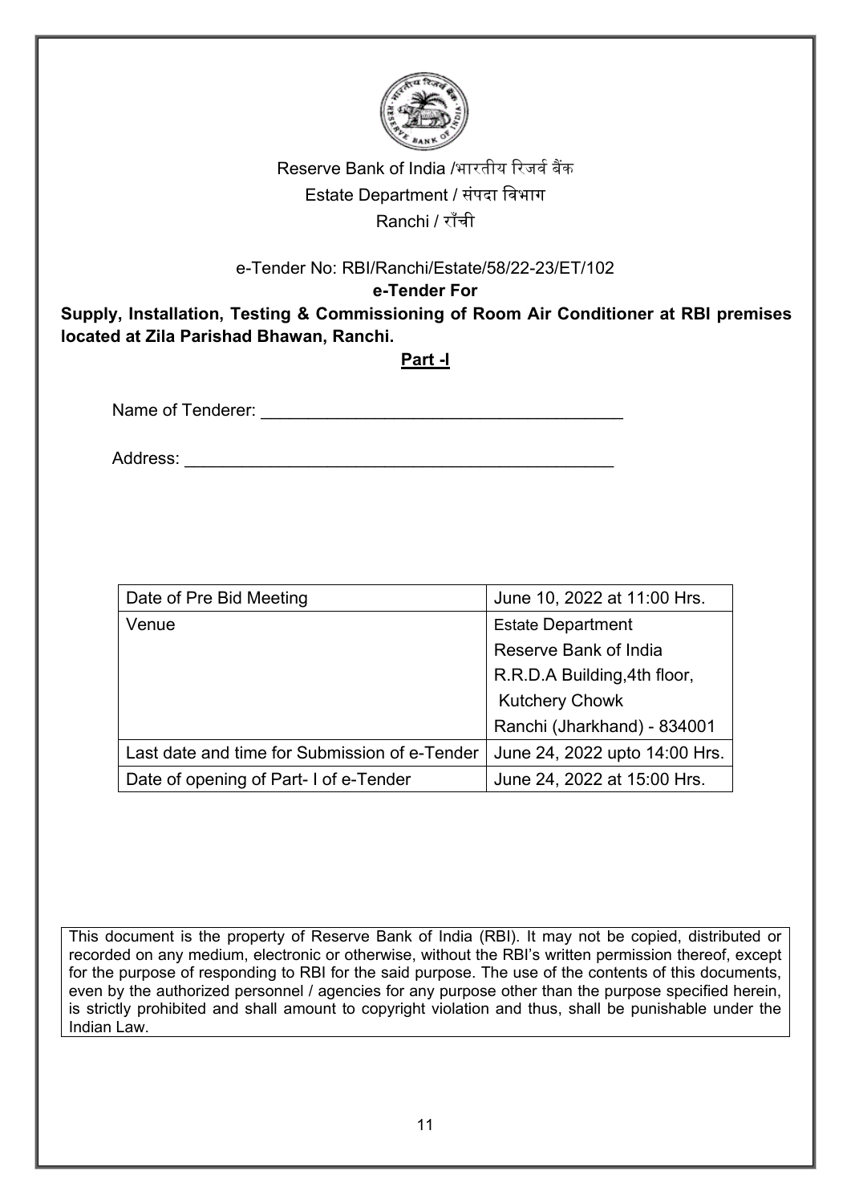Reserve Bank of India /भारतीय रिजर्व बैंक

Estate Department / संपदा विभाग

Ranchi / राँची

e-Tender No: RBI/Ranchi/Estate/58/22-23/ET/102

**e-Tender For**

**Supply, Installation, Testing & Commissioning of Room Air Conditioner at RBI premises located at Zila Parishad Bhawan, Ranchi.**

**Part -I**

Name of Tenderer: ______________________________________

Address: ______________________________________________

| Date of Pre Bid Meeting | June 10, 2022 at 11:00 Hrs. |
| --- | --- |
| Venue | Estate Department<br>Reserve Bank of India<br>R.R.D.A Building,4th floor,<br>Kutchery Chowk<br>Ranchi (Jharkhand) - 834001 |
| Last date and time for Submission of e-Tender | June 24, 2022 upto 14:00 Hrs. |
| Date of opening of Part- I of e-Tender | June 24, 2022 at 15:00 Hrs. |

This document is the property of Reserve Bank of India (RBI). It may not be copied, distributed or recorded on any medium, electronic or otherwise, without the RBI's written permission thereof, except for the purpose of responding to RBI for the said purpose. The use of the contents of this documents, even by the authorized personnel / agencies for any purpose other than the purpose specified herein, is strictly prohibited and shall amount to copyright violation and thus, shall be punishable under the Indian Law.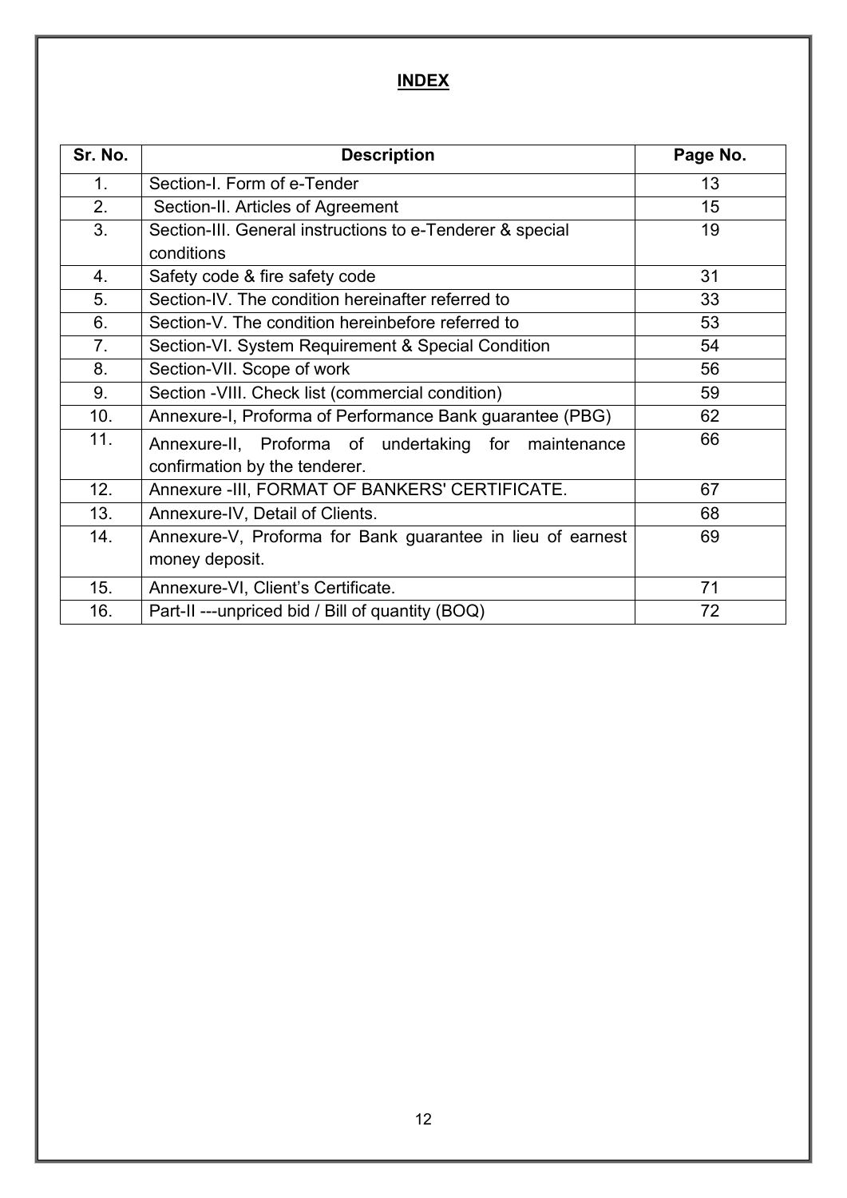# INDEX

| Sr. No. | Description | Page No. |
|---|---|---|
| 1. | Section-I. Form of e-Tender | 13 |
| 2. | Section-II. Articles of Agreement | 15 |
| 3. | Section-III. General instructions to e-Tenderer & special conditions | 19 |
| 4. | Safety code & fire safety code | 31 |
| 5. | Section-IV. The condition hereinafter referred to | 33 |
| 6. | Section-V. The condition hereinbefore referred to | 53 |
| 7. | Section-VI. System Requirement & Special Condition | 54 |
| 8. | Section-VII. Scope of work | 56 |
| 9. | Section -VIII. Check list (commercial condition) | 59 |
| 10. | Annexure-I, Proforma of Performance Bank guarantee (PBG) | 62 |
| 11. | Annexure-II, Proforma of undertaking for maintenance confirmation by the tenderer. | 66 |
| 12. | Annexure -III, FORMAT OF BANKERS' CERTIFICATE. | 67 |
| 13. | Annexure-IV, Detail of Clients. | 68 |
| 14. | Annexure-V, Proforma for Bank guarantee in lieu of earnest money deposit. | 69 |
| 15. | Annexure-VI, Client's Certificate. | 71 |
| 16. | Part-II ---unpriced bid / Bill of quantity (BOQ) | 72 |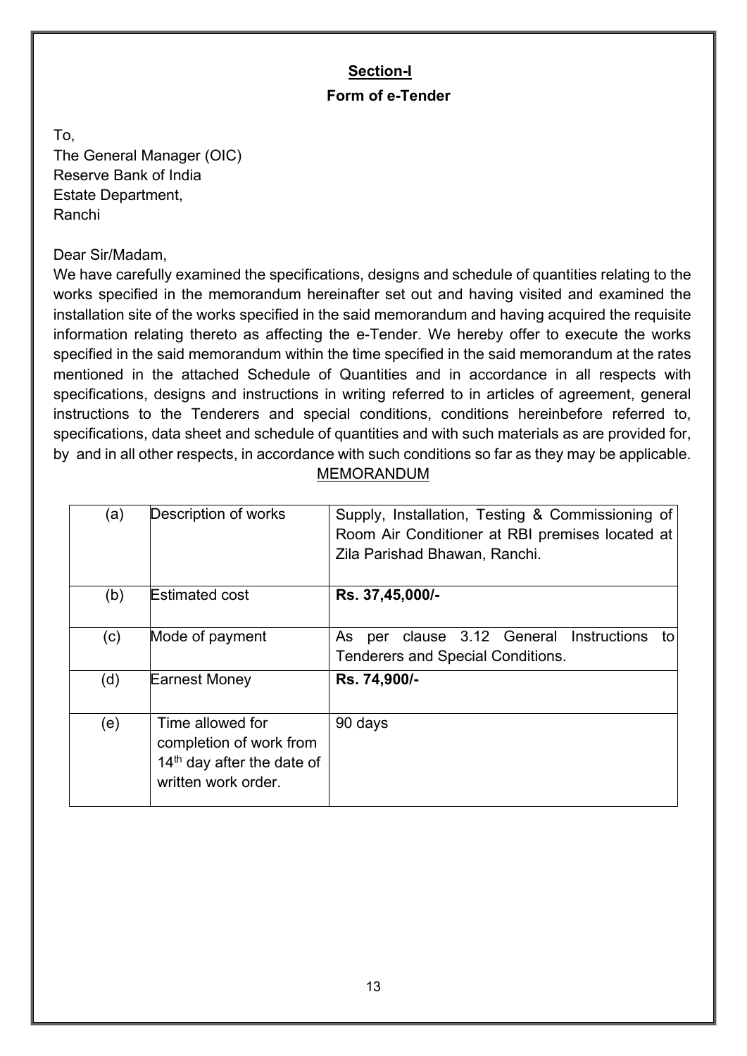## Section-I

### Form of e-Tender

To,
The General Manager (OIC)
Reserve Bank of India
Estate Department,
Ranchi

Dear Sir/Madam,

We have carefully examined the specifications, designs and schedule of quantities relating to the works specified in the memorandum hereinafter set out and having visited and examined the installation site of the works specified in the said memorandum and having acquired the requisite information relating thereto as affecting the e-Tender. We hereby offer to execute the works specified in the said memorandum within the time specified in the said memorandum at the rates mentioned in the attached Schedule of Quantities and in accordance in all respects with specifications, designs and instructions in writing referred to in articles of agreement, general instructions to the Tenderers and special conditions, conditions hereinbefore referred to, specifications, data sheet and schedule of quantities and with such materials as are provided for, by and in all other respects, in accordance with such conditions so far as they may be applicable.

MEMORANDUM

| | | |
|---|---|---|
| (a) | Description of works | Supply, Installation, Testing & Commissioning of Room Air Conditioner at RBI premises located at Zila Parishad Bhawan, Ranchi. |
| (b) | Estimated cost | **Rs. 37,45,000/-** |
| (c) | Mode of payment | As per clause 3.12 General Instructions to Tenderers and Special Conditions. |
| (d) | Earnest Money | **Rs. 74,900/-** |
| (e) | Time allowed for completion of work from 14th day after the date of written work order. | 90 days |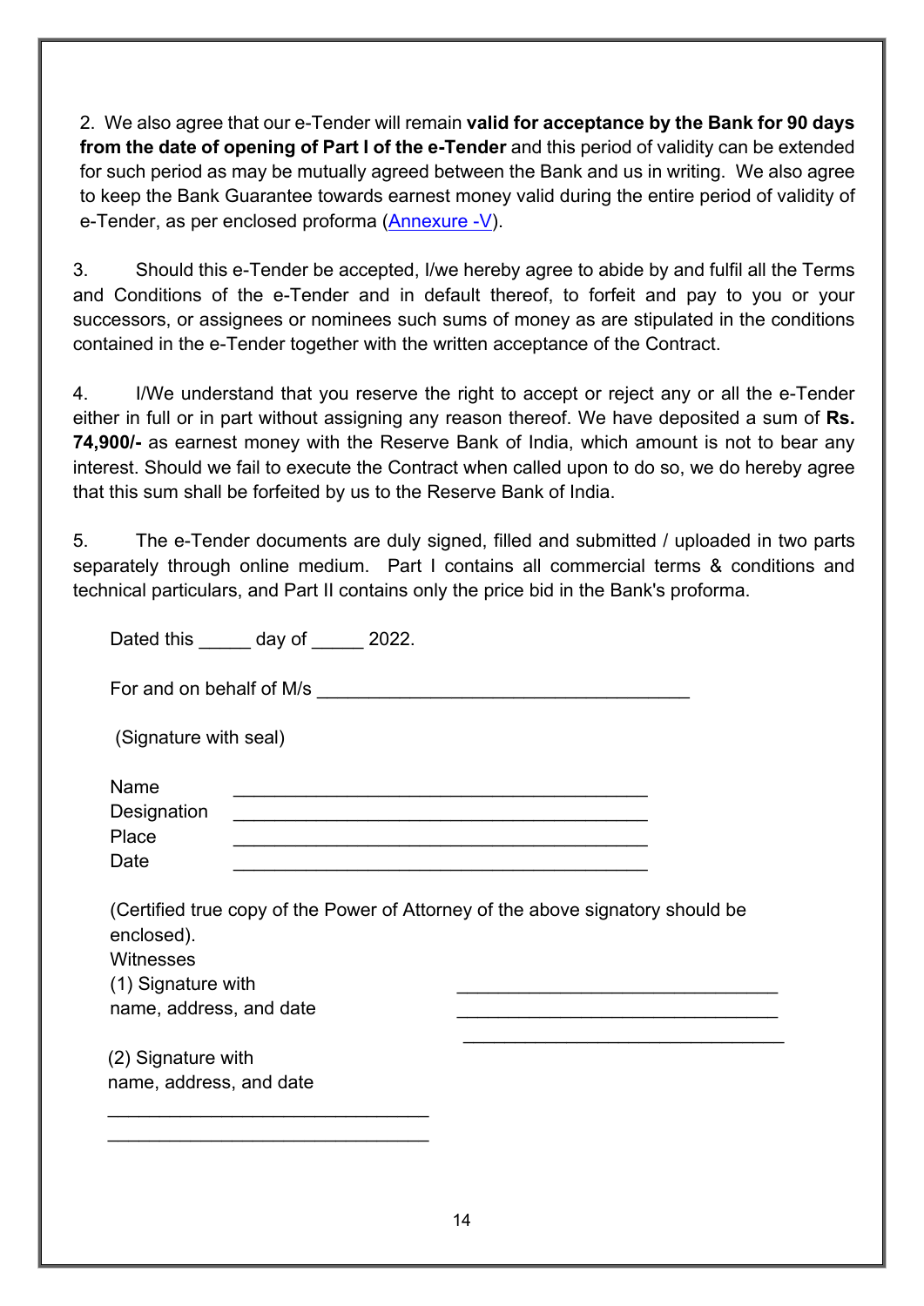2. We also agree that our e-Tender will remain **valid for acceptance by the Bank for 90 days from the date of opening of Part I of the e-Tender** and this period of validity can be extended for such period as may be mutually agreed between the Bank and us in writing. We also agree to keep the Bank Guarantee towards earnest money valid during the entire period of validity of e-Tender, as per enclosed proforma (Annexure -V).

3. Should this e-Tender be accepted, I/we hereby agree to abide by and fulfil all the Terms and Conditions of the e-Tender and in default thereof, to forfeit and pay to you or your successors, or assignees or nominees such sums of money as are stipulated in the conditions contained in the e-Tender together with the written acceptance of the Contract.

4. I/We understand that you reserve the right to accept or reject any or all the e-Tender either in full or in part without assigning any reason thereof. We have deposited a sum of **Rs. 74,900/-** as earnest money with the Reserve Bank of India, which amount is not to bear any interest. Should we fail to execute the Contract when called upon to do so, we do hereby agree that this sum shall be forfeited by us to the Reserve Bank of India.

5. The e-Tender documents are duly signed, filled and submitted / uploaded in two parts separately through online medium. Part I contains all commercial terms & conditions and technical particulars, and Part II contains only the price bid in the Bank's proforma.

Dated this _____ day of _____ 2022.

For and on behalf of M/s ____________________________________

(Signature with seal)

Name ________________________________________

Designation ________________________________________

Place ________________________________________

Date ________________________________________

(Certified true copy of the Power of Attorney of the above signatory should be enclosed).

Witnesses

(1) Signature with name, address, and date

________________________________
________________________________
________________________________

(2) Signature with name, address, and date

________________________________
________________________________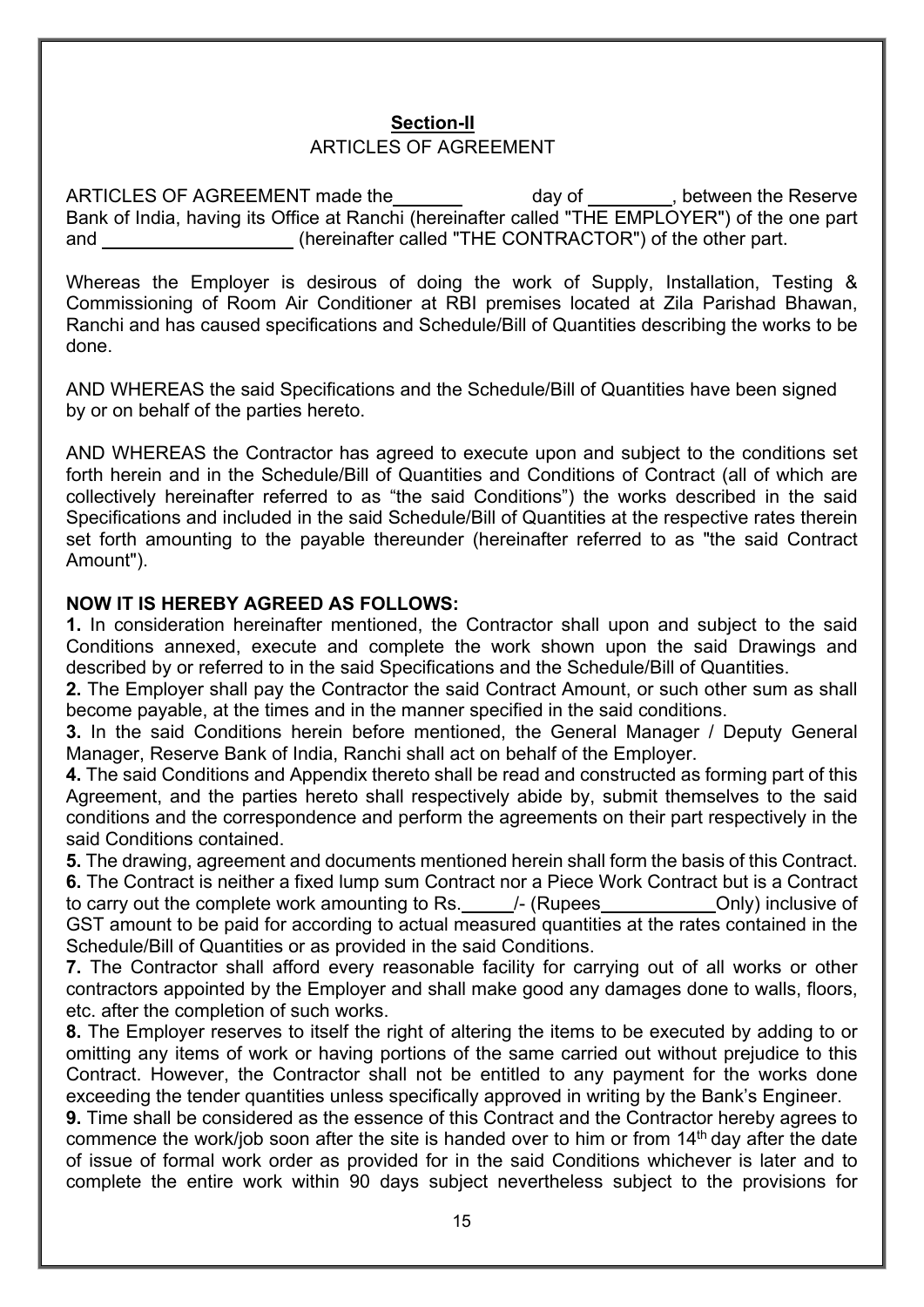## Section-II

ARTICLES OF AGREEMENT

ARTICLES OF AGREEMENT made the_______ day of ________, between the Reserve Bank of India, having its Office at Ranchi (hereinafter called "THE EMPLOYER") of the one part and __________________ (hereinafter called "THE CONTRACTOR") of the other part.

Whereas the Employer is desirous of doing the work of Supply, Installation, Testing & Commissioning of Room Air Conditioner at RBI premises located at Zila Parishad Bhawan, Ranchi and has caused specifications and Schedule/Bill of Quantities describing the works to be done.

AND WHEREAS the said Specifications and the Schedule/Bill of Quantities have been signed by or on behalf of the parties hereto.

AND WHEREAS the Contractor has agreed to execute upon and subject to the conditions set forth herein and in the Schedule/Bill of Quantities and Conditions of Contract (all of which are collectively hereinafter referred to as "the said Conditions") the works described in the said Specifications and included in the said Schedule/Bill of Quantities at the respective rates therein set forth amounting to the payable thereunder (hereinafter referred to as "the said Contract Amount").

**NOW IT IS HEREBY AGREED AS FOLLOWS:**

**1.** In consideration hereinafter mentioned, the Contractor shall upon and subject to the said Conditions annexed, execute and complete the work shown upon the said Drawings and described by or referred to in the said Specifications and the Schedule/Bill of Quantities.

**2.** The Employer shall pay the Contractor the said Contract Amount, or such other sum as shall become payable, at the times and in the manner specified in the said conditions.

**3.** In the said Conditions herein before mentioned, the General Manager / Deputy General Manager, Reserve Bank of India, Ranchi shall act on behalf of the Employer.

**4.** The said Conditions and Appendix thereto shall be read and constructed as forming part of this Agreement, and the parties hereto shall respectively abide by, submit themselves to the said conditions and the correspondence and perform the agreements on their part respectively in the said Conditions contained.

**5.** The drawing, agreement and documents mentioned herein shall form the basis of this Contract.

**6.** The Contract is neither a fixed lump sum Contract nor a Piece Work Contract but is a Contract to carry out the complete work amounting to Rs._____/- (Rupees___________Only) inclusive of GST amount to be paid for according to actual measured quantities at the rates contained in the Schedule/Bill of Quantities or as provided in the said Conditions.

**7.** The Contractor shall afford every reasonable facility for carrying out of all works or other contractors appointed by the Employer and shall make good any damages done to walls, floors, etc. after the completion of such works.

**8.** The Employer reserves to itself the right of altering the items to be executed by adding to or omitting any items of work or having portions of the same carried out without prejudice to this Contract. However, the Contractor shall not be entitled to any payment for the works done exceeding the tender quantities unless specifically approved in writing by the Bank's Engineer.

**9.** Time shall be considered as the essence of this Contract and the Contractor hereby agrees to commence the work/job soon after the site is handed over to him or from 14th day after the date of issue of formal work order as provided for in the said Conditions whichever is later and to complete the entire work within 90 days subject nevertheless subject to the provisions for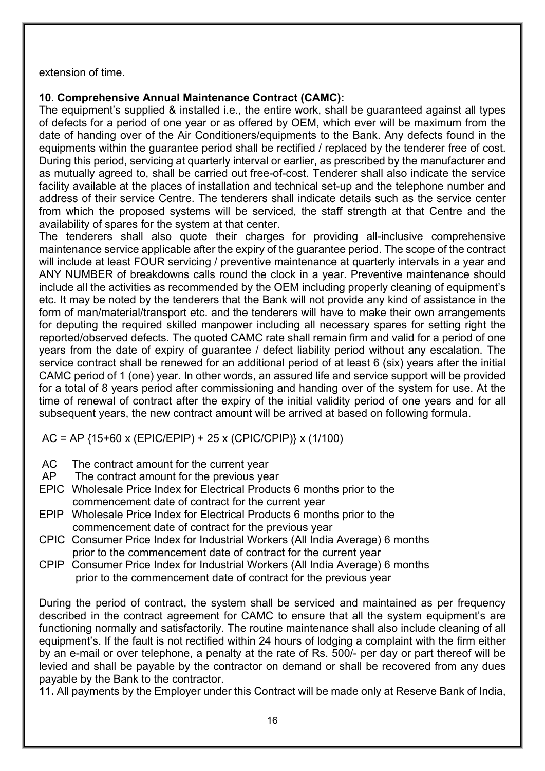extension of time.

**10. Comprehensive Annual Maintenance Contract (CAMC):**

The equipment's supplied & installed i.e., the entire work, shall be guaranteed against all types of defects for a period of one year or as offered by OEM, which ever will be maximum from the date of handing over of the Air Conditioners/equipments to the Bank. Any defects found in the equipments within the guarantee period shall be rectified / replaced by the tenderer free of cost. During this period, servicing at quarterly interval or earlier, as prescribed by the manufacturer and as mutually agreed to, shall be carried out free-of-cost. Tenderer shall also indicate the service facility available at the places of installation and technical set-up and the telephone number and address of their service Centre. The tenderers shall indicate details such as the service center from which the proposed systems will be serviced, the staff strength at that Centre and the availability of spares for the system at that center.

The tenderers shall also quote their charges for providing all-inclusive comprehensive maintenance service applicable after the expiry of the guarantee period. The scope of the contract will include at least FOUR servicing / preventive maintenance at quarterly intervals in a year and ANY NUMBER of breakdowns calls round the clock in a year. Preventive maintenance should include all the activities as recommended by the OEM including properly cleaning of equipment's etc. It may be noted by the tenderers that the Bank will not provide any kind of assistance in the form of man/material/transport etc. and the tenderers will have to make their own arrangements for deputing the required skilled manpower including all necessary spares for setting right the reported/observed defects. The quoted CAMC rate shall remain firm and valid for a period of one years from the date of expiry of guarantee / defect liability period without any escalation. The service contract shall be renewed for an additional period of at least 6 (six) years after the initial CAMC period of 1 (one) year. In other words, an assured life and service support will be provided for a total of 8 years period after commissioning and handing over of the system for use. At the time of renewal of contract after the expiry of the initial validity period of one years and for all subsequent years, the new contract amount will be arrived at based on following formula.

$$AC = AP \{15 + 60 \times (EPIC/EPIP) + 25 \times (CPIC/CPIP)\} \times (1/100)$$

- AC The contract amount for the current year
- AP The contract amount for the previous year
- EPIC Wholesale Price Index for Electrical Products 6 months prior to the commencement date of contract for the current year
- EPIP Wholesale Price Index for Electrical Products 6 months prior to the commencement date of contract for the previous year
- CPIC Consumer Price Index for Industrial Workers (All India Average) 6 months prior to the commencement date of contract for the current year
- CPIP Consumer Price Index for Industrial Workers (All India Average) 6 months prior to the commencement date of contract for the previous year

During the period of contract, the system shall be serviced and maintained as per frequency described in the contract agreement for CAMC to ensure that all the system equipment's are functioning normally and satisfactorily. The routine maintenance shall also include cleaning of all equipment's. If the fault is not rectified within 24 hours of lodging a complaint with the firm either by an e-mail or over telephone, a penalty at the rate of Rs. 500/- per day or part thereof will be levied and shall be payable by the contractor on demand or shall be recovered from any dues payable by the Bank to the contractor.

**11.** All payments by the Employer under this Contract will be made only at Reserve Bank of India,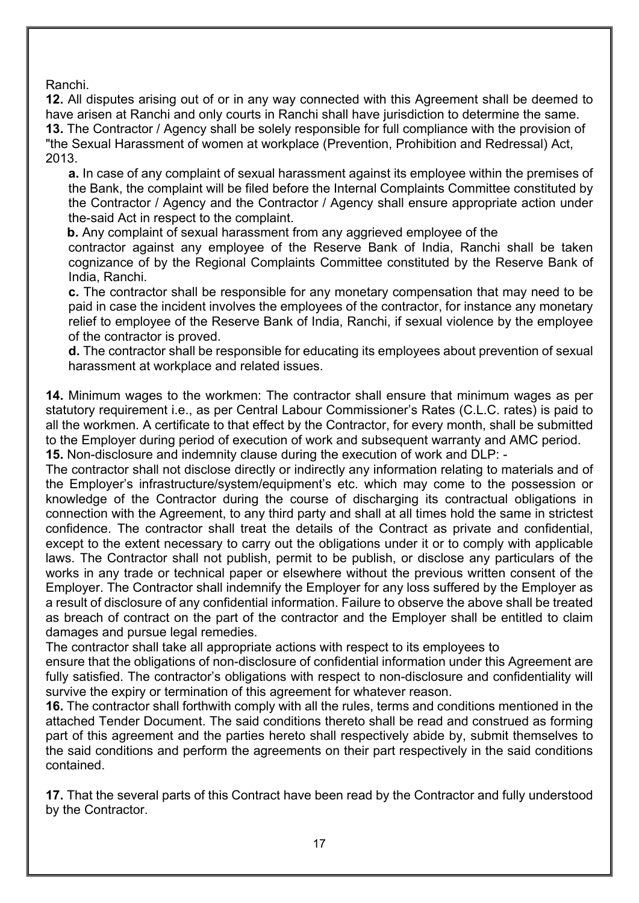Ranchi.

**12.** All disputes arising out of or in any way connected with this Agreement shall be deemed to have arisen at Ranchi and only courts in Ranchi shall have jurisdiction to determine the same.

**13.** The Contractor / Agency shall be solely responsible for full compliance with the provision of "the Sexual Harassment of women at workplace (Prevention, Prohibition and Redressal) Act, 2013.

**a.** In case of any complaint of sexual harassment against its employee within the premises of the Bank, the complaint will be filed before the Internal Complaints Committee constituted by the Contractor / Agency and the Contractor / Agency shall ensure appropriate action under the-said Act in respect to the complaint.

**b.** Any complaint of sexual harassment from any aggrieved employee of the contractor against any employee of the Reserve Bank of India, Ranchi shall be taken cognizance of by the Regional Complaints Committee constituted by the Reserve Bank of India, Ranchi.

**c.** The contractor shall be responsible for any monetary compensation that may need to be paid in case the incident involves the employees of the contractor, for instance any monetary relief to employee of the Reserve Bank of India, Ranchi, if sexual violence by the employee of the contractor is proved.

**d.** The contractor shall be responsible for educating its employees about prevention of sexual harassment at workplace and related issues.

**14.** Minimum wages to the workmen: The contractor shall ensure that minimum wages as per statutory requirement i.e., as per Central Labour Commissioner's Rates (C.L.C. rates) is paid to all the workmen. A certificate to that effect by the Contractor, for every month, shall be submitted to the Employer during period of execution of work and subsequent warranty and AMC period.

**15.** Non-disclosure and indemnity clause during the execution of work and DLP: -

The contractor shall not disclose directly or indirectly any information relating to materials and of the Employer's infrastructure/system/equipment's etc. which may come to the possession or knowledge of the Contractor during the course of discharging its contractual obligations in connection with the Agreement, to any third party and shall at all times hold the same in strictest confidence. The contractor shall treat the details of the Contract as private and confidential, except to the extent necessary to carry out the obligations under it or to comply with applicable laws. The Contractor shall not publish, permit to be publish, or disclose any particulars of the works in any trade or technical paper or elsewhere without the previous written consent of the Employer. The Contractor shall indemnify the Employer for any loss suffered by the Employer as a result of disclosure of any confidential information. Failure to observe the above shall be treated as breach of contract on the part of the contractor and the Employer shall be entitled to claim damages and pursue legal remedies.

The contractor shall take all appropriate actions with respect to its employees to ensure that the obligations of non-disclosure of confidential information under this Agreement are fully satisfied. The contractor's obligations with respect to non-disclosure and confidentiality will survive the expiry or termination of this agreement for whatever reason.

**16.** The contractor shall forthwith comply with all the rules, terms and conditions mentioned in the attached Tender Document. The said conditions thereto shall be read and construed as forming part of this agreement and the parties hereto shall respectively abide by, submit themselves to the said conditions and perform the agreements on their part respectively in the said conditions contained.

**17.** That the several parts of this Contract have been read by the Contractor and fully understood by the Contractor.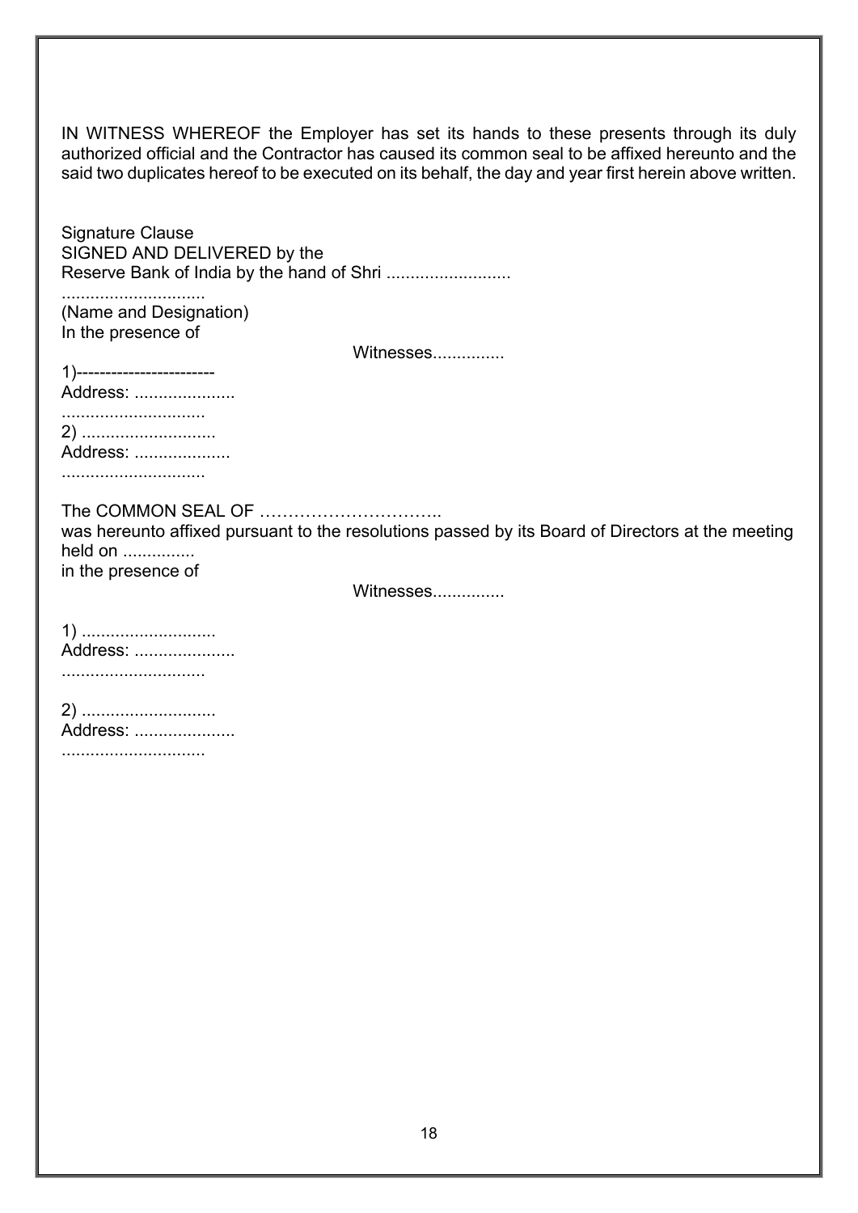IN WITNESS WHEREOF the Employer has set its hands to these presents through its duly authorized official and the Contractor has caused its common seal to be affixed hereunto and the said two duplicates hereof to be executed on its behalf, the day and year first herein above written.

Signature Clause
SIGNED AND DELIVERED by the
Reserve Bank of India by the hand of Shri ..........................
..............................
(Name and Designation)
In the presence of

Witnesses...............

1)-----------------------
Address: .....................
..............................
2) ............................
Address: ....................
..............................

The COMMON SEAL OF …………………………..
was hereunto affixed pursuant to the resolutions passed by its Board of Directors at the meeting held on ...............
in the presence of

Witnesses...............

1) ............................
Address: .....................
..............................

2) ............................
Address: .....................
..............................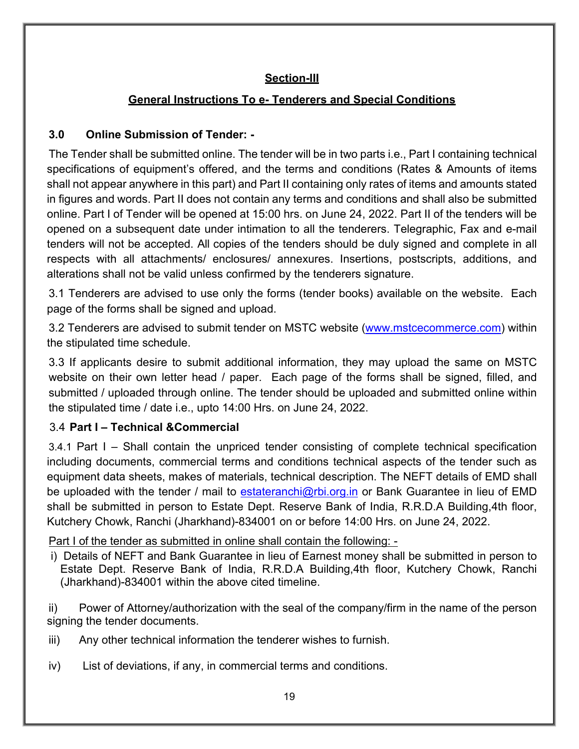## Section-III

## General Instructions To e- Tenderers and Special Conditions

### 3.0 Online Submission of Tender: -

The Tender shall be submitted online. The tender will be in two parts i.e., Part I containing technical specifications of equipment's offered, and the terms and conditions (Rates & Amounts of items shall not appear anywhere in this part) and Part II containing only rates of items and amounts stated in figures and words. Part II does not contain any terms and conditions and shall also be submitted online. Part I of Tender will be opened at 15:00 hrs. on June 24, 2022. Part II of the tenders will be opened on a subsequent date under intimation to all the tenderers. Telegraphic, Fax and e-mail tenders will not be accepted. All copies of the tenders should be duly signed and complete in all respects with all attachments/ enclosures/ annexures. Insertions, postscripts, additions, and alterations shall not be valid unless confirmed by the tenderers signature.

3.1 Tenderers are advised to use only the forms (tender books) available on the website. Each page of the forms shall be signed and upload.

3.2 Tenderers are advised to submit tender on MSTC website (www.mstcecommerce.com) within the stipulated time schedule.

3.3 If applicants desire to submit additional information, they may upload the same on MSTC website on their own letter head / paper. Each page of the forms shall be signed, filled, and submitted / uploaded through online. The tender should be uploaded and submitted online within the stipulated time / date i.e., upto 14:00 Hrs. on June 24, 2022.

3.4 **Part I – Technical &Commercial**

3.4.1 Part I – Shall contain the unpriced tender consisting of complete technical specification including documents, commercial terms and conditions technical aspects of the tender such as equipment data sheets, makes of materials, technical description. The NEFT details of EMD shall be uploaded with the tender / mail to estateranchi@rbi.org.in or Bank Guarantee in lieu of EMD shall be submitted in person to Estate Dept. Reserve Bank of India, R.R.D.A Building,4th floor, Kutchery Chowk, Ranchi (Jharkhand)-834001 on or before 14:00 Hrs. on June 24, 2022.

Part I of the tender as submitted in online shall contain the following: -

i) Details of NEFT and Bank Guarantee in lieu of Earnest money shall be submitted in person to Estate Dept. Reserve Bank of India, R.R.D.A Building,4th floor, Kutchery Chowk, Ranchi (Jharkhand)-834001 within the above cited timeline.

ii) Power of Attorney/authorization with the seal of the company/firm in the name of the person signing the tender documents.

iii) Any other technical information the tenderer wishes to furnish.

iv) List of deviations, if any, in commercial terms and conditions.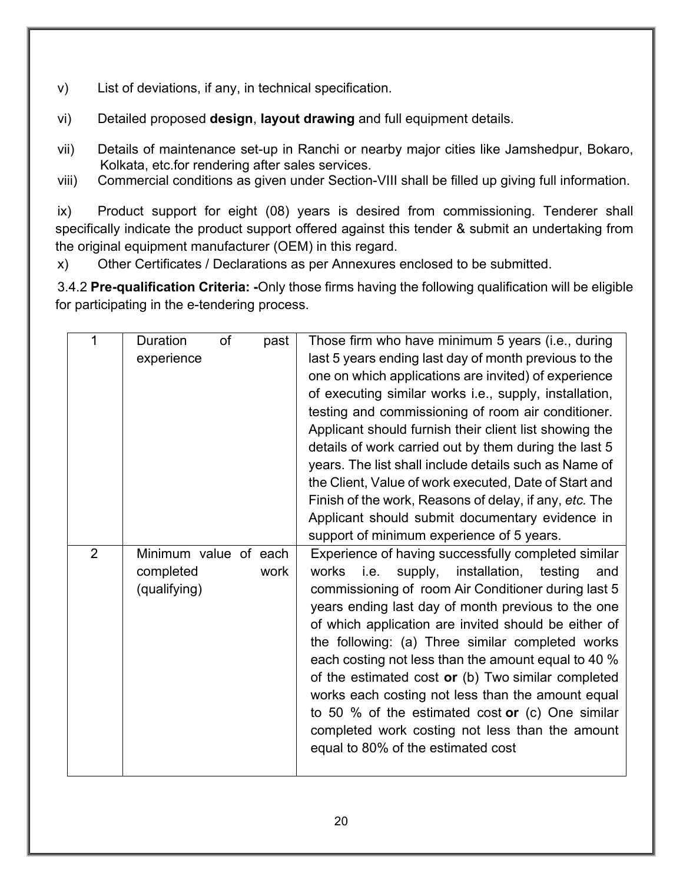v) List of deviations, if any, in technical specification.

vi) Detailed proposed **design**, **layout drawing** and full equipment details.

vii) Details of maintenance set-up in Ranchi or nearby major cities like Jamshedpur, Bokaro, Kolkata, etc.for rendering after sales services.

viii) Commercial conditions as given under Section-VIII shall be filled up giving full information.

ix) Product support for eight (08) years is desired from commissioning. Tenderer shall specifically indicate the product support offered against this tender & submit an undertaking from the original equipment manufacturer (OEM) in this regard.

x) Other Certificates / Declarations as per Annexures enclosed to be submitted.

3.4.2 **Pre-qualification Criteria: -**Only those firms having the following qualification will be eligible for participating in the e-tendering process.

| | | |
|---|---|---|
| 1 | Duration of past experience | Those firm who have minimum 5 years (i.e., during last 5 years ending last day of month previous to the one on which applications are invited) of experience of executing similar works i.e., supply, installation, testing and commissioning of room air conditioner. Applicant should furnish their client list showing the details of work carried out by them during the last 5 years. The list shall include details such as Name of the Client, Value of work executed, Date of Start and Finish of the work, Reasons of delay, if any, *etc.* The Applicant should submit documentary evidence in support of minimum experience of 5 years. |
| 2 | Minimum value of each completed work (qualifying) | Experience of having successfully completed similar works i.e. supply, installation, testing and commissioning of room Air Conditioner during last 5 years ending last day of month previous to the one of which application are invited should be either of the following: (a) Three similar completed works each costing not less than the amount equal to 40 % of the estimated cost **or** (b) Two similar completed works each costing not less than the amount equal to 50 % of the estimated cost **or** (c) One similar completed work costing not less than the amount equal to 80% of the estimated cost |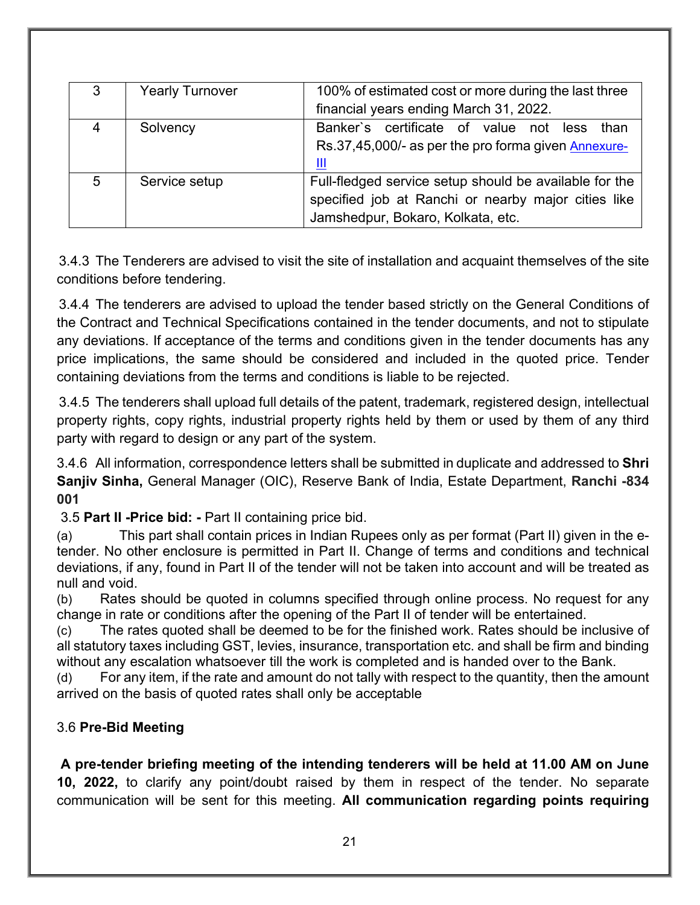| 3 | Yearly Turnover | 100% of estimated cost or more during the last three financial years ending March 31, 2022. |
|---|---|---|
| 4 | Solvency | Banker`s certificate of value not less than Rs.37,45,000/- as per the pro forma given Annexure-III |
| 5 | Service setup | Full-fledged service setup should be available for the specified job at Ranchi or nearby major cities like Jamshedpur, Bokaro, Kolkata, etc. |

3.4.3 The Tenderers are advised to visit the site of installation and acquaint themselves of the site conditions before tendering.

3.4.4 The tenderers are advised to upload the tender based strictly on the General Conditions of the Contract and Technical Specifications contained in the tender documents, and not to stipulate any deviations. If acceptance of the terms and conditions given in the tender documents has any price implications, the same should be considered and included in the quoted price. Tender containing deviations from the terms and conditions is liable to be rejected.

3.4.5 The tenderers shall upload full details of the patent, trademark, registered design, intellectual property rights, copy rights, industrial property rights held by them or used by them of any third party with regard to design or any part of the system.

3.4.6 All information, correspondence letters shall be submitted in duplicate and addressed to **Shri Sanjiv Sinha,** General Manager (OIC), Reserve Bank of India, Estate Department, **Ranchi -834 001**

3.5 **Part II -Price bid: -** Part II containing price bid.

(a) This part shall contain prices in Indian Rupees only as per format (Part II) given in the e-tender. No other enclosure is permitted in Part II. Change of terms and conditions and technical deviations, if any, found in Part II of the tender will not be taken into account and will be treated as null and void.

(b) Rates should be quoted in columns specified through online process. No request for any change in rate or conditions after the opening of the Part II of tender will be entertained.

(c) The rates quoted shall be deemed to be for the finished work. Rates should be inclusive of all statutory taxes including GST, levies, insurance, transportation etc. and shall be firm and binding without any escalation whatsoever till the work is completed and is handed over to the Bank.

(d) For any item, if the rate and amount do not tally with respect to the quantity, then the amount arrived on the basis of quoted rates shall only be acceptable

3.6 **Pre-Bid Meeting**

**A pre-tender briefing meeting of the intending tenderers will be held at 11.00 AM on June 10, 2022,** to clarify any point/doubt raised by them in respect of the tender. No separate communication will be sent for this meeting. **All communication regarding points requiring**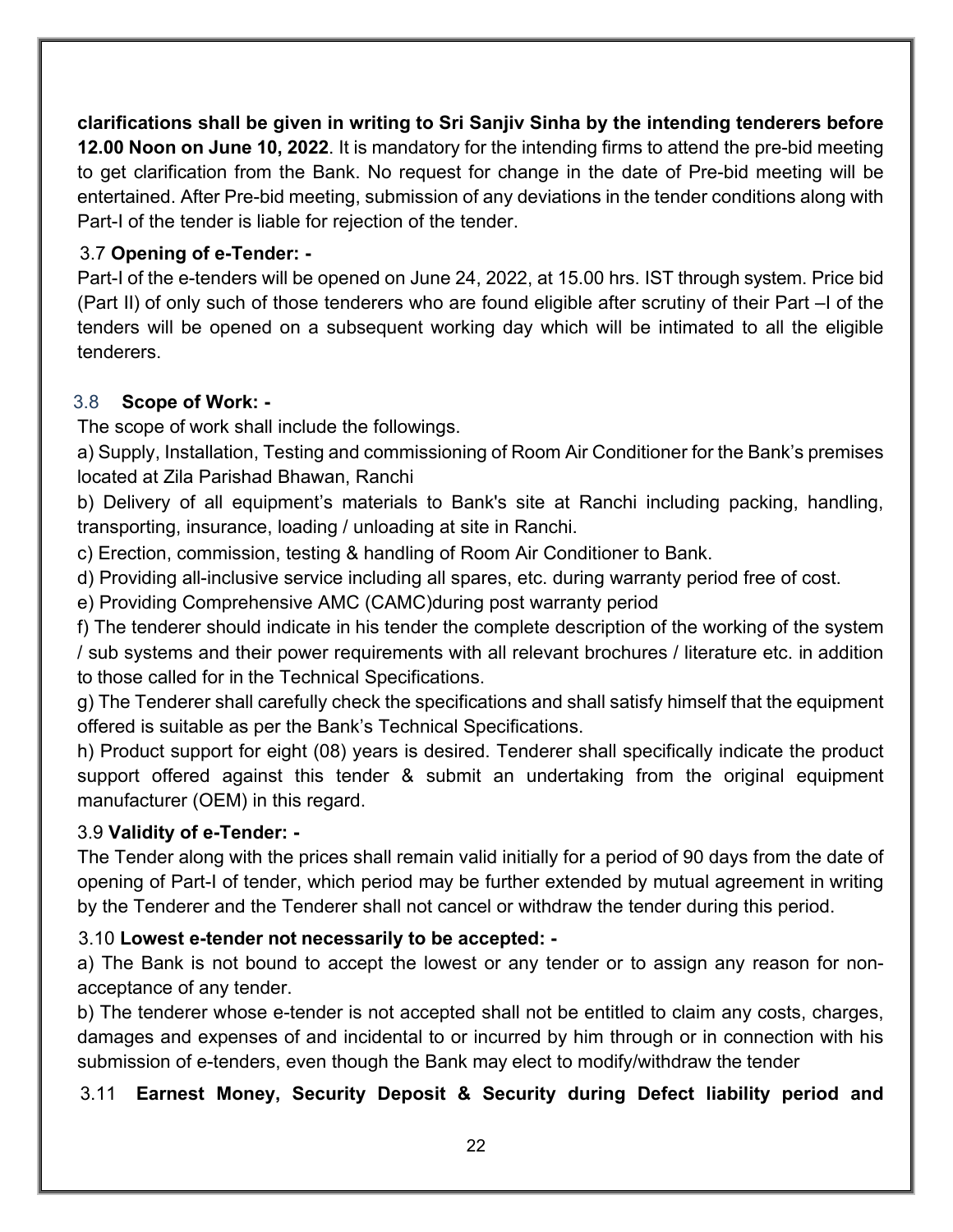**clarifications shall be given in writing to Sri Sanjiv Sinha by the intending tenderers before 12.00 Noon on June 10, 2022**. It is mandatory for the intending firms to attend the pre-bid meeting to get clarification from the Bank. No request for change in the date of Pre-bid meeting will be entertained. After Pre-bid meeting, submission of any deviations in the tender conditions along with Part-I of the tender is liable for rejection of the tender.

3.7 **Opening of e-Tender: -**

Part-I of the e-tenders will be opened on June 24, 2022, at 15.00 hrs. IST through system. Price bid (Part II) of only such of those tenderers who are found eligible after scrutiny of their Part –I of the tenders will be opened on a subsequent working day which will be intimated to all the eligible tenderers.

3.8 **Scope of Work: -**

The scope of work shall include the followings.

a) Supply, Installation, Testing and commissioning of Room Air Conditioner for the Bank's premises located at Zila Parishad Bhawan, Ranchi

b) Delivery of all equipment's materials to Bank's site at Ranchi including packing, handling, transporting, insurance, loading / unloading at site in Ranchi.

c) Erection, commission, testing & handling of Room Air Conditioner to Bank.

d) Providing all-inclusive service including all spares, etc. during warranty period free of cost.

e) Providing Comprehensive AMC (CAMC)during post warranty period

f) The tenderer should indicate in his tender the complete description of the working of the system / sub systems and their power requirements with all relevant brochures / literature etc. in addition to those called for in the Technical Specifications.

g) The Tenderer shall carefully check the specifications and shall satisfy himself that the equipment offered is suitable as per the Bank's Technical Specifications.

h) Product support for eight (08) years is desired. Tenderer shall specifically indicate the product support offered against this tender & submit an undertaking from the original equipment manufacturer (OEM) in this regard.

3.9 **Validity of e-Tender: -**

The Tender along with the prices shall remain valid initially for a period of 90 days from the date of opening of Part-I of tender, which period may be further extended by mutual agreement in writing by the Tenderer and the Tenderer shall not cancel or withdraw the tender during this period.

3.10 **Lowest e-tender not necessarily to be accepted: -**

a) The Bank is not bound to accept the lowest or any tender or to assign any reason for non-acceptance of any tender.

b) The tenderer whose e-tender is not accepted shall not be entitled to claim any costs, charges, damages and expenses of and incidental to or incurred by him through or in connection with his submission of e-tenders, even though the Bank may elect to modify/withdraw the tender

3.11 **Earnest Money, Security Deposit & Security during Defect liability period and**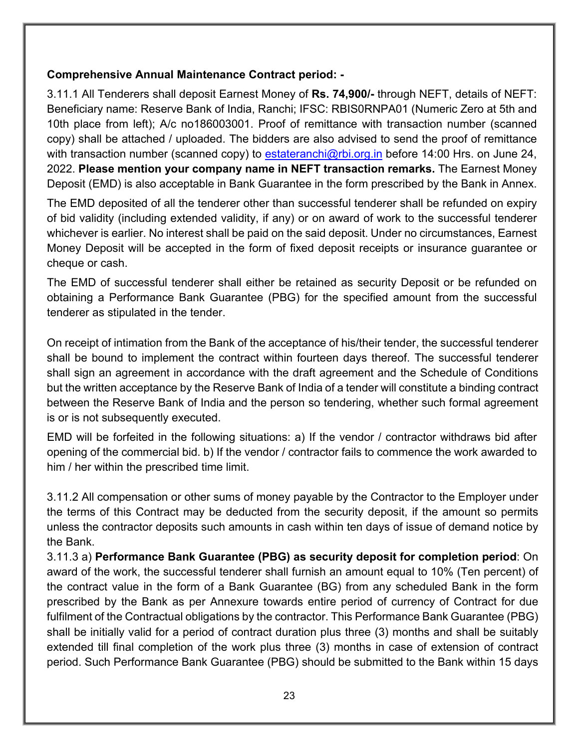**Comprehensive Annual Maintenance Contract period: -**

3.11.1 All Tenderers shall deposit Earnest Money of **Rs. 74,900/-** through NEFT, details of NEFT: Beneficiary name: Reserve Bank of India, Ranchi; IFSC: RBIS0RNPA01 (Numeric Zero at 5th and 10th place from left); A/c no186003001. Proof of remittance with transaction number (scanned copy) shall be attached / uploaded. The bidders are also advised to send the proof of remittance with transaction number (scanned copy) to estateranchi@rbi.org.in before 14:00 Hrs. on June 24, 2022. **Please mention your company name in NEFT transaction remarks.** The Earnest Money Deposit (EMD) is also acceptable in Bank Guarantee in the form prescribed by the Bank in Annex.

The EMD deposited of all the tenderer other than successful tenderer shall be refunded on expiry of bid validity (including extended validity, if any) or on award of work to the successful tenderer whichever is earlier. No interest shall be paid on the said deposit. Under no circumstances, Earnest Money Deposit will be accepted in the form of fixed deposit receipts or insurance guarantee or cheque or cash.

The EMD of successful tenderer shall either be retained as security Deposit or be refunded on obtaining a Performance Bank Guarantee (PBG) for the specified amount from the successful tenderer as stipulated in the tender.

On receipt of intimation from the Bank of the acceptance of his/their tender, the successful tenderer shall be bound to implement the contract within fourteen days thereof. The successful tenderer shall sign an agreement in accordance with the draft agreement and the Schedule of Conditions but the written acceptance by the Reserve Bank of India of a tender will constitute a binding contract between the Reserve Bank of India and the person so tendering, whether such formal agreement is or is not subsequently executed.

EMD will be forfeited in the following situations: a) If the vendor / contractor withdraws bid after opening of the commercial bid. b) If the vendor / contractor fails to commence the work awarded to him / her within the prescribed time limit.

3.11.2 All compensation or other sums of money payable by the Contractor to the Employer under the terms of this Contract may be deducted from the security deposit, if the amount so permits unless the contractor deposits such amounts in cash within ten days of issue of demand notice by the Bank.

3.11.3 a) **Performance Bank Guarantee (PBG) as security deposit for completion period**: On award of the work, the successful tenderer shall furnish an amount equal to 10% (Ten percent) of the contract value in the form of a Bank Guarantee (BG) from any scheduled Bank in the form prescribed by the Bank as per Annexure towards entire period of currency of Contract for due fulfilment of the Contractual obligations by the contractor. This Performance Bank Guarantee (PBG) shall be initially valid for a period of contract duration plus three (3) months and shall be suitably extended till final completion of the work plus three (3) months in case of extension of contract period. Such Performance Bank Guarantee (PBG) should be submitted to the Bank within 15 days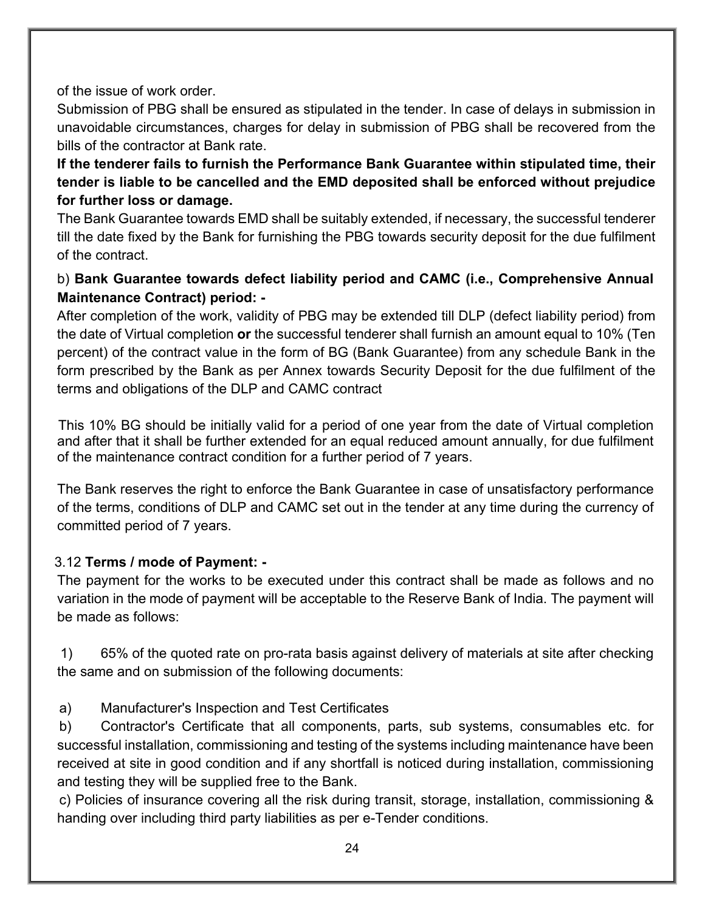of the issue of work order.

Submission of PBG shall be ensured as stipulated in the tender. In case of delays in submission in unavoidable circumstances, charges for delay in submission of PBG shall be recovered from the bills of the contractor at Bank rate.

**If the tenderer fails to furnish the Performance Bank Guarantee within stipulated time, their tender is liable to be cancelled and the EMD deposited shall be enforced without prejudice for further loss or damage.**

The Bank Guarantee towards EMD shall be suitably extended, if necessary, the successful tenderer till the date fixed by the Bank for furnishing the PBG towards security deposit for the due fulfilment of the contract.

b) **Bank Guarantee towards defect liability period and CAMC (i.e., Comprehensive Annual Maintenance Contract) period: -**

After completion of the work, validity of PBG may be extended till DLP (defect liability period) from the date of Virtual completion **or** the successful tenderer shall furnish an amount equal to 10% (Ten percent) of the contract value in the form of BG (Bank Guarantee) from any schedule Bank in the form prescribed by the Bank as per Annex towards Security Deposit for the due fulfilment of the terms and obligations of the DLP and CAMC contract

This 10% BG should be initially valid for a period of one year from the date of Virtual completion and after that it shall be further extended for an equal reduced amount annually, for due fulfilment of the maintenance contract condition for a further period of 7 years.

The Bank reserves the right to enforce the Bank Guarantee in case of unsatisfactory performance of the terms, conditions of DLP and CAMC set out in the tender at any time during the currency of committed period of 7 years.

3.12 **Terms / mode of Payment: -**

The payment for the works to be executed under this contract shall be made as follows and no variation in the mode of payment will be acceptable to the Reserve Bank of India. The payment will be made as follows:

1) 65% of the quoted rate on pro-rata basis against delivery of materials at site after checking the same and on submission of the following documents:

a) Manufacturer's Inspection and Test Certificates

b) Contractor's Certificate that all components, parts, sub systems, consumables etc. for successful installation, commissioning and testing of the systems including maintenance have been received at site in good condition and if any shortfall is noticed during installation, commissioning and testing they will be supplied free to the Bank.

c) Policies of insurance covering all the risk during transit, storage, installation, commissioning & handing over including third party liabilities as per e-Tender conditions.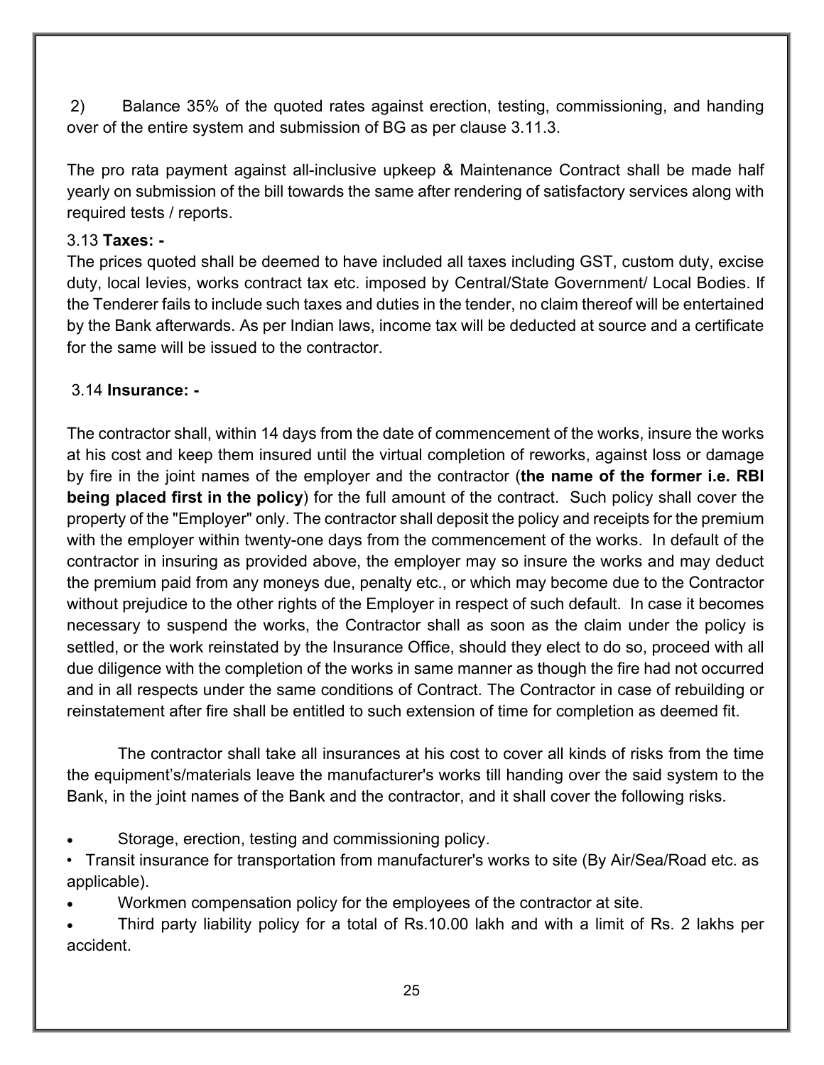2) Balance 35% of the quoted rates against erection, testing, commissioning, and handing over of the entire system and submission of BG as per clause 3.11.3.

The pro rata payment against all-inclusive upkeep & Maintenance Contract shall be made half yearly on submission of the bill towards the same after rendering of satisfactory services along with required tests / reports.

3.13 **Taxes: -**

The prices quoted shall be deemed to have included all taxes including GST, custom duty, excise duty, local levies, works contract tax etc. imposed by Central/State Government/ Local Bodies. If the Tenderer fails to include such taxes and duties in the tender, no claim thereof will be entertained by the Bank afterwards. As per Indian laws, income tax will be deducted at source and a certificate for the same will be issued to the contractor.

3.14 **Insurance: -**

The contractor shall, within 14 days from the date of commencement of the works, insure the works at his cost and keep them insured until the virtual completion of reworks, against loss or damage by fire in the joint names of the employer and the contractor (**the name of the former i.e. RBI being placed first in the policy**) for the full amount of the contract. Such policy shall cover the property of the "Employer" only. The contractor shall deposit the policy and receipts for the premium with the employer within twenty-one days from the commencement of the works. In default of the contractor in insuring as provided above, the employer may so insure the works and may deduct the premium paid from any moneys due, penalty etc., or which may become due to the Contractor without prejudice to the other rights of the Employer in respect of such default. In case it becomes necessary to suspend the works, the Contractor shall as soon as the claim under the policy is settled, or the work reinstated by the Insurance Office, should they elect to do so, proceed with all due diligence with the completion of the works in same manner as though the fire had not occurred and in all respects under the same conditions of Contract. The Contractor in case of rebuilding or reinstatement after fire shall be entitled to such extension of time for completion as deemed fit.

The contractor shall take all insurances at his cost to cover all kinds of risks from the time the equipment's/materials leave the manufacturer's works till handing over the said system to the Bank, in the joint names of the Bank and the contractor, and it shall cover the following risks.

- Storage, erection, testing and commissioning policy.
- Transit insurance for transportation from manufacturer's works to site (By Air/Sea/Road etc. as applicable).
- Workmen compensation policy for the employees of the contractor at site.
- Third party liability policy for a total of Rs.10.00 lakh and with a limit of Rs. 2 lakhs per accident.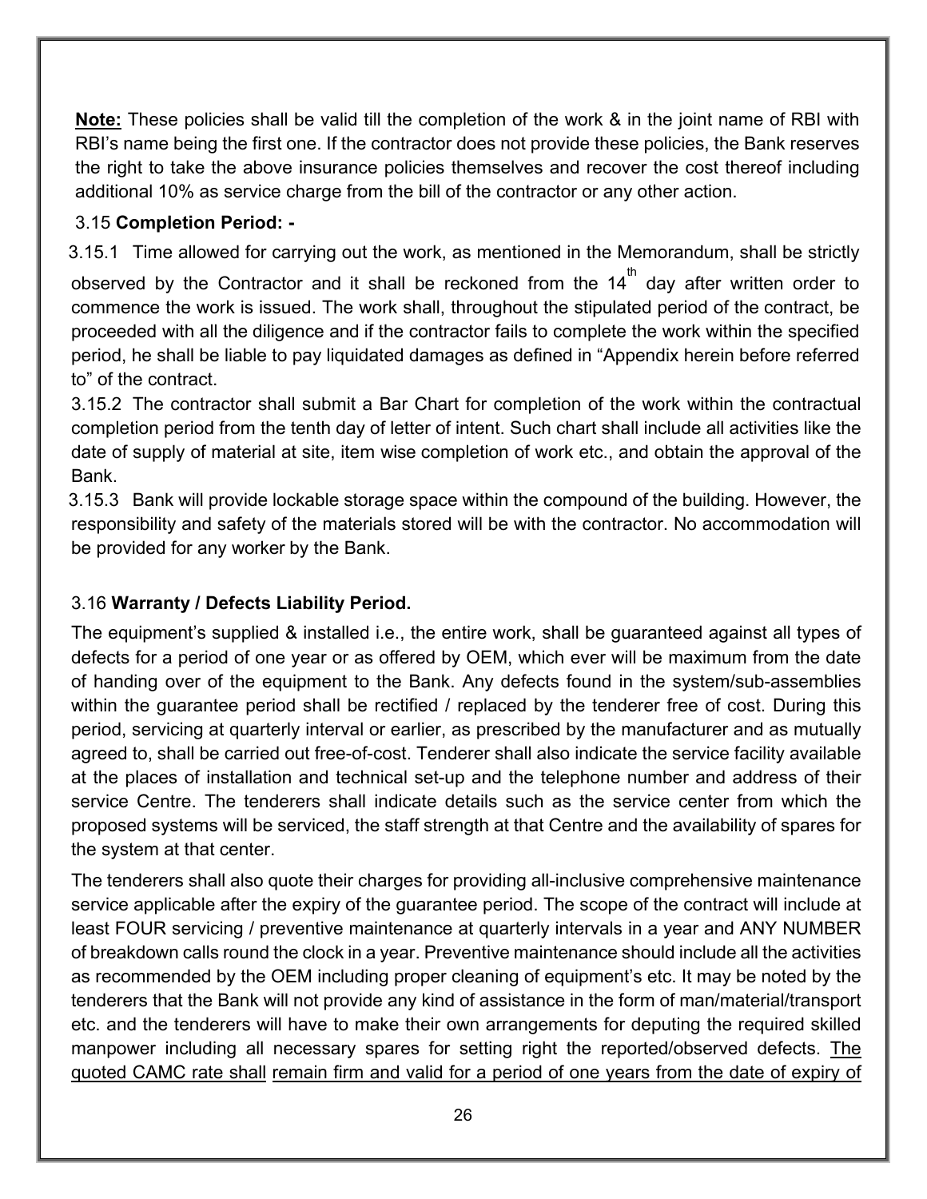**Note:** These policies shall be valid till the completion of the work & in the joint name of RBI with RBI's name being the first one. If the contractor does not provide these policies, the Bank reserves the right to take the above insurance policies themselves and recover the cost thereof including additional 10% as service charge from the bill of the contractor or any other action.

3.15 **Completion Period: -**

3.15.1 Time allowed for carrying out the work, as mentioned in the Memorandum, shall be strictly observed by the Contractor and it shall be reckoned from the 14th day after written order to commence the work is issued. The work shall, throughout the stipulated period of the contract, be proceeded with all the diligence and if the contractor fails to complete the work within the specified period, he shall be liable to pay liquidated damages as defined in "Appendix herein before referred to" of the contract.

3.15.2 The contractor shall submit a Bar Chart for completion of the work within the contractual completion period from the tenth day of letter of intent. Such chart shall include all activities like the date of supply of material at site, item wise completion of work etc., and obtain the approval of the Bank.

3.15.3 Bank will provide lockable storage space within the compound of the building. However, the responsibility and safety of the materials stored will be with the contractor. No accommodation will be provided for any worker by the Bank.

3.16 **Warranty / Defects Liability Period.**

The equipment's supplied & installed i.e., the entire work, shall be guaranteed against all types of defects for a period of one year or as offered by OEM, which ever will be maximum from the date of handing over of the equipment to the Bank. Any defects found in the system/sub-assemblies within the guarantee period shall be rectified / replaced by the tenderer free of cost. During this period, servicing at quarterly interval or earlier, as prescribed by the manufacturer and as mutually agreed to, shall be carried out free-of-cost. Tenderer shall also indicate the service facility available at the places of installation and technical set-up and the telephone number and address of their service Centre. The tenderers shall indicate details such as the service center from which the proposed systems will be serviced, the staff strength at that Centre and the availability of spares for the system at that center.

The tenderers shall also quote their charges for providing all-inclusive comprehensive maintenance service applicable after the expiry of the guarantee period. The scope of the contract will include at least FOUR servicing / preventive maintenance at quarterly intervals in a year and ANY NUMBER of breakdown calls round the clock in a year. Preventive maintenance should include all the activities as recommended by the OEM including proper cleaning of equipment's etc. It may be noted by the tenderers that the Bank will not provide any kind of assistance in the form of man/material/transport etc. and the tenderers will have to make their own arrangements for deputing the required skilled manpower including all necessary spares for setting right the reported/observed defects. The quoted CAMC rate shall remain firm and valid for a period of one years from the date of expiry of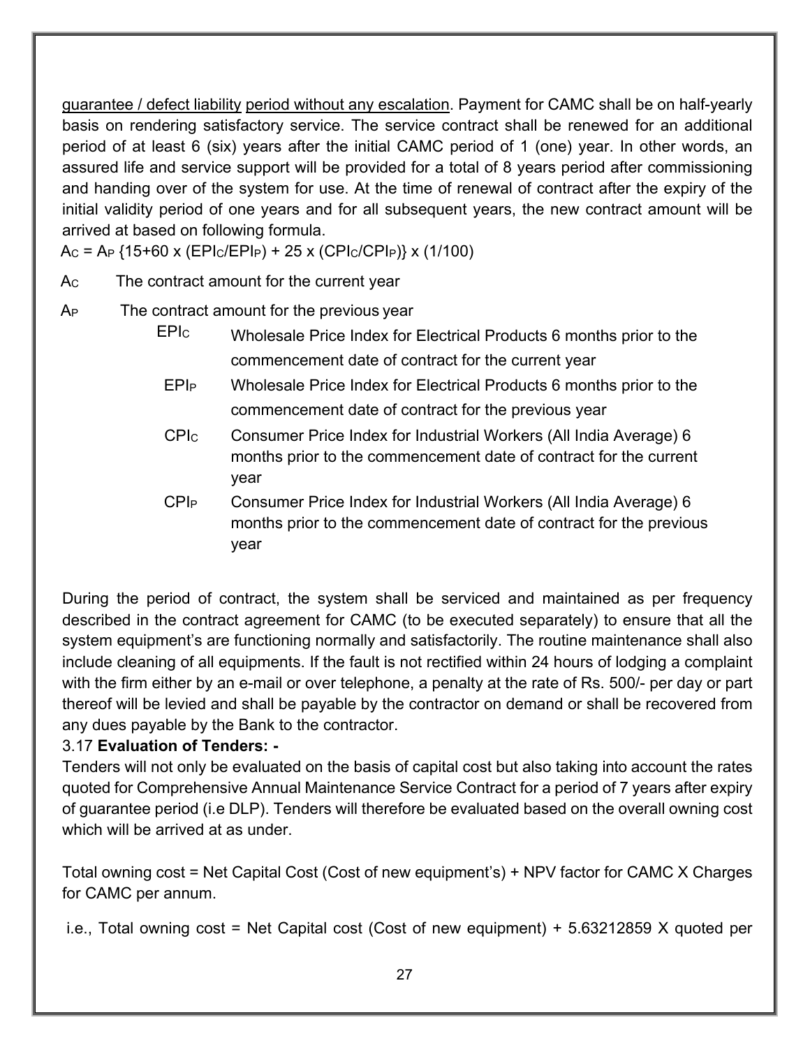guarantee / defect liability period without any escalation. Payment for CAMC shall be on half-yearly basis on rendering satisfactory service. The service contract shall be renewed for an additional period of at least 6 (six) years after the initial CAMC period of 1 (one) year. In other words, an assured life and service support will be provided for a total of 8 years period after commissioning and handing over of the system for use. At the time of renewal of contract after the expiry of the initial validity period of one years and for all subsequent years, the new contract amount will be arrived at based on following formula.

$A_C = A_P \{15+60 \times (EPI_C/EPI_P) + 25 \times (CPI_C/CPI_P)\} \times (1/100)$

| | |
|---|---|
| $A_C$ | The contract amount for the current year |
| $A_P$ | The contract amount for the previous year |
| $EPI_C$ | Wholesale Price Index for Electrical Products 6 months prior to the commencement date of contract for the current year |
| $EPI_P$ | Wholesale Price Index for Electrical Products 6 months prior to the commencement date of contract for the previous year |
| $CPI_C$ | Consumer Price Index for Industrial Workers (All India Average) 6 months prior to the commencement date of contract for the current year |
| $CPI_P$ | Consumer Price Index for Industrial Workers (All India Average) 6 months prior to the commencement date of contract for the previous year |

During the period of contract, the system shall be serviced and maintained as per frequency described in the contract agreement for CAMC (to be executed separately) to ensure that all the system equipment's are functioning normally and satisfactorily. The routine maintenance shall also include cleaning of all equipments. If the fault is not rectified within 24 hours of lodging a complaint with the firm either by an e-mail or over telephone, a penalty at the rate of Rs. 500/- per day or part thereof will be levied and shall be payable by the contractor on demand or shall be recovered from any dues payable by the Bank to the contractor.

3.17 **Evaluation of Tenders: -**

Tenders will not only be evaluated on the basis of capital cost but also taking into account the rates quoted for Comprehensive Annual Maintenance Service Contract for a period of 7 years after expiry of guarantee period (i.e DLP). Tenders will therefore be evaluated based on the overall owning cost which will be arrived at as under.

Total owning cost = Net Capital Cost (Cost of new equipment's) + NPV factor for CAMC X Charges for CAMC per annum.

i.e., Total owning cost = Net Capital cost (Cost of new equipment) + 5.63212859 X quoted per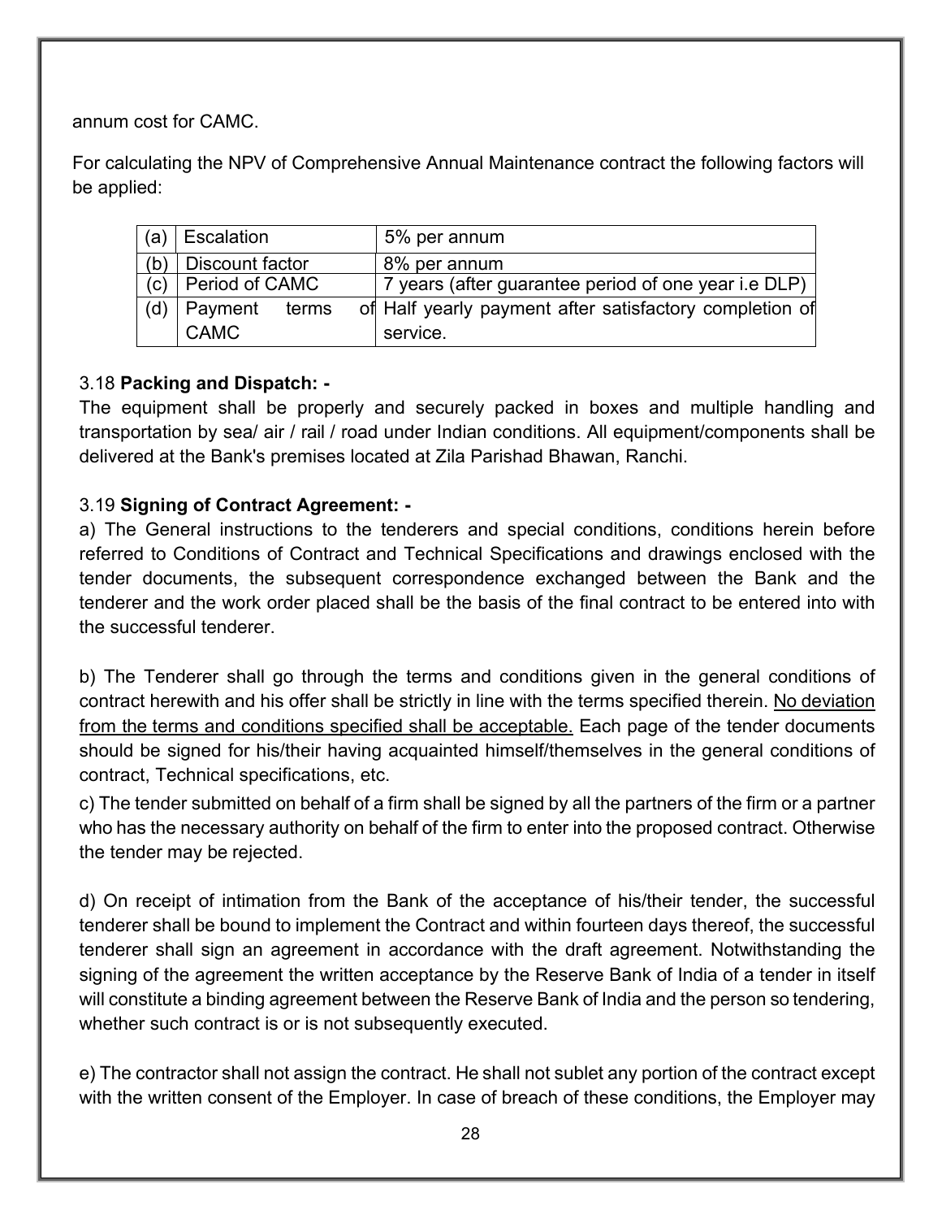annum cost for CAMC.

For calculating the NPV of Comprehensive Annual Maintenance contract the following factors will be applied:

| | | |
|---|---|---|
| (a) | Escalation | 5% per annum |
| (b) | Discount factor | 8% per annum |
| (c) | Period of CAMC | 7 years (after guarantee period of one year i.e DLP) |
| (d) | Payment terms of CAMC | Half yearly payment after satisfactory completion of service. |

3.18 **Packing and Dispatch: -**

The equipment shall be properly and securely packed in boxes and multiple handling and transportation by sea/ air / rail / road under Indian conditions. All equipment/components shall be delivered at the Bank's premises located at Zila Parishad Bhawan, Ranchi.

3.19 **Signing of Contract Agreement: -**

a) The General instructions to the tenderers and special conditions, conditions herein before referred to Conditions of Contract and Technical Specifications and drawings enclosed with the tender documents, the subsequent correspondence exchanged between the Bank and the tenderer and the work order placed shall be the basis of the final contract to be entered into with the successful tenderer.

b) The Tenderer shall go through the terms and conditions given in the general conditions of contract herewith and his offer shall be strictly in line with the terms specified therein. <u>No deviation from the terms and conditions specified shall be acceptable.</u> Each page of the tender documents should be signed for his/their having acquainted himself/themselves in the general conditions of contract, Technical specifications, etc.

c) The tender submitted on behalf of a firm shall be signed by all the partners of the firm or a partner who has the necessary authority on behalf of the firm to enter into the proposed contract. Otherwise the tender may be rejected.

d) On receipt of intimation from the Bank of the acceptance of his/their tender, the successful tenderer shall be bound to implement the Contract and within fourteen days thereof, the successful tenderer shall sign an agreement in accordance with the draft agreement. Notwithstanding the signing of the agreement the written acceptance by the Reserve Bank of India of a tender in itself will constitute a binding agreement between the Reserve Bank of India and the person so tendering, whether such contract is or is not subsequently executed.

e) The contractor shall not assign the contract. He shall not sublet any portion of the contract except with the written consent of the Employer. In case of breach of these conditions, the Employer may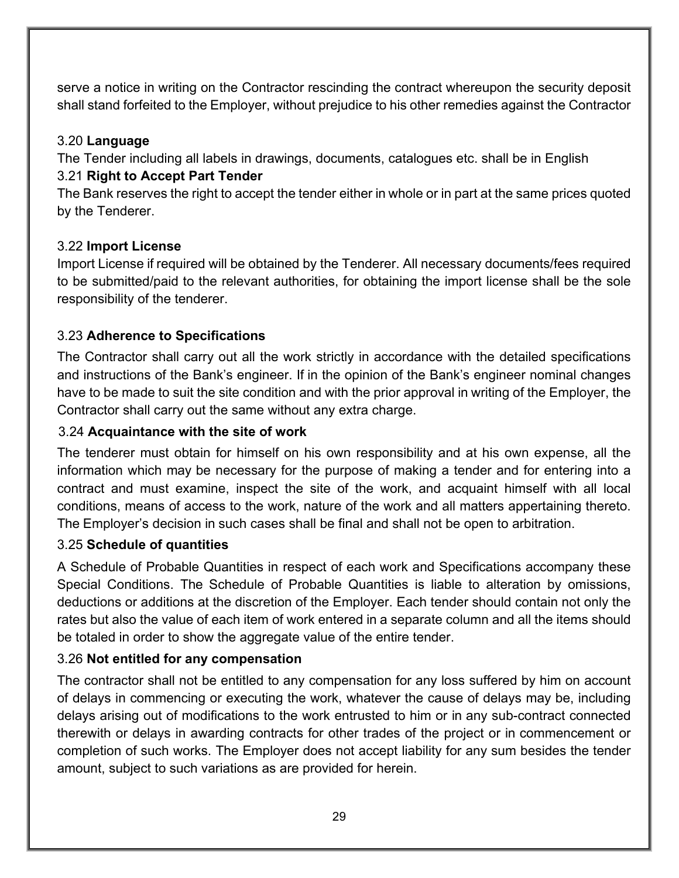serve a notice in writing on the Contractor rescinding the contract whereupon the security deposit shall stand forfeited to the Employer, without prejudice to his other remedies against the Contractor

3.20 **Language**

The Tender including all labels in drawings, documents, catalogues etc. shall be in English

3.21 **Right to Accept Part Tender**

The Bank reserves the right to accept the tender either in whole or in part at the same prices quoted by the Tenderer.

3.22 **Import License**

Import License if required will be obtained by the Tenderer. All necessary documents/fees required to be submitted/paid to the relevant authorities, for obtaining the import license shall be the sole responsibility of the tenderer.

3.23 **Adherence to Specifications**

The Contractor shall carry out all the work strictly in accordance with the detailed specifications and instructions of the Bank's engineer. If in the opinion of the Bank's engineer nominal changes have to be made to suit the site condition and with the prior approval in writing of the Employer, the Contractor shall carry out the same without any extra charge.

3.24 **Acquaintance with the site of work**

The tenderer must obtain for himself on his own responsibility and at his own expense, all the information which may be necessary for the purpose of making a tender and for entering into a contract and must examine, inspect the site of the work, and acquaint himself with all local conditions, means of access to the work, nature of the work and all matters appertaining thereto. The Employer's decision in such cases shall be final and shall not be open to arbitration.

3.25 **Schedule of quantities**

A Schedule of Probable Quantities in respect of each work and Specifications accompany these Special Conditions. The Schedule of Probable Quantities is liable to alteration by omissions, deductions or additions at the discretion of the Employer. Each tender should contain not only the rates but also the value of each item of work entered in a separate column and all the items should be totaled in order to show the aggregate value of the entire tender.

3.26 **Not entitled for any compensation**

The contractor shall not be entitled to any compensation for any loss suffered by him on account of delays in commencing or executing the work, whatever the cause of delays may be, including delays arising out of modifications to the work entrusted to him or in any sub-contract connected therewith or delays in awarding contracts for other trades of the project or in commencement or completion of such works. The Employer does not accept liability for any sum besides the tender amount, subject to such variations as are provided for herein.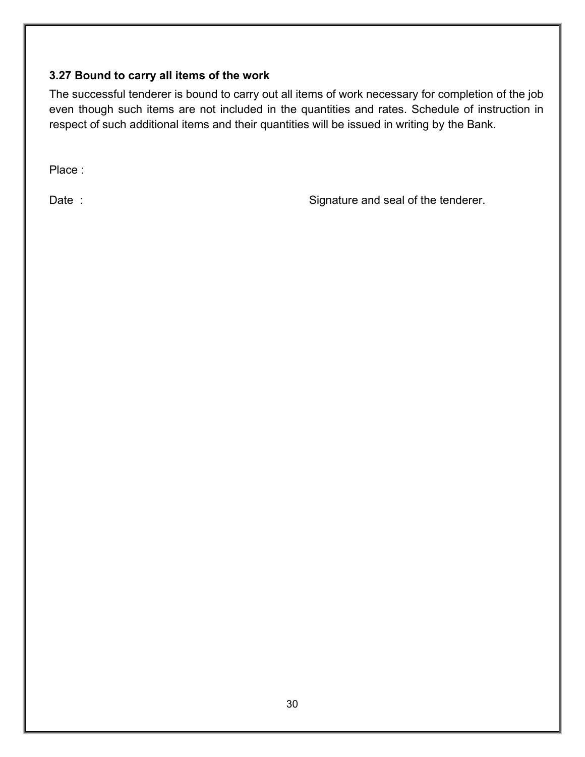### 3.27 Bound to carry all items of the work

The successful tenderer is bound to carry out all items of work necessary for completion of the job even though such items are not included in the quantities and rates. Schedule of instruction in respect of such additional items and their quantities will be issued in writing by the Bank.

Place :

Date : Signature and seal of the tenderer.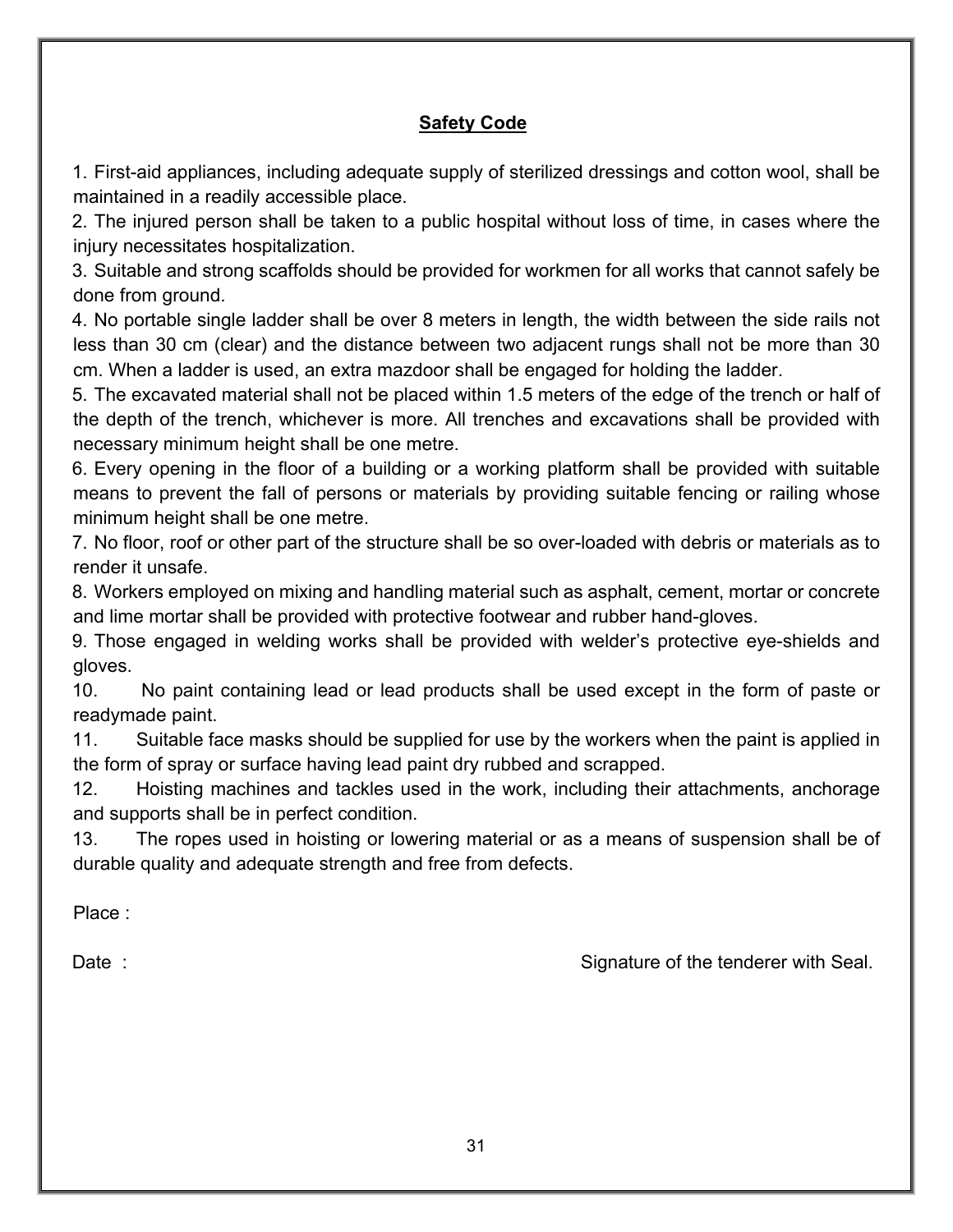## Safety Code

1. First-aid appliances, including adequate supply of sterilized dressings and cotton wool, shall be maintained in a readily accessible place.
2. The injured person shall be taken to a public hospital without loss of time, in cases where the injury necessitates hospitalization.
3. Suitable and strong scaffolds should be provided for workmen for all works that cannot safely be done from ground.
4. No portable single ladder shall be over 8 meters in length, the width between the side rails not less than 30 cm (clear) and the distance between two adjacent rungs shall not be more than 30 cm. When a ladder is used, an extra mazdoor shall be engaged for holding the ladder.
5. The excavated material shall not be placed within 1.5 meters of the edge of the trench or half of the depth of the trench, whichever is more. All trenches and excavations shall be provided with necessary minimum height shall be one metre.
6. Every opening in the floor of a building or a working platform shall be provided with suitable means to prevent the fall of persons or materials by providing suitable fencing or railing whose minimum height shall be one metre.
7. No floor, roof or other part of the structure shall be so over-loaded with debris or materials as to render it unsafe.
8. Workers employed on mixing and handling material such as asphalt, cement, mortar or concrete and lime mortar shall be provided with protective footwear and rubber hand-gloves.
9. Those engaged in welding works shall be provided with welder's protective eye-shields and gloves.
10. No paint containing lead or lead products shall be used except in the form of paste or readymade paint.
11. Suitable face masks should be supplied for use by the workers when the paint is applied in the form of spray or surface having lead paint dry rubbed and scrapped.
12. Hoisting machines and tackles used in the work, including their attachments, anchorage and supports shall be in perfect condition.
13. The ropes used in hoisting or lowering material or as a means of suspension shall be of durable quality and adequate strength and free from defects.

Place :

Date : Signature of the tenderer with Seal.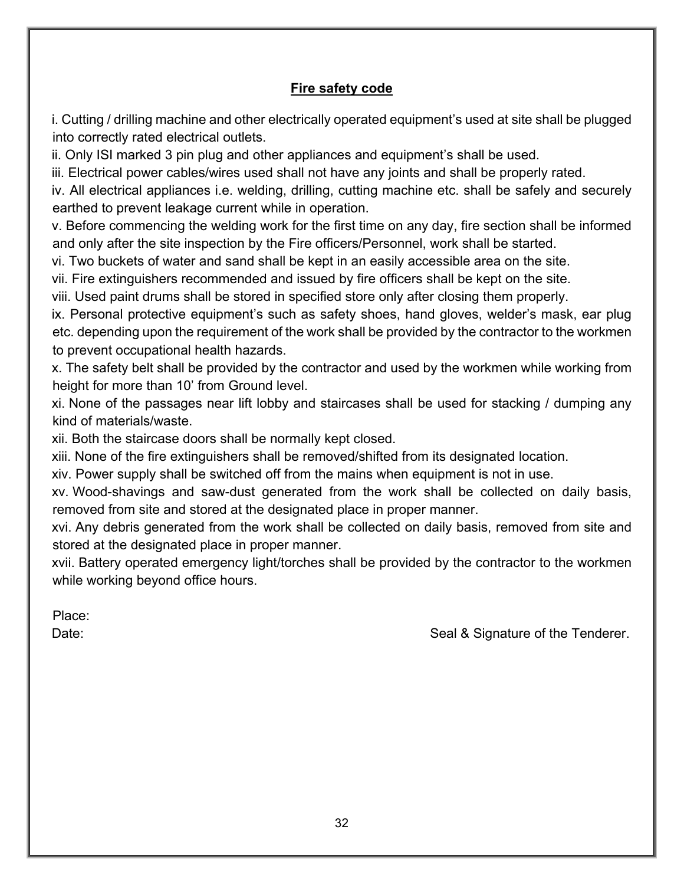## Fire safety code

i. Cutting / drilling machine and other electrically operated equipment's used at site shall be plugged into correctly rated electrical outlets.

ii. Only ISI marked 3 pin plug and other appliances and equipment's shall be used.

iii. Electrical power cables/wires used shall not have any joints and shall be properly rated.

iv. All electrical appliances i.e. welding, drilling, cutting machine etc. shall be safely and securely earthed to prevent leakage current while in operation.

v. Before commencing the welding work for the first time on any day, fire section shall be informed and only after the site inspection by the Fire officers/Personnel, work shall be started.

vi. Two buckets of water and sand shall be kept in an easily accessible area on the site.

vii. Fire extinguishers recommended and issued by fire officers shall be kept on the site.

viii. Used paint drums shall be stored in specified store only after closing them properly.

ix. Personal protective equipment's such as safety shoes, hand gloves, welder's mask, ear plug etc. depending upon the requirement of the work shall be provided by the contractor to the workmen to prevent occupational health hazards.

x. The safety belt shall be provided by the contractor and used by the workmen while working from height for more than 10' from Ground level.

xi. None of the passages near lift lobby and staircases shall be used for stacking / dumping any kind of materials/waste.

xii. Both the staircase doors shall be normally kept closed.

xiii. None of the fire extinguishers shall be removed/shifted from its designated location.

xiv. Power supply shall be switched off from the mains when equipment is not in use.

xv. Wood-shavings and saw-dust generated from the work shall be collected on daily basis, removed from site and stored at the designated place in proper manner.

xvi. Any debris generated from the work shall be collected on daily basis, removed from site and stored at the designated place in proper manner.

xvii. Battery operated emergency light/torches shall be provided by the contractor to the workmen while working beyond office hours.

Place:

Date: Seal & Signature of the Tenderer.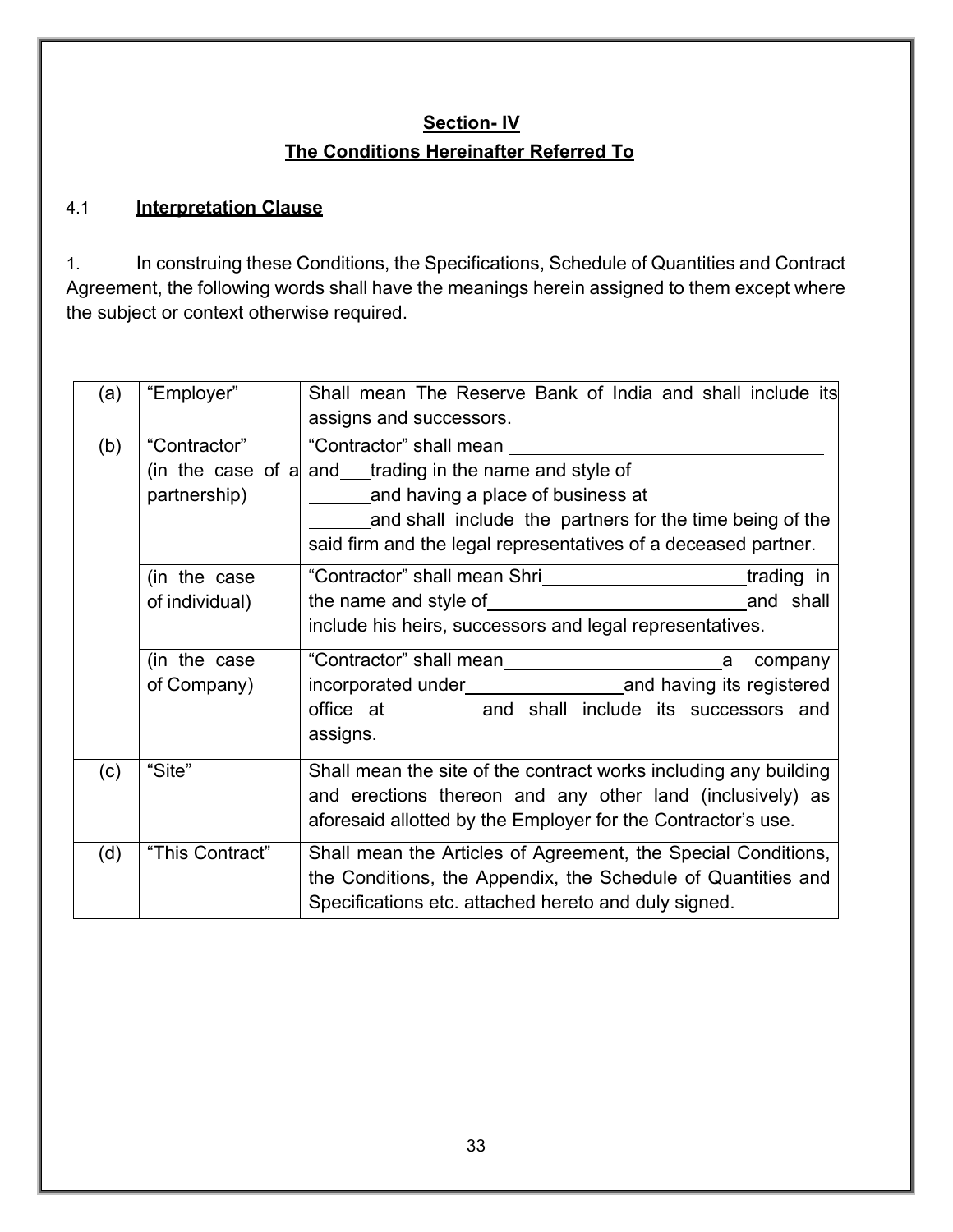## Section- IV

## The Conditions Hereinafter Referred To

4.1 **Interpretation Clause**

1. In construing these Conditions, the Specifications, Schedule of Quantities and Contract Agreement, the following words shall have the meanings herein assigned to them except where the subject or context otherwise required.

| | | |
|---|---|---|
| (a) | "Employer" | Shall mean The Reserve Bank of India and shall include its assigns and successors. |
| (b) | "Contractor" (in the case of a partnership) | "Contractor" shall mean ________________ and ___ trading in the name and style of ______ and having a place of business at ______ and shall include the partners for the time being of the said firm and the legal representatives of a deceased partner. |
| | (in the case of individual) | "Contractor" shall mean Shri ________________ trading in the name and style of ________________ and shall include his heirs, successors and legal representatives. |
| | (in the case of Company) | "Contractor" shall mean ________________ a company incorporated under ________________ and having its registered office at and shall include its successors and assigns. |
| (c) | "Site" | Shall mean the site of the contract works including any building and erections thereon and any other land (inclusively) as aforesaid allotted by the Employer for the Contractor's use. |
| (d) | "This Contract" | Shall mean the Articles of Agreement, the Special Conditions, the Conditions, the Appendix, the Schedule of Quantities and Specifications etc. attached hereto and duly signed. |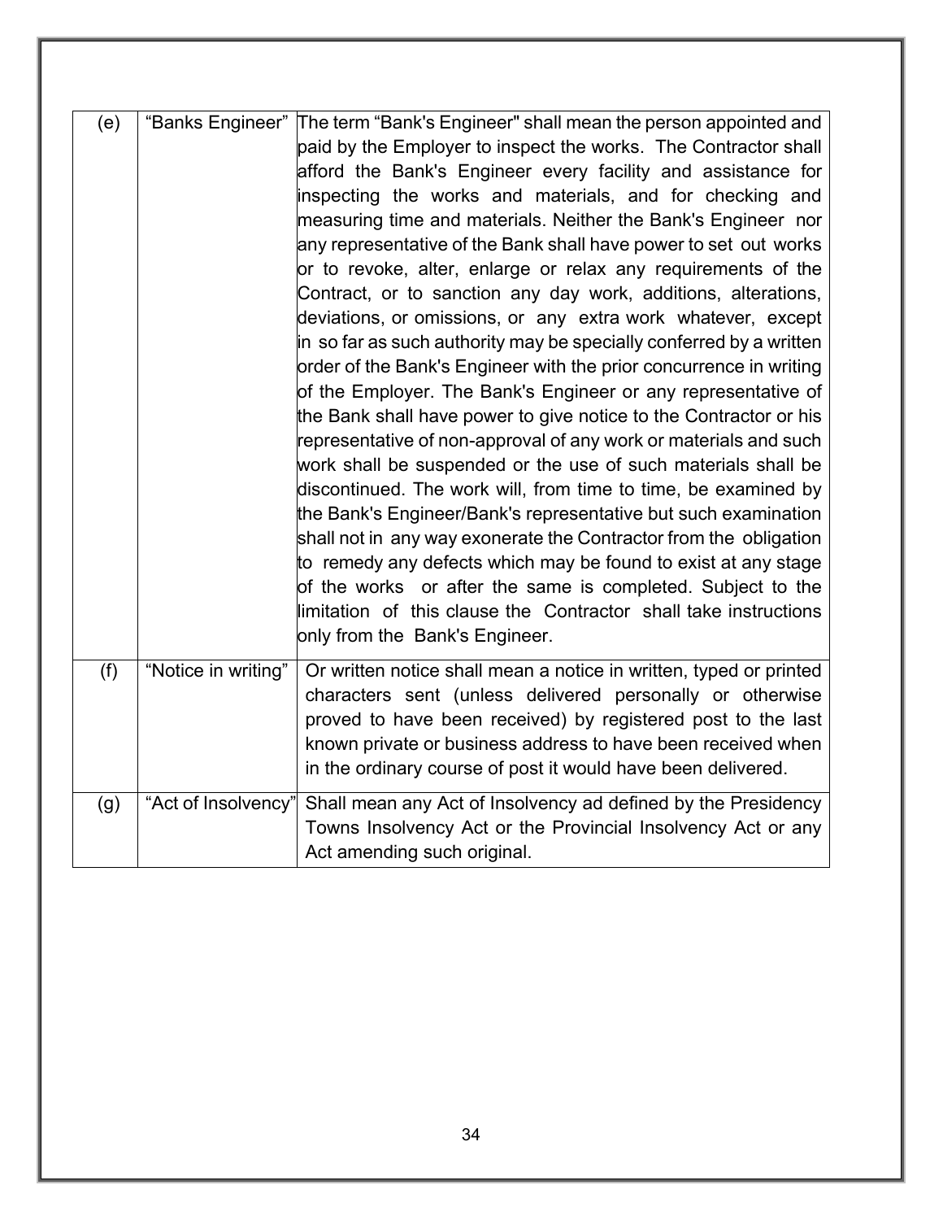| (e) | “Banks Engineer” | The term “Bank's Engineer" shall mean the person appointed and paid by the Employer to inspect the works. The Contractor shall afford the Bank's Engineer every facility and assistance for inspecting the works and materials, and for checking and measuring time and materials. Neither the Bank's Engineer nor any representative of the Bank shall have power to set out works or to revoke, alter, enlarge or relax any requirements of the Contract, or to sanction any day work, additions, alterations, deviations, or omissions, or any extra work whatever, except in so far as such authority may be specially conferred by a written order of the Bank's Engineer with the prior concurrence in writing of the Employer. The Bank's Engineer or any representative of the Bank shall have power to give notice to the Contractor or his representative of non-approval of any work or materials and such work shall be suspended or the use of such materials shall be discontinued. The work will, from time to time, be examined by the Bank's Engineer/Bank's representative but such examination shall not in any way exonerate the Contractor from the obligation to remedy any defects which may be found to exist at any stage of the works or after the same is completed. Subject to the limitation of this clause the Contractor shall take instructions only from the Bank's Engineer. |
|---|---|---|
| (f) | “Notice in writing” | Or written notice shall mean a notice in written, typed or printed characters sent (unless delivered personally or otherwise proved to have been received) by registered post to the last known private or business address to have been received when in the ordinary course of post it would have been delivered. |
| (g) | “Act of Insolvency” | Shall mean any Act of Insolvency ad defined by the Presidency Towns Insolvency Act or the Provincial Insolvency Act or any Act amending such original. |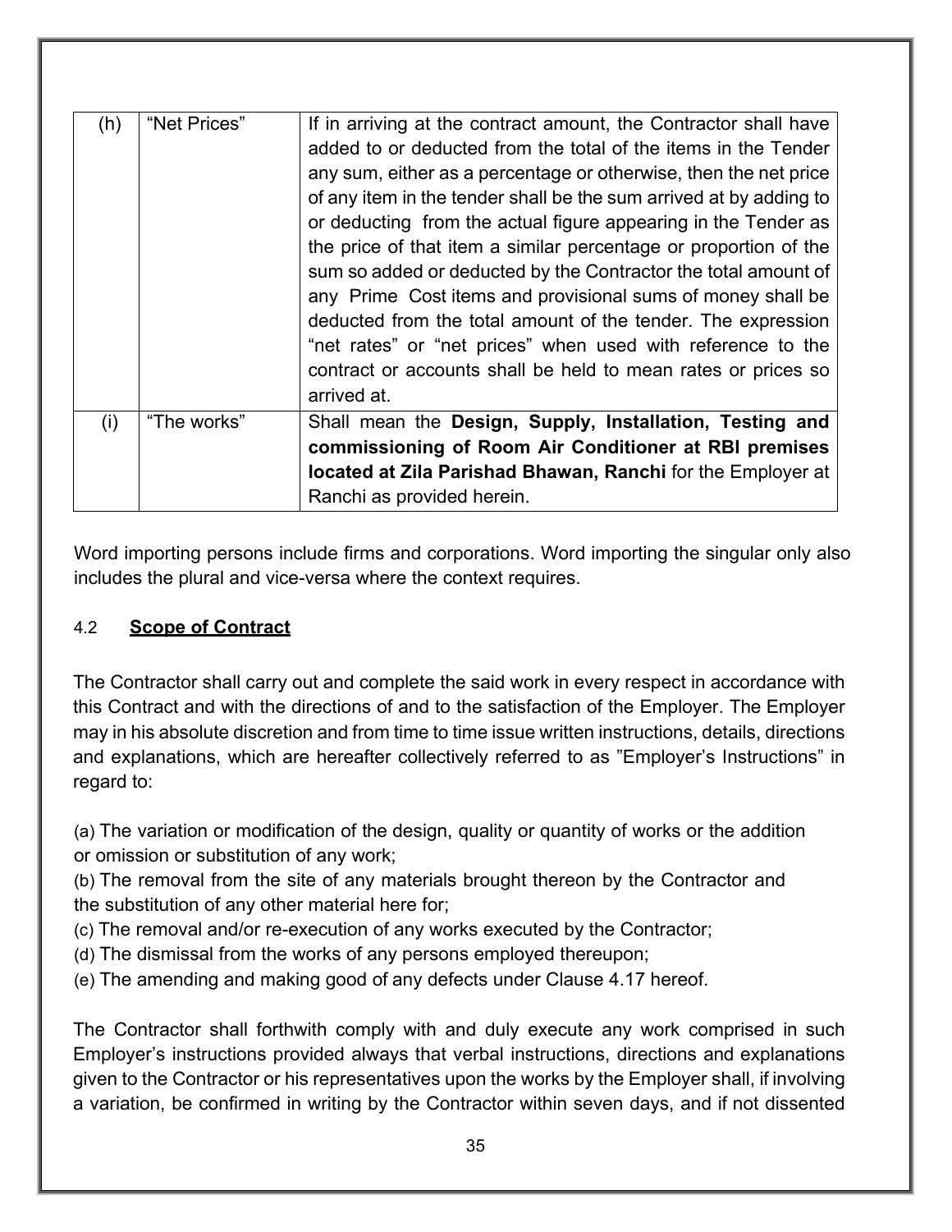| (h) | "Net Prices" | If in arriving at the contract amount, the Contractor shall have added to or deducted from the total of the items in the Tender any sum, either as a percentage or otherwise, then the net price of any item in the tender shall be the sum arrived at by adding to or deducting from the actual figure appearing in the Tender as the price of that item a similar percentage or proportion of the sum so added or deducted by the Contractor the total amount of any Prime Cost items and provisional sums of money shall be deducted from the total amount of the tender. The expression "net rates" or "net prices" when used with reference to the contract or accounts shall be held to mean rates or prices so arrived at. |
|---|---|---|
| (i) | "The works" | Shall mean the **Design, Supply, Installation, Testing and commissioning of Room Air Conditioner at RBI premises located at Zila Parishad Bhawan, Ranchi** for the Employer at Ranchi as provided herein. |

Word importing persons include firms and corporations. Word importing the singular only also includes the plural and vice-versa where the context requires.

4.2 **<u>Scope of Contract</u>**

The Contractor shall carry out and complete the said work in every respect in accordance with this Contract and with the directions of and to the satisfaction of the Employer. The Employer may in his absolute discretion and from time to time issue written instructions, details, directions and explanations, which are hereafter collectively referred to as "Employer's Instructions" in regard to:

(a) The variation or modification of the design, quality or quantity of works or the addition or omission or substitution of any work;
(b) The removal from the site of any materials brought thereon by the Contractor and the substitution of any other material here for;
(c) The removal and/or re-execution of any works executed by the Contractor;
(d) The dismissal from the works of any persons employed thereupon;
(e) The amending and making good of any defects under Clause 4.17 hereof.

The Contractor shall forthwith comply with and duly execute any work comprised in such Employer's instructions provided always that verbal instructions, directions and explanations given to the Contractor or his representatives upon the works by the Employer shall, if involving a variation, be confirmed in writing by the Contractor within seven days, and if not dissented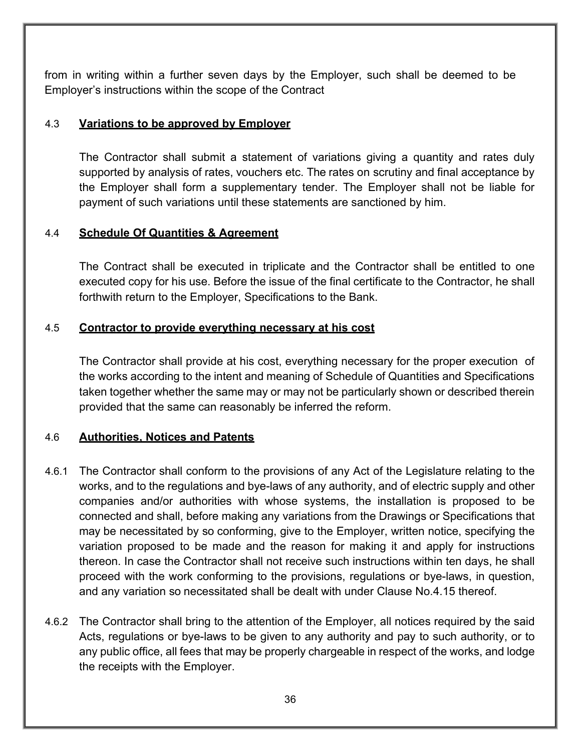from in writing within a further seven days by the Employer, such shall be deemed to be Employer's instructions within the scope of the Contract

### 4.3 Variations to be approved by Employer

The Contractor shall submit a statement of variations giving a quantity and rates duly supported by analysis of rates, vouchers etc. The rates on scrutiny and final acceptance by the Employer shall form a supplementary tender. The Employer shall not be liable for payment of such variations until these statements are sanctioned by him.

### 4.4 Schedule Of Quantities & Agreement

The Contract shall be executed in triplicate and the Contractor shall be entitled to one executed copy for his use. Before the issue of the final certificate to the Contractor, he shall forthwith return to the Employer, Specifications to the Bank.

### 4.5 Contractor to provide everything necessary at his cost

The Contractor shall provide at his cost, everything necessary for the proper execution of the works according to the intent and meaning of Schedule of Quantities and Specifications taken together whether the same may or may not be particularly shown or described therein provided that the same can reasonably be inferred the reform.

### 4.6 Authorities, Notices and Patents

4.6.1 The Contractor shall conform to the provisions of any Act of the Legislature relating to the works, and to the regulations and bye-laws of any authority, and of electric supply and other companies and/or authorities with whose systems, the installation is proposed to be connected and shall, before making any variations from the Drawings or Specifications that may be necessitated by so conforming, give to the Employer, written notice, specifying the variation proposed to be made and the reason for making it and apply for instructions thereon. In case the Contractor shall not receive such instructions within ten days, he shall proceed with the work conforming to the provisions, regulations or bye-laws, in question, and any variation so necessitated shall be dealt with under Clause No.4.15 thereof.

4.6.2 The Contractor shall bring to the attention of the Employer, all notices required by the said Acts, regulations or bye-laws to be given to any authority and pay to such authority, or to any public office, all fees that may be properly chargeable in respect of the works, and lodge the receipts with the Employer.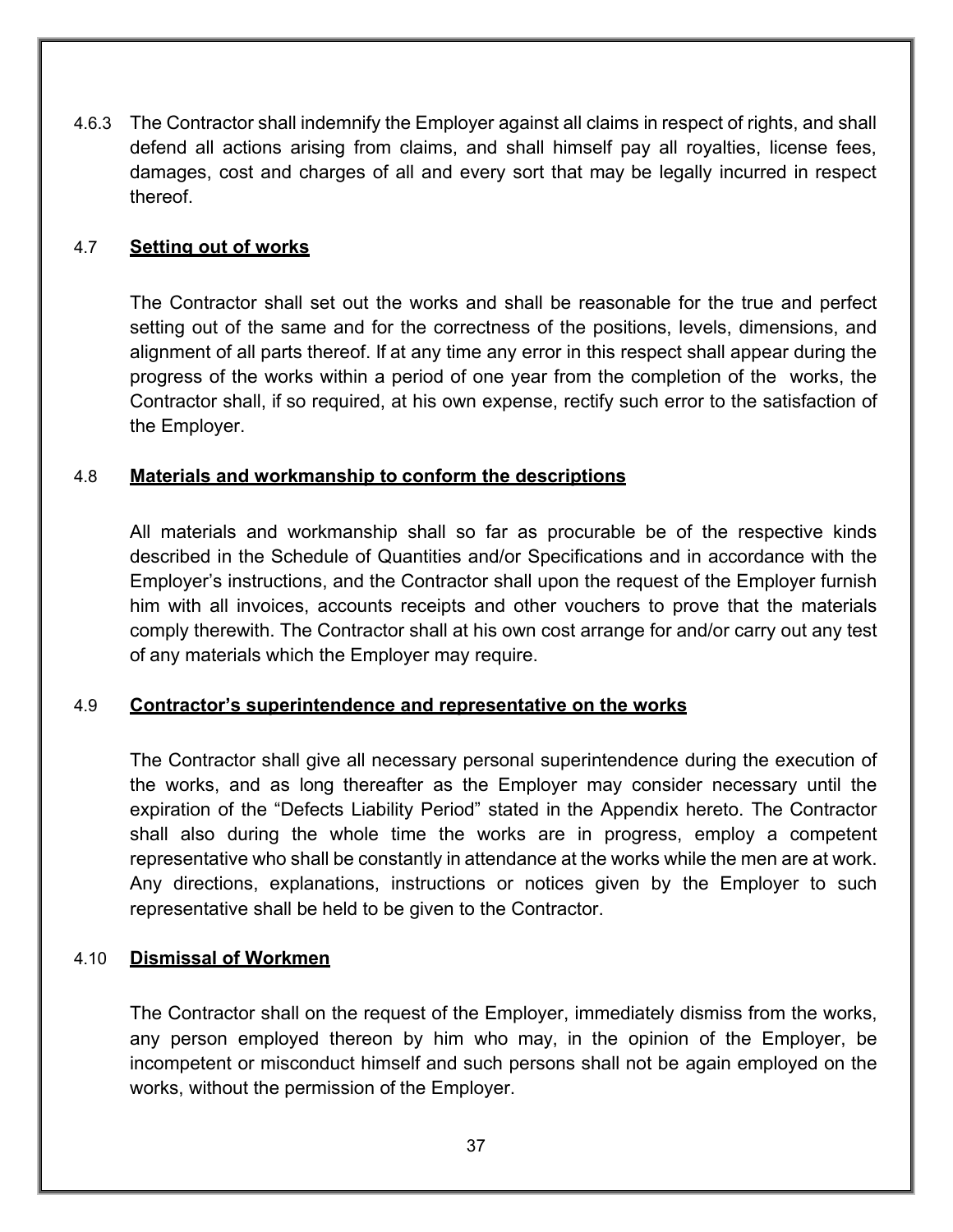4.6.3 The Contractor shall indemnify the Employer against all claims in respect of rights, and shall defend all actions arising from claims, and shall himself pay all royalties, license fees, damages, cost and charges of all and every sort that may be legally incurred in respect thereof.

4.7 **Setting out of works**

The Contractor shall set out the works and shall be reasonable for the true and perfect setting out of the same and for the correctness of the positions, levels, dimensions, and alignment of all parts thereof. If at any time any error in this respect shall appear during the progress of the works within a period of one year from the completion of the works, the Contractor shall, if so required, at his own expense, rectify such error to the satisfaction of the Employer.

4.8 **Materials and workmanship to conform the descriptions**

All materials and workmanship shall so far as procurable be of the respective kinds described in the Schedule of Quantities and/or Specifications and in accordance with the Employer's instructions, and the Contractor shall upon the request of the Employer furnish him with all invoices, accounts receipts and other vouchers to prove that the materials comply therewith. The Contractor shall at his own cost arrange for and/or carry out any test of any materials which the Employer may require.

4.9 **Contractor's superintendence and representative on the works**

The Contractor shall give all necessary personal superintendence during the execution of the works, and as long thereafter as the Employer may consider necessary until the expiration of the "Defects Liability Period" stated in the Appendix hereto. The Contractor shall also during the whole time the works are in progress, employ a competent representative who shall be constantly in attendance at the works while the men are at work. Any directions, explanations, instructions or notices given by the Employer to such representative shall be held to be given to the Contractor.

4.10 **Dismissal of Workmen**

The Contractor shall on the request of the Employer, immediately dismiss from the works, any person employed thereon by him who may, in the opinion of the Employer, be incompetent or misconduct himself and such persons shall not be again employed on the works, without the permission of the Employer.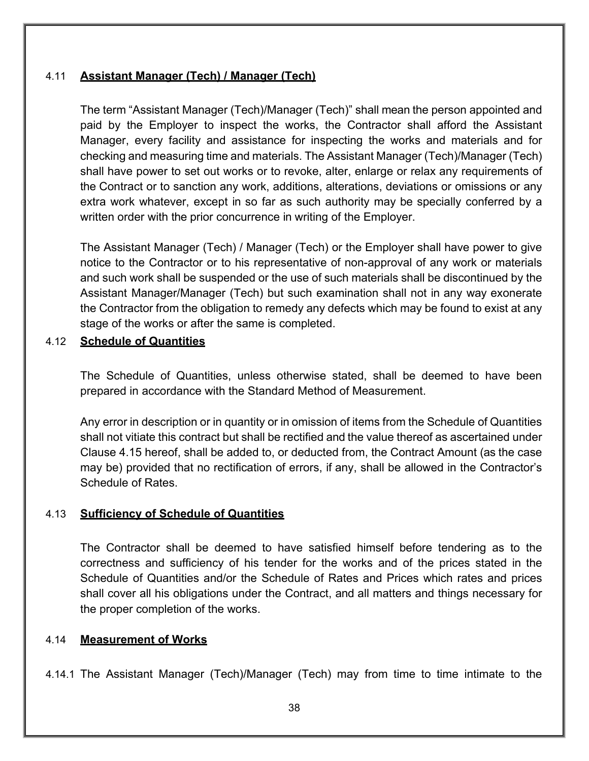### 4.11 **Assistant Manager (Tech) / Manager (Tech)**

The term "Assistant Manager (Tech)/Manager (Tech)" shall mean the person appointed and paid by the Employer to inspect the works, the Contractor shall afford the Assistant Manager, every facility and assistance for inspecting the works and materials and for checking and measuring time and materials. The Assistant Manager (Tech)/Manager (Tech) shall have power to set out works or to revoke, alter, enlarge or relax any requirements of the Contract or to sanction any work, additions, alterations, deviations or omissions or any extra work whatever, except in so far as such authority may be specially conferred by a written order with the prior concurrence in writing of the Employer.

The Assistant Manager (Tech) / Manager (Tech) or the Employer shall have power to give notice to the Contractor or to his representative of non-approval of any work or materials and such work shall be suspended or the use of such materials shall be discontinued by the Assistant Manager/Manager (Tech) but such examination shall not in any way exonerate the Contractor from the obligation to remedy any defects which may be found to exist at any stage of the works or after the same is completed.

### 4.12 **Schedule of Quantities**

The Schedule of Quantities, unless otherwise stated, shall be deemed to have been prepared in accordance with the Standard Method of Measurement.

Any error in description or in quantity or in omission of items from the Schedule of Quantities shall not vitiate this contract but shall be rectified and the value thereof as ascertained under Clause 4.15 hereof, shall be added to, or deducted from, the Contract Amount (as the case may be) provided that no rectification of errors, if any, shall be allowed in the Contractor's Schedule of Rates.

### 4.13 **Sufficiency of Schedule of Quantities**

The Contractor shall be deemed to have satisfied himself before tendering as to the correctness and sufficiency of his tender for the works and of the prices stated in the Schedule of Quantities and/or the Schedule of Rates and Prices which rates and prices shall cover all his obligations under the Contract, and all matters and things necessary for the proper completion of the works.

### 4.14 **Measurement of Works**

4.14.1 The Assistant Manager (Tech)/Manager (Tech) may from time to time intimate to the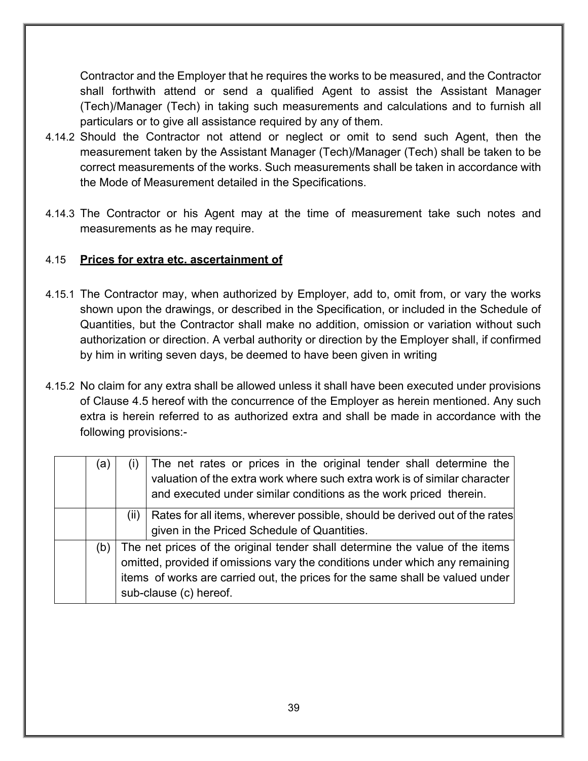Contractor and the Employer that he requires the works to be measured, and the Contractor shall forthwith attend or send a qualified Agent to assist the Assistant Manager (Tech)/Manager (Tech) in taking such measurements and calculations and to furnish all particulars or to give all assistance required by any of them.

4.14.2 Should the Contractor not attend or neglect or omit to send such Agent, then the measurement taken by the Assistant Manager (Tech)/Manager (Tech) shall be taken to be correct measurements of the works. Such measurements shall be taken in accordance with the Mode of Measurement detailed in the Specifications.

4.14.3 The Contractor or his Agent may at the time of measurement take such notes and measurements as he may require.

4.15 **Prices for extra etc. ascertainment of**

4.15.1 The Contractor may, when authorized by Employer, add to, omit from, or vary the works shown upon the drawings, or described in the Specification, or included in the Schedule of Quantities, but the Contractor shall make no addition, omission or variation without such authorization or direction. A verbal authority or direction by the Employer shall, if confirmed by him in writing seven days, be deemed to have been given in writing

4.15.2 No claim for any extra shall be allowed unless it shall have been executed under provisions of Clause 4.5 hereof with the concurrence of the Employer as herein mentioned. Any such extra is herein referred to as authorized extra and shall be made in accordance with the following provisions:-

| | | | |
|---|---|---|---|
| | (a) | (i) | The net rates or prices in the original tender shall determine the valuation of the extra work where such extra work is of similar character and executed under similar conditions as the work priced therein. |
| | | (ii) | Rates for all items, wherever possible, should be derived out of the rates given in the Priced Schedule of Quantities. |
| | (b) | The net prices of the original tender shall determine the value of the items omitted, provided if omissions vary the conditions under which any remaining items of works are carried out, the prices for the same shall be valued under sub-clause (c) hereof. | |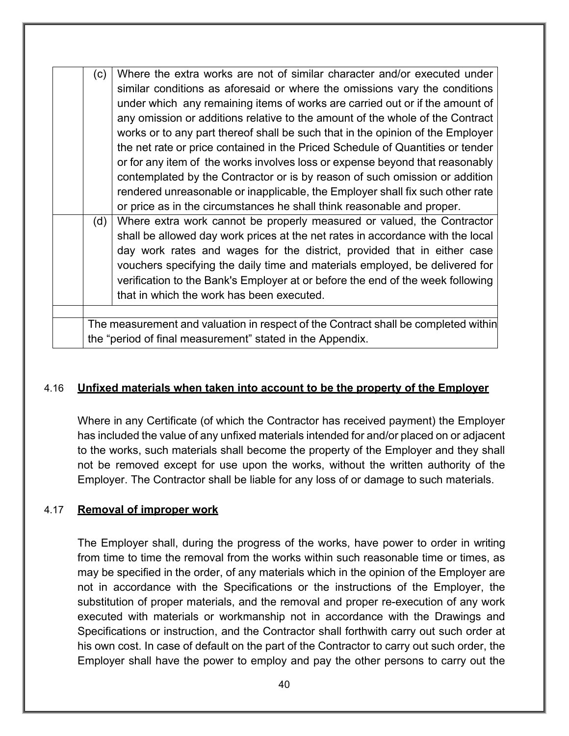| | | |
|---|---|---|
| | (c) | Where the extra works are not of similar character and/or executed under similar conditions as aforesaid or where the omissions vary the conditions under which any remaining items of works are carried out or if the amount of any omission or additions relative to the amount of the whole of the Contract works or to any part thereof shall be such that in the opinion of the Employer the net rate or price contained in the Priced Schedule of Quantities or tender or for any item of the works involves loss or expense beyond that reasonably contemplated by the Contractor or is by reason of such omission or addition rendered unreasonable or inapplicable, the Employer shall fix such other rate or price as in the circumstances he shall think reasonable and proper. |
| | (d) | Where extra work cannot be properly measured or valued, the Contractor shall be allowed day work prices at the net rates in accordance with the local day work rates and wages for the district, provided that in either case vouchers specifying the daily time and materials employed, be delivered for verification to the Bank's Employer at or before the end of the week following that in which the work has been executed. |
| | | |
| | The measurement and valuation in respect of the Contract shall be completed within the "period of final measurement" stated in the Appendix. | |

4.16 **Unfixed materials when taken into account to be the property of the Employer**

Where in any Certificate (of which the Contractor has received payment) the Employer has included the value of any unfixed materials intended for and/or placed on or adjacent to the works, such materials shall become the property of the Employer and they shall not be removed except for use upon the works, without the written authority of the Employer. The Contractor shall be liable for any loss of or damage to such materials.

4.17 **Removal of improper work**

The Employer shall, during the progress of the works, have power to order in writing from time to time the removal from the works within such reasonable time or times, as may be specified in the order, of any materials which in the opinion of the Employer are not in accordance with the Specifications or the instructions of the Employer, the substitution of proper materials, and the removal and proper re-execution of any work executed with materials or workmanship not in accordance with the Drawings and Specifications or instruction, and the Contractor shall forthwith carry out such order at his own cost. In case of default on the part of the Contractor to carry out such order, the Employer shall have the power to employ and pay the other persons to carry out the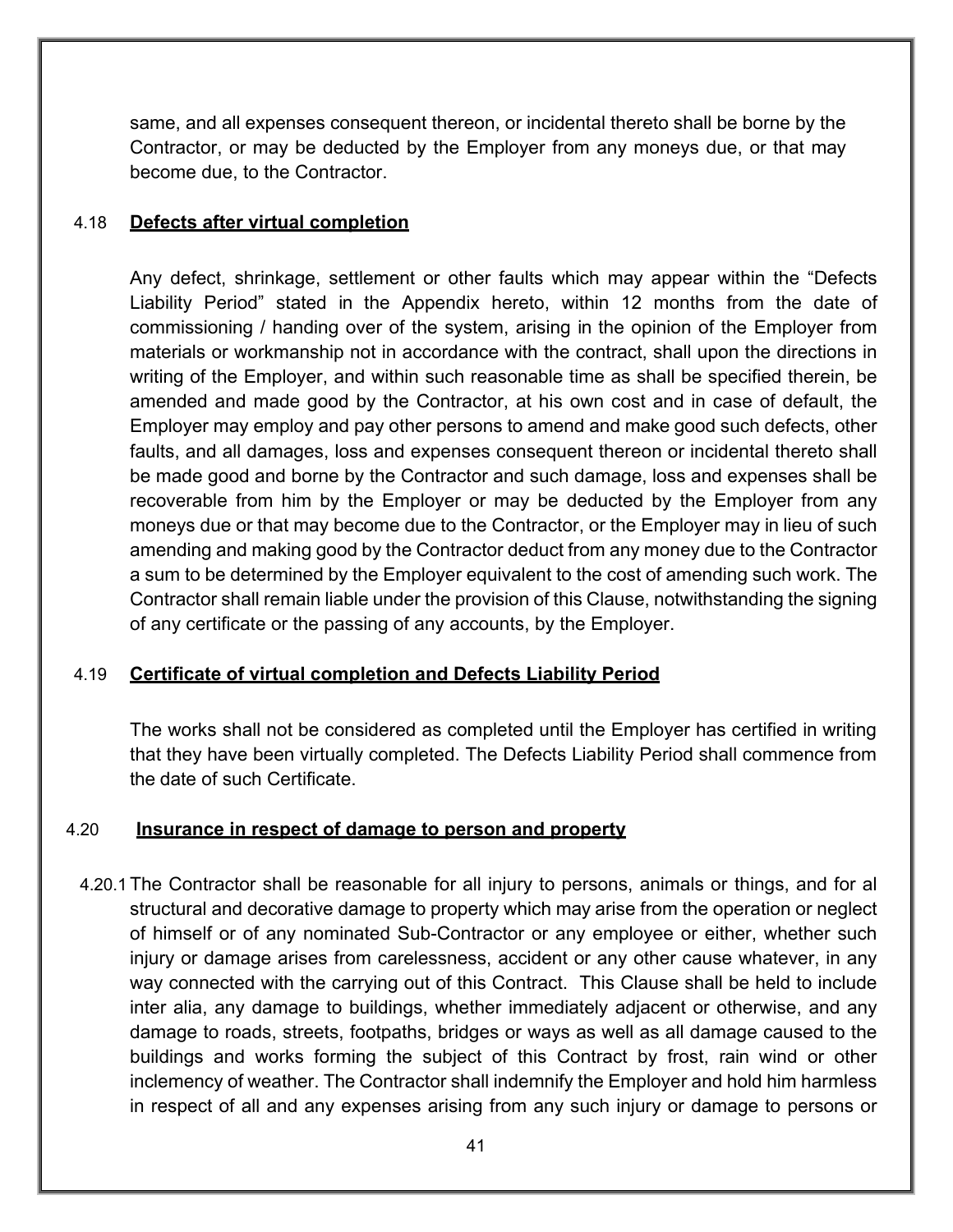same, and all expenses consequent thereon, or incidental thereto shall be borne by the Contractor, or may be deducted by the Employer from any moneys due, or that may become due, to the Contractor.

### 4.18 Defects after virtual completion

Any defect, shrinkage, settlement or other faults which may appear within the "Defects Liability Period" stated in the Appendix hereto, within 12 months from the date of commissioning / handing over of the system, arising in the opinion of the Employer from materials or workmanship not in accordance with the contract, shall upon the directions in writing of the Employer, and within such reasonable time as shall be specified therein, be amended and made good by the Contractor, at his own cost and in case of default, the Employer may employ and pay other persons to amend and make good such defects, other faults, and all damages, loss and expenses consequent thereon or incidental thereto shall be made good and borne by the Contractor and such damage, loss and expenses shall be recoverable from him by the Employer or may be deducted by the Employer from any moneys due or that may become due to the Contractor, or the Employer may in lieu of such amending and making good by the Contractor deduct from any money due to the Contractor a sum to be determined by the Employer equivalent to the cost of amending such work. The Contractor shall remain liable under the provision of this Clause, notwithstanding the signing of any certificate or the passing of any accounts, by the Employer.

### 4.19 Certificate of virtual completion and Defects Liability Period

The works shall not be considered as completed until the Employer has certified in writing that they have been virtually completed. The Defects Liability Period shall commence from the date of such Certificate.

### 4.20 Insurance in respect of damage to person and property

4.20.1 The Contractor shall be reasonable for all injury to persons, animals or things, and for al structural and decorative damage to property which may arise from the operation or neglect of himself or of any nominated Sub-Contractor or any employee or either, whether such injury or damage arises from carelessness, accident or any other cause whatever, in any way connected with the carrying out of this Contract. This Clause shall be held to include inter alia, any damage to buildings, whether immediately adjacent or otherwise, and any damage to roads, streets, footpaths, bridges or ways as well as all damage caused to the buildings and works forming the subject of this Contract by frost, rain wind or other inclemency of weather. The Contractor shall indemnify the Employer and hold him harmless in respect of all and any expenses arising from any such injury or damage to persons or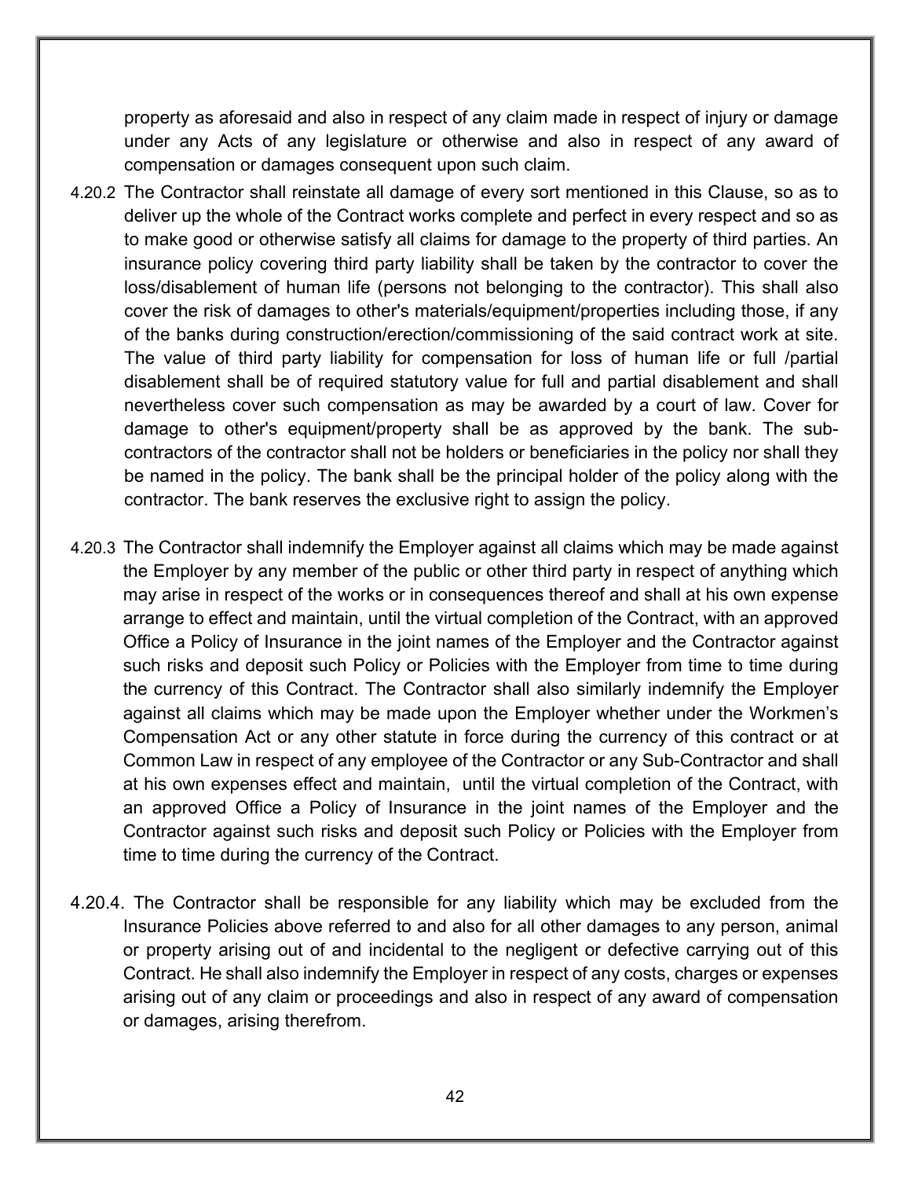property as aforesaid and also in respect of any claim made in respect of injury or damage under any Acts of any legislature or otherwise and also in respect of any award of compensation or damages consequent upon such claim.

4.20.2 The Contractor shall reinstate all damage of every sort mentioned in this Clause, so as to deliver up the whole of the Contract works complete and perfect in every respect and so as to make good or otherwise satisfy all claims for damage to the property of third parties. An insurance policy covering third party liability shall be taken by the contractor to cover the loss/disablement of human life (persons not belonging to the contractor). This shall also cover the risk of damages to other's materials/equipment/properties including those, if any of the banks during construction/erection/commissioning of the said contract work at site. The value of third party liability for compensation for loss of human life or full /partial disablement shall be of required statutory value for full and partial disablement and shall nevertheless cover such compensation as may be awarded by a court of law. Cover for damage to other's equipment/property shall be as approved by the bank. The sub-contractors of the contractor shall not be holders or beneficiaries in the policy nor shall they be named in the policy. The bank shall be the principal holder of the policy along with the contractor. The bank reserves the exclusive right to assign the policy.

4.20.3 The Contractor shall indemnify the Employer against all claims which may be made against the Employer by any member of the public or other third party in respect of anything which may arise in respect of the works or in consequences thereof and shall at his own expense arrange to effect and maintain, until the virtual completion of the Contract, with an approved Office a Policy of Insurance in the joint names of the Employer and the Contractor against such risks and deposit such Policy or Policies with the Employer from time to time during the currency of this Contract. The Contractor shall also similarly indemnify the Employer against all claims which may be made upon the Employer whether under the Workmen's Compensation Act or any other statute in force during the currency of this contract or at Common Law in respect of any employee of the Contractor or any Sub-Contractor and shall at his own expenses effect and maintain, until the virtual completion of the Contract, with an approved Office a Policy of Insurance in the joint names of the Employer and the Contractor against such risks and deposit such Policy or Policies with the Employer from time to time during the currency of the Contract.

4.20.4. The Contractor shall be responsible for any liability which may be excluded from the Insurance Policies above referred to and also for all other damages to any person, animal or property arising out of and incidental to the negligent or defective carrying out of this Contract. He shall also indemnify the Employer in respect of any costs, charges or expenses arising out of any claim or proceedings and also in respect of any award of compensation or damages, arising therefrom.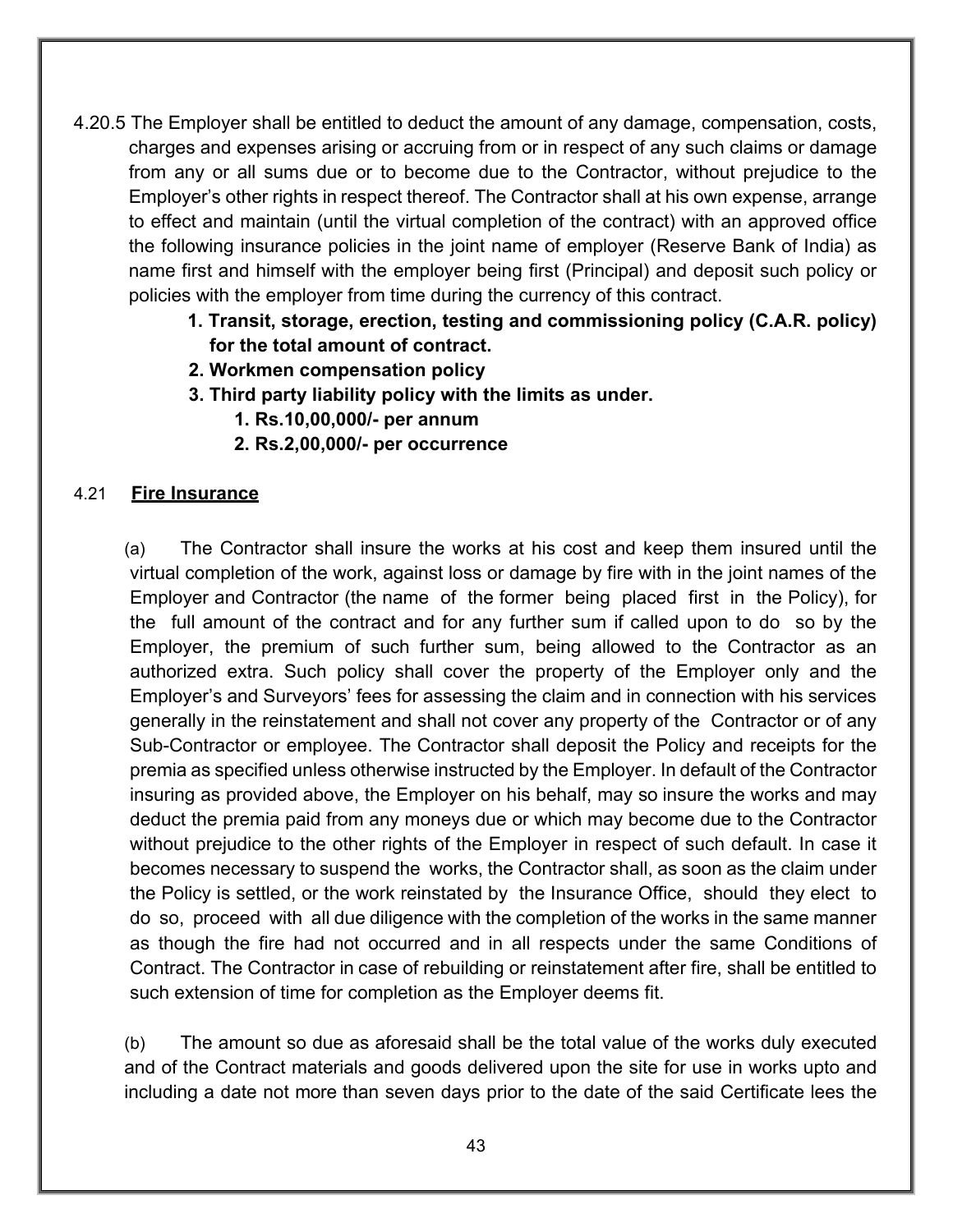4.20.5 The Employer shall be entitled to deduct the amount of any damage, compensation, costs, charges and expenses arising or accruing from or in respect of any such claims or damage from any or all sums due or to become due to the Contractor, without prejudice to the Employer's other rights in respect thereof. The Contractor shall at his own expense, arrange to effect and maintain (until the virtual completion of the contract) with an approved office the following insurance policies in the joint name of employer (Reserve Bank of India) as name first and himself with the employer being first (Principal) and deposit such policy or policies with the employer from time during the currency of this contract.

1. **Transit, storage, erection, testing and commissioning policy (C.A.R. policy) for the total amount of contract.**
2. **Workmen compensation policy**
3. **Third party liability policy with the limits as under.**
    1. **Rs.10,00,000/- per annum**
    2. **Rs.2,00,000/- per occurrence**

4.21 **Fire Insurance**

(a) The Contractor shall insure the works at his cost and keep them insured until the virtual completion of the work, against loss or damage by fire with in the joint names of the Employer and Contractor (the name of the former being placed first in the Policy), for the full amount of the contract and for any further sum if called upon to do so by the Employer, the premium of such further sum, being allowed to the Contractor as an authorized extra. Such policy shall cover the property of the Employer only and the Employer's and Surveyors' fees for assessing the claim and in connection with his services generally in the reinstatement and shall not cover any property of the Contractor or of any Sub-Contractor or employee. The Contractor shall deposit the Policy and receipts for the premia as specified unless otherwise instructed by the Employer. In default of the Contractor insuring as provided above, the Employer on his behalf, may so insure the works and may deduct the premia paid from any moneys due or which may become due to the Contractor without prejudice to the other rights of the Employer in respect of such default. In case it becomes necessary to suspend the works, the Contractor shall, as soon as the claim under the Policy is settled, or the work reinstated by the Insurance Office, should they elect to do so, proceed with all due diligence with the completion of the works in the same manner as though the fire had not occurred and in all respects under the same Conditions of Contract. The Contractor in case of rebuilding or reinstatement after fire, shall be entitled to such extension of time for completion as the Employer deems fit.

(b) The amount so due as aforesaid shall be the total value of the works duly executed and of the Contract materials and goods delivered upon the site for use in works upto and including a date not more than seven days prior to the date of the said Certificate lees the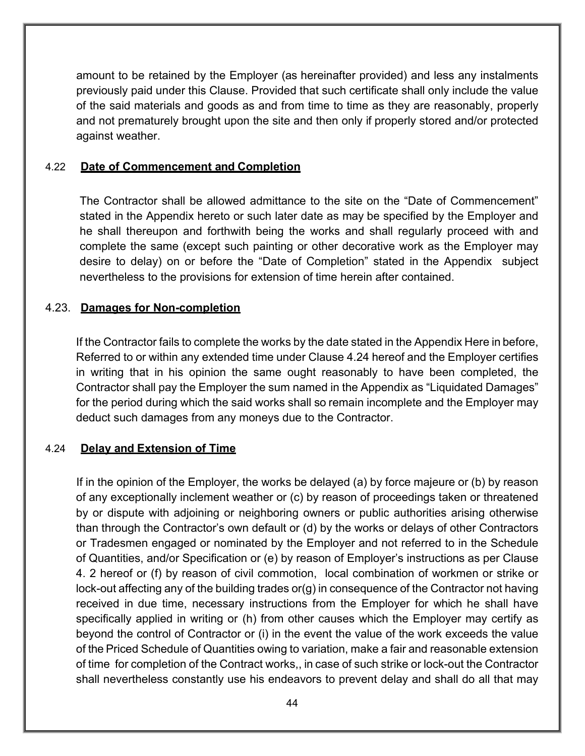amount to be retained by the Employer (as hereinafter provided) and less any instalments previously paid under this Clause. Provided that such certificate shall only include the value of the said materials and goods as and from time to time as they are reasonably, properly and not prematurely brought upon the site and then only if properly stored and/or protected against weather.

### 4.22 **Date of Commencement and Completion**

The Contractor shall be allowed admittance to the site on the "Date of Commencement" stated in the Appendix hereto or such later date as may be specified by the Employer and he shall thereupon and forthwith being the works and shall regularly proceed with and complete the same (except such painting or other decorative work as the Employer may desire to delay) on or before the "Date of Completion" stated in the Appendix subject nevertheless to the provisions for extension of time herein after contained.

### 4.23. **Damages for Non-completion**

If the Contractor fails to complete the works by the date stated in the Appendix Here in before, Referred to or within any extended time under Clause 4.24 hereof and the Employer certifies in writing that in his opinion the same ought reasonably to have been completed, the Contractor shall pay the Employer the sum named in the Appendix as "Liquidated Damages" for the period during which the said works shall so remain incomplete and the Employer may deduct such damages from any moneys due to the Contractor.

### 4.24 **Delay and Extension of Time**

If in the opinion of the Employer, the works be delayed (a) by force majeure or (b) by reason of any exceptionally inclement weather or (c) by reason of proceedings taken or threatened by or dispute with adjoining or neighboring owners or public authorities arising otherwise than through the Contractor's own default or (d) by the works or delays of other Contractors or Tradesmen engaged or nominated by the Employer and not referred to in the Schedule of Quantities, and/or Specification or (e) by reason of Employer's instructions as per Clause 4. 2 hereof or (f) by reason of civil commotion, local combination of workmen or strike or lock-out affecting any of the building trades or(g) in consequence of the Contractor not having received in due time, necessary instructions from the Employer for which he shall have specifically applied in writing or (h) from other causes which the Employer may certify as beyond the control of Contractor or (i) in the event the value of the work exceeds the value of the Priced Schedule of Quantities owing to variation, make a fair and reasonable extension of time for completion of the Contract works,, in case of such strike or lock-out the Contractor shall nevertheless constantly use his endeavors to prevent delay and shall do all that may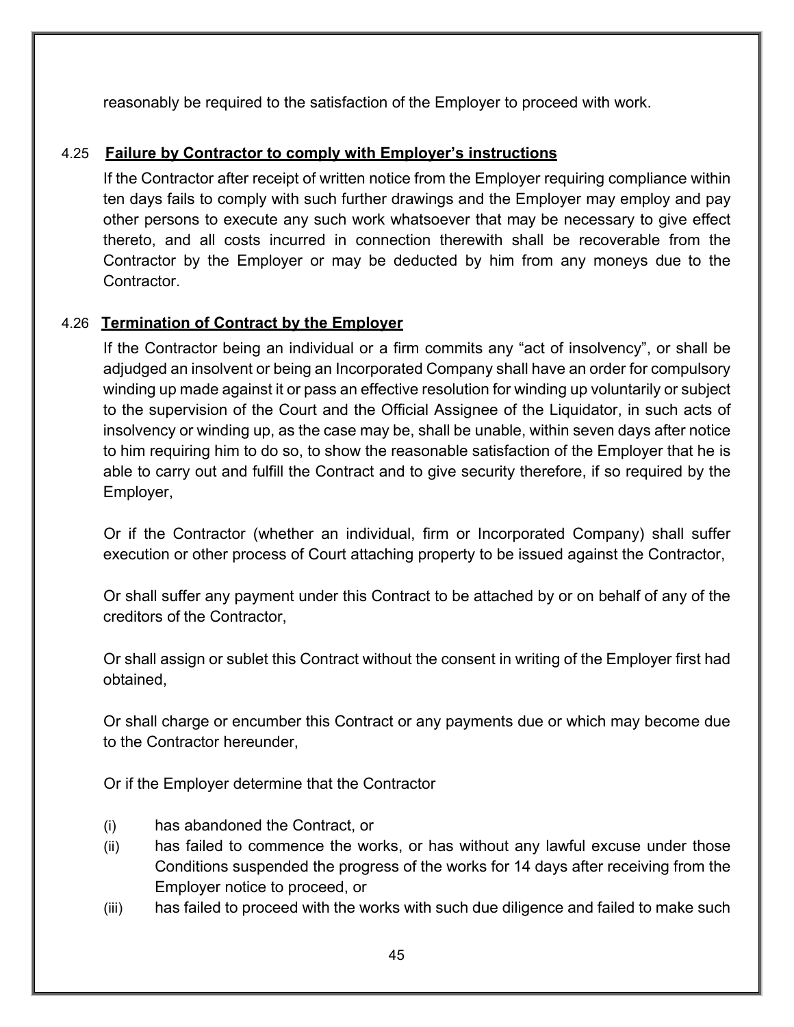reasonably be required to the satisfaction of the Employer to proceed with work.

### 4.25 **Failure by Contractor to comply with Employer's instructions**

If the Contractor after receipt of written notice from the Employer requiring compliance within ten days fails to comply with such further drawings and the Employer may employ and pay other persons to execute any such work whatsoever that may be necessary to give effect thereto, and all costs incurred in connection therewith shall be recoverable from the Contractor by the Employer or may be deducted by him from any moneys due to the Contractor.

### 4.26 **Termination of Contract by the Employer**

If the Contractor being an individual or a firm commits any "act of insolvency", or shall be adjudged an insolvent or being an Incorporated Company shall have an order for compulsory winding up made against it or pass an effective resolution for winding up voluntarily or subject to the supervision of the Court and the Official Assignee of the Liquidator, in such acts of insolvency or winding up, as the case may be, shall be unable, within seven days after notice to him requiring him to do so, to show the reasonable satisfaction of the Employer that he is able to carry out and fulfill the Contract and to give security therefore, if so required by the Employer,

Or if the Contractor (whether an individual, firm or Incorporated Company) shall suffer execution or other process of Court attaching property to be issued against the Contractor,

Or shall suffer any payment under this Contract to be attached by or on behalf of any of the creditors of the Contractor,

Or shall assign or sublet this Contract without the consent in writing of the Employer first had obtained,

Or shall charge or encumber this Contract or any payments due or which may become due to the Contractor hereunder,

Or if the Employer determine that the Contractor

(i) has abandoned the Contract, or

(ii) has failed to commence the works, or has without any lawful excuse under those Conditions suspended the progress of the works for 14 days after receiving from the Employer notice to proceed, or

(iii) has failed to proceed with the works with such due diligence and failed to make such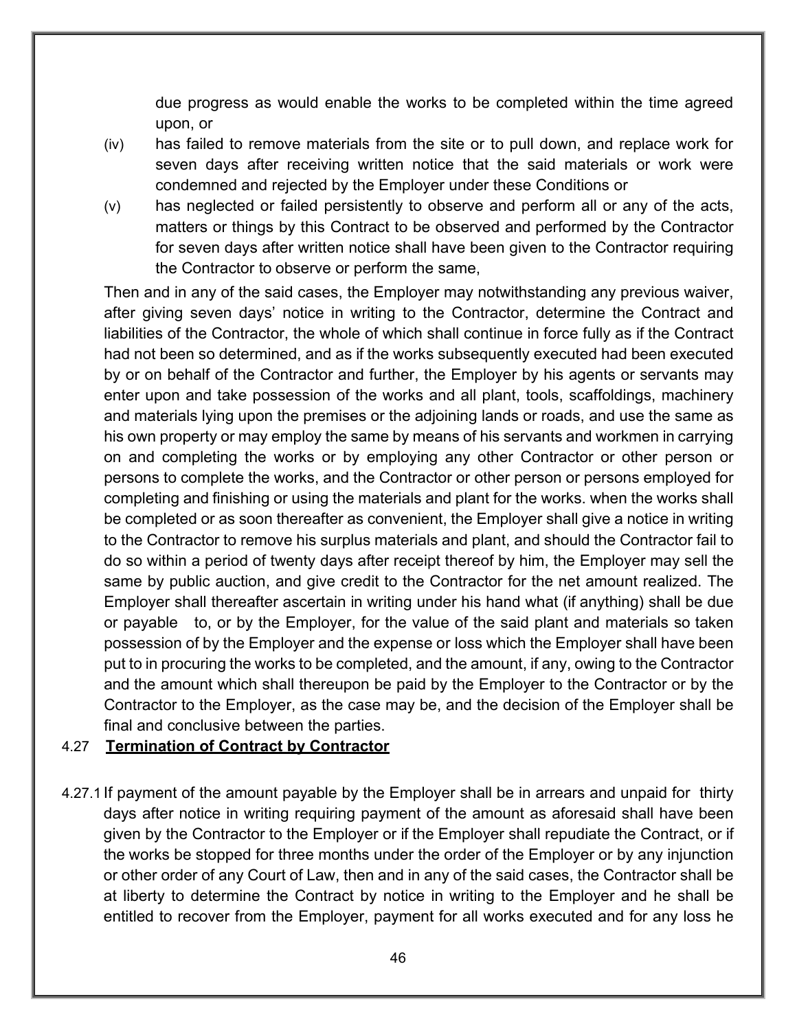due progress as would enable the works to be completed within the time agreed upon, or

(iv) has failed to remove materials from the site or to pull down, and replace work for seven days after receiving written notice that the said materials or work were condemned and rejected by the Employer under these Conditions or

(v) has neglected or failed persistently to observe and perform all or any of the acts, matters or things by this Contract to be observed and performed by the Contractor for seven days after written notice shall have been given to the Contractor requiring the Contractor to observe or perform the same,

Then and in any of the said cases, the Employer may notwithstanding any previous waiver, after giving seven days' notice in writing to the Contractor, determine the Contract and liabilities of the Contractor, the whole of which shall continue in force fully as if the Contract had not been so determined, and as if the works subsequently executed had been executed by or on behalf of the Contractor and further, the Employer by his agents or servants may enter upon and take possession of the works and all plant, tools, scaffoldings, machinery and materials lying upon the premises or the adjoining lands or roads, and use the same as his own property or may employ the same by means of his servants and workmen in carrying on and completing the works or by employing any other Contractor or other person or persons to complete the works, and the Contractor or other person or persons employed for completing and finishing or using the materials and plant for the works. when the works shall be completed or as soon thereafter as convenient, the Employer shall give a notice in writing to the Contractor to remove his surplus materials and plant, and should the Contractor fail to do so within a period of twenty days after receipt thereof by him, the Employer may sell the same by public auction, and give credit to the Contractor for the net amount realized. The Employer shall thereafter ascertain in writing under his hand what (if anything) shall be due or payable to, or by the Employer, for the value of the said plant and materials so taken possession of by the Employer and the expense or loss which the Employer shall have been put to in procuring the works to be completed, and the amount, if any, owing to the Contractor and the amount which shall thereupon be paid by the Employer to the Contractor or by the Contractor to the Employer, as the case may be, and the decision of the Employer shall be final and conclusive between the parties.

### 4.27 **Termination of Contract by Contractor**

4.27.1 If payment of the amount payable by the Employer shall be in arrears and unpaid for thirty days after notice in writing requiring payment of the amount as aforesaid shall have been given by the Contractor to the Employer or if the Employer shall repudiate the Contract, or if the works be stopped for three months under the order of the Employer or by any injunction or other order of any Court of Law, then and in any of the said cases, the Contractor shall be at liberty to determine the Contract by notice in writing to the Employer and he shall be entitled to recover from the Employer, payment for all works executed and for any loss he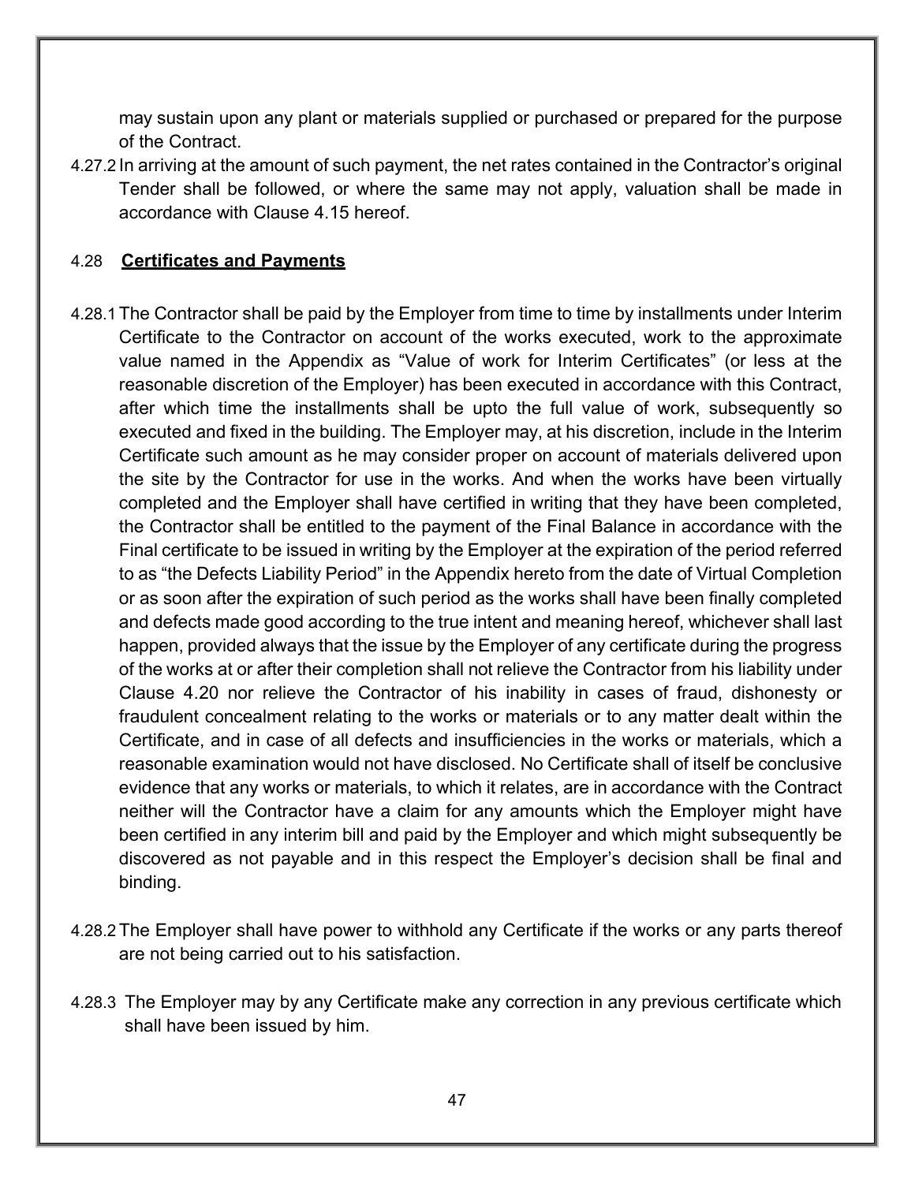may sustain upon any plant or materials supplied or purchased or prepared for the purpose of the Contract.

4.27.2 In arriving at the amount of such payment, the net rates contained in the Contractor's original Tender shall be followed, or where the same may not apply, valuation shall be made in accordance with Clause 4.15 hereof.

### 4.28 **Certificates and Payments**

4.28.1 The Contractor shall be paid by the Employer from time to time by installments under Interim Certificate to the Contractor on account of the works executed, work to the approximate value named in the Appendix as "Value of work for Interim Certificates" (or less at the reasonable discretion of the Employer) has been executed in accordance with this Contract, after which time the installments shall be upto the full value of work, subsequently so executed and fixed in the building. The Employer may, at his discretion, include in the Interim Certificate such amount as he may consider proper on account of materials delivered upon the site by the Contractor for use in the works. And when the works have been virtually completed and the Employer shall have certified in writing that they have been completed, the Contractor shall be entitled to the payment of the Final Balance in accordance with the Final certificate to be issued in writing by the Employer at the expiration of the period referred to as "the Defects Liability Period" in the Appendix hereto from the date of Virtual Completion or as soon after the expiration of such period as the works shall have been finally completed and defects made good according to the true intent and meaning hereof, whichever shall last happen, provided always that the issue by the Employer of any certificate during the progress of the works at or after their completion shall not relieve the Contractor from his liability under Clause 4.20 nor relieve the Contractor of his inability in cases of fraud, dishonesty or fraudulent concealment relating to the works or materials or to any matter dealt within the Certificate, and in case of all defects and insufficiencies in the works or materials, which a reasonable examination would not have disclosed. No Certificate shall of itself be conclusive evidence that any works or materials, to which it relates, are in accordance with the Contract neither will the Contractor have a claim for any amounts which the Employer might have been certified in any interim bill and paid by the Employer and which might subsequently be discovered as not payable and in this respect the Employer's decision shall be final and binding.

4.28.2 The Employer shall have power to withhold any Certificate if the works or any parts thereof are not being carried out to his satisfaction.

4.28.3 The Employer may by any Certificate make any correction in any previous certificate which shall have been issued by him.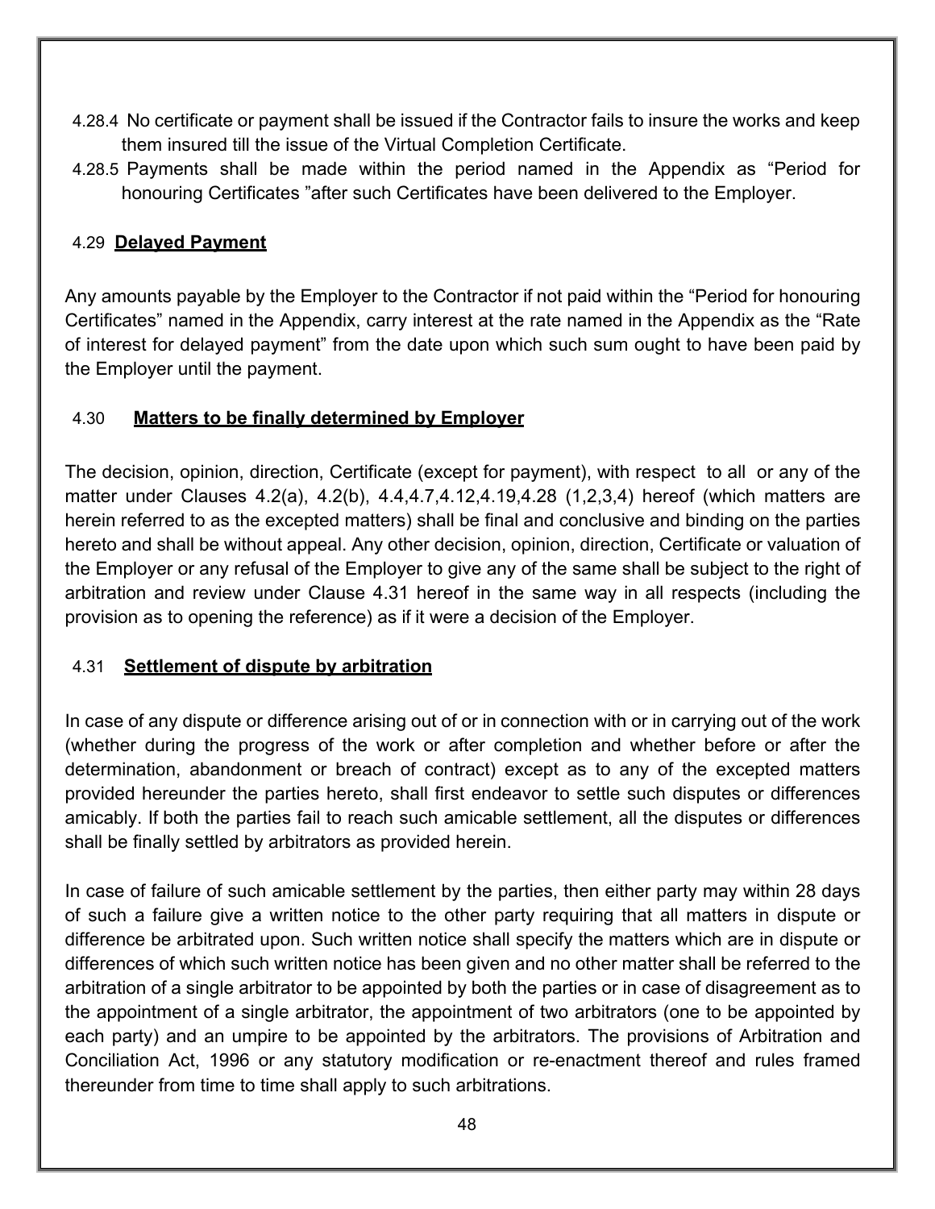4.28.4 No certificate or payment shall be issued if the Contractor fails to insure the works and keep them insured till the issue of the Virtual Completion Certificate.

4.28.5 Payments shall be made within the period named in the Appendix as "Period for honouring Certificates "after such Certificates have been delivered to the Employer.

### 4.29 **Delayed Payment**

Any amounts payable by the Employer to the Contractor if not paid within the "Period for honouring Certificates" named in the Appendix, carry interest at the rate named in the Appendix as the "Rate of interest for delayed payment" from the date upon which such sum ought to have been paid by the Employer until the payment.

### 4.30 **Matters to be finally determined by Employer**

The decision, opinion, direction, Certificate (except for payment), with respect to all or any of the matter under Clauses 4.2(a), 4.2(b), 4.4,4.7,4.12,4.19,4.28 (1,2,3,4) hereof (which matters are herein referred to as the excepted matters) shall be final and conclusive and binding on the parties hereto and shall be without appeal. Any other decision, opinion, direction, Certificate or valuation of the Employer or any refusal of the Employer to give any of the same shall be subject to the right of arbitration and review under Clause 4.31 hereof in the same way in all respects (including the provision as to opening the reference) as if it were a decision of the Employer.

### 4.31 **Settlement of dispute by arbitration**

In case of any dispute or difference arising out of or in connection with or in carrying out of the work (whether during the progress of the work or after completion and whether before or after the determination, abandonment or breach of contract) except as to any of the excepted matters provided hereunder the parties hereto, shall first endeavor to settle such disputes or differences amicably. If both the parties fail to reach such amicable settlement, all the disputes or differences shall be finally settled by arbitrators as provided herein.

In case of failure of such amicable settlement by the parties, then either party may within 28 days of such a failure give a written notice to the other party requiring that all matters in dispute or difference be arbitrated upon. Such written notice shall specify the matters which are in dispute or differences of which such written notice has been given and no other matter shall be referred to the arbitration of a single arbitrator to be appointed by both the parties or in case of disagreement as to the appointment of a single arbitrator, the appointment of two arbitrators (one to be appointed by each party) and an umpire to be appointed by the arbitrators. The provisions of Arbitration and Conciliation Act, 1996 or any statutory modification or re-enactment thereof and rules framed thereunder from time to time shall apply to such arbitrations.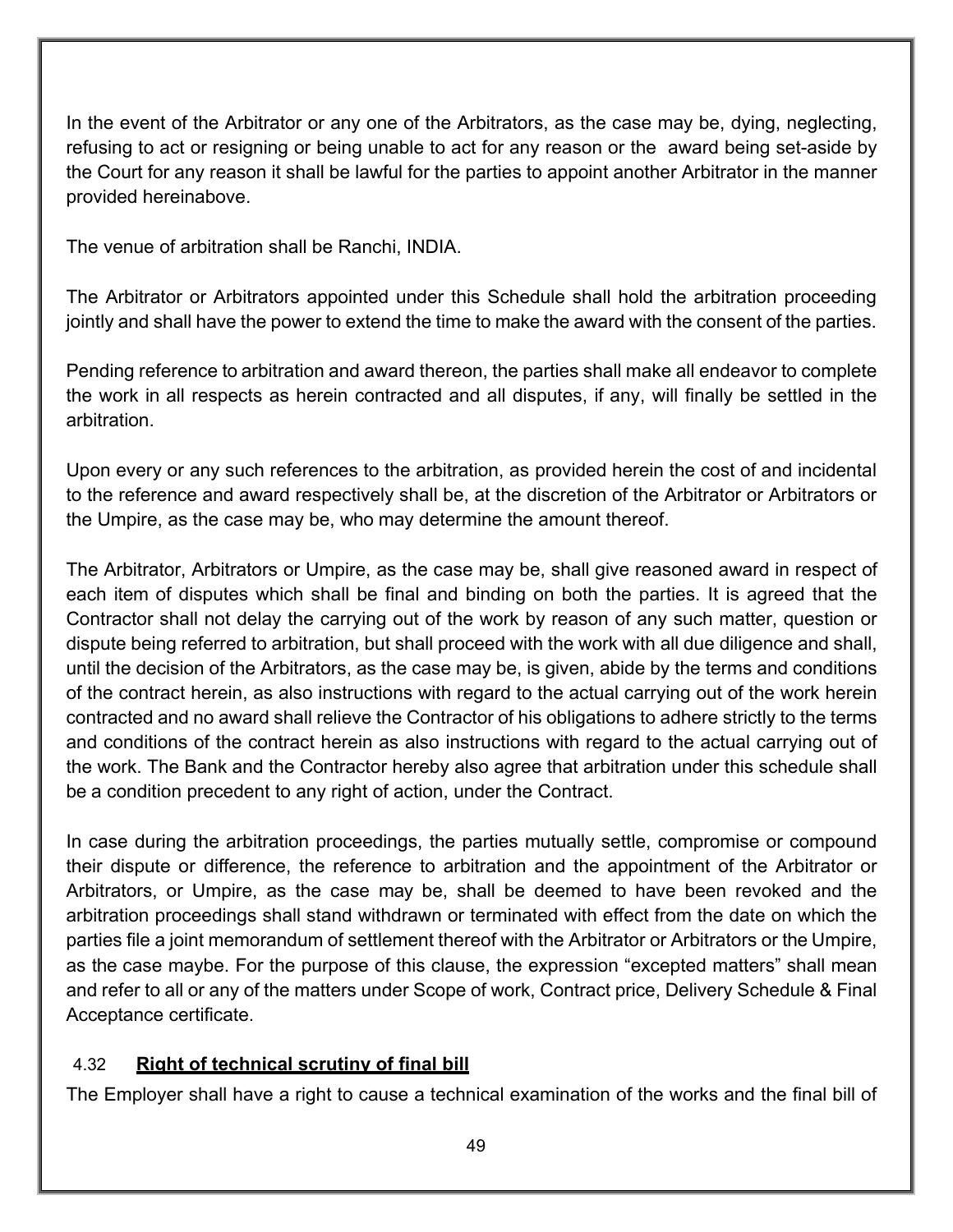In the event of the Arbitrator or any one of the Arbitrators, as the case may be, dying, neglecting, refusing to act or resigning or being unable to act for any reason or the award being set-aside by the Court for any reason it shall be lawful for the parties to appoint another Arbitrator in the manner provided hereinabove.

The venue of arbitration shall be Ranchi, INDIA.

The Arbitrator or Arbitrators appointed under this Schedule shall hold the arbitration proceeding jointly and shall have the power to extend the time to make the award with the consent of the parties.

Pending reference to arbitration and award thereon, the parties shall make all endeavor to complete the work in all respects as herein contracted and all disputes, if any, will finally be settled in the arbitration.

Upon every or any such references to the arbitration, as provided herein the cost of and incidental to the reference and award respectively shall be, at the discretion of the Arbitrator or Arbitrators or the Umpire, as the case may be, who may determine the amount thereof.

The Arbitrator, Arbitrators or Umpire, as the case may be, shall give reasoned award in respect of each item of disputes which shall be final and binding on both the parties. It is agreed that the Contractor shall not delay the carrying out of the work by reason of any such matter, question or dispute being referred to arbitration, but shall proceed with the work with all due diligence and shall, until the decision of the Arbitrators, as the case may be, is given, abide by the terms and conditions of the contract herein, as also instructions with regard to the actual carrying out of the work herein contracted and no award shall relieve the Contractor of his obligations to adhere strictly to the terms and conditions of the contract herein as also instructions with regard to the actual carrying out of the work. The Bank and the Contractor hereby also agree that arbitration under this schedule shall be a condition precedent to any right of action, under the Contract.

In case during the arbitration proceedings, the parties mutually settle, compromise or compound their dispute or difference, the reference to arbitration and the appointment of the Arbitrator or Arbitrators, or Umpire, as the case may be, shall be deemed to have been revoked and the arbitration proceedings shall stand withdrawn or terminated with effect from the date on which the parties file a joint memorandum of settlement thereof with the Arbitrator or Arbitrators or the Umpire, as the case maybe. For the purpose of this clause, the expression "excepted matters" shall mean and refer to all or any of the matters under Scope of work, Contract price, Delivery Schedule & Final Acceptance certificate.

### 4.32 **Right of technical scrutiny of final bill**

The Employer shall have a right to cause a technical examination of the works and the final bill of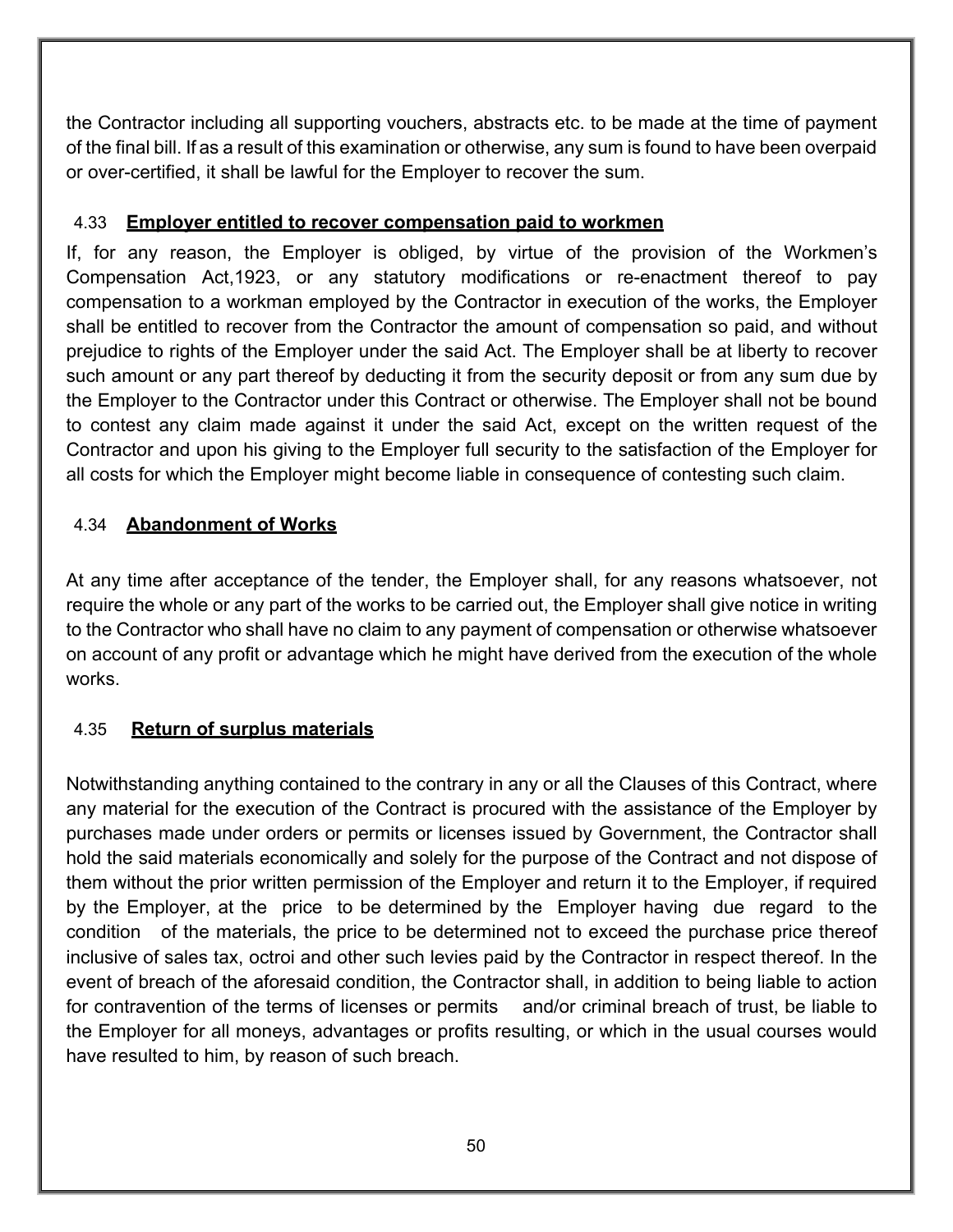the Contractor including all supporting vouchers, abstracts etc. to be made at the time of payment of the final bill. If as a result of this examination or otherwise, any sum is found to have been overpaid or over-certified, it shall be lawful for the Employer to recover the sum.

### 4.33 **<u>Employer entitled to recover compensation paid to workmen</u>**

If, for any reason, the Employer is obliged, by virtue of the provision of the Workmen's Compensation Act,1923, or any statutory modifications or re-enactment thereof to pay compensation to a workman employed by the Contractor in execution of the works, the Employer shall be entitled to recover from the Contractor the amount of compensation so paid, and without prejudice to rights of the Employer under the said Act. The Employer shall be at liberty to recover such amount or any part thereof by deducting it from the security deposit or from any sum due by the Employer to the Contractor under this Contract or otherwise. The Employer shall not be bound to contest any claim made against it under the said Act, except on the written request of the Contractor and upon his giving to the Employer full security to the satisfaction of the Employer for all costs for which the Employer might become liable in consequence of contesting such claim.

### 4.34 **<u>Abandonment of Works</u>**

At any time after acceptance of the tender, the Employer shall, for any reasons whatsoever, not require the whole or any part of the works to be carried out, the Employer shall give notice in writing to the Contractor who shall have no claim to any payment of compensation or otherwise whatsoever on account of any profit or advantage which he might have derived from the execution of the whole works.

### 4.35 **<u>Return of surplus materials</u>**

Notwithstanding anything contained to the contrary in any or all the Clauses of this Contract, where any material for the execution of the Contract is procured with the assistance of the Employer by purchases made under orders or permits or licenses issued by Government, the Contractor shall hold the said materials economically and solely for the purpose of the Contract and not dispose of them without the prior written permission of the Employer and return it to the Employer, if required by the Employer, at the price to be determined by the Employer having due regard to the condition of the materials, the price to be determined not to exceed the purchase price thereof inclusive of sales tax, octroi and other such levies paid by the Contractor in respect thereof. In the event of breach of the aforesaid condition, the Contractor shall, in addition to being liable to action for contravention of the terms of licenses or permits and/or criminal breach of trust, be liable to the Employer for all moneys, advantages or profits resulting, or which in the usual courses would have resulted to him, by reason of such breach.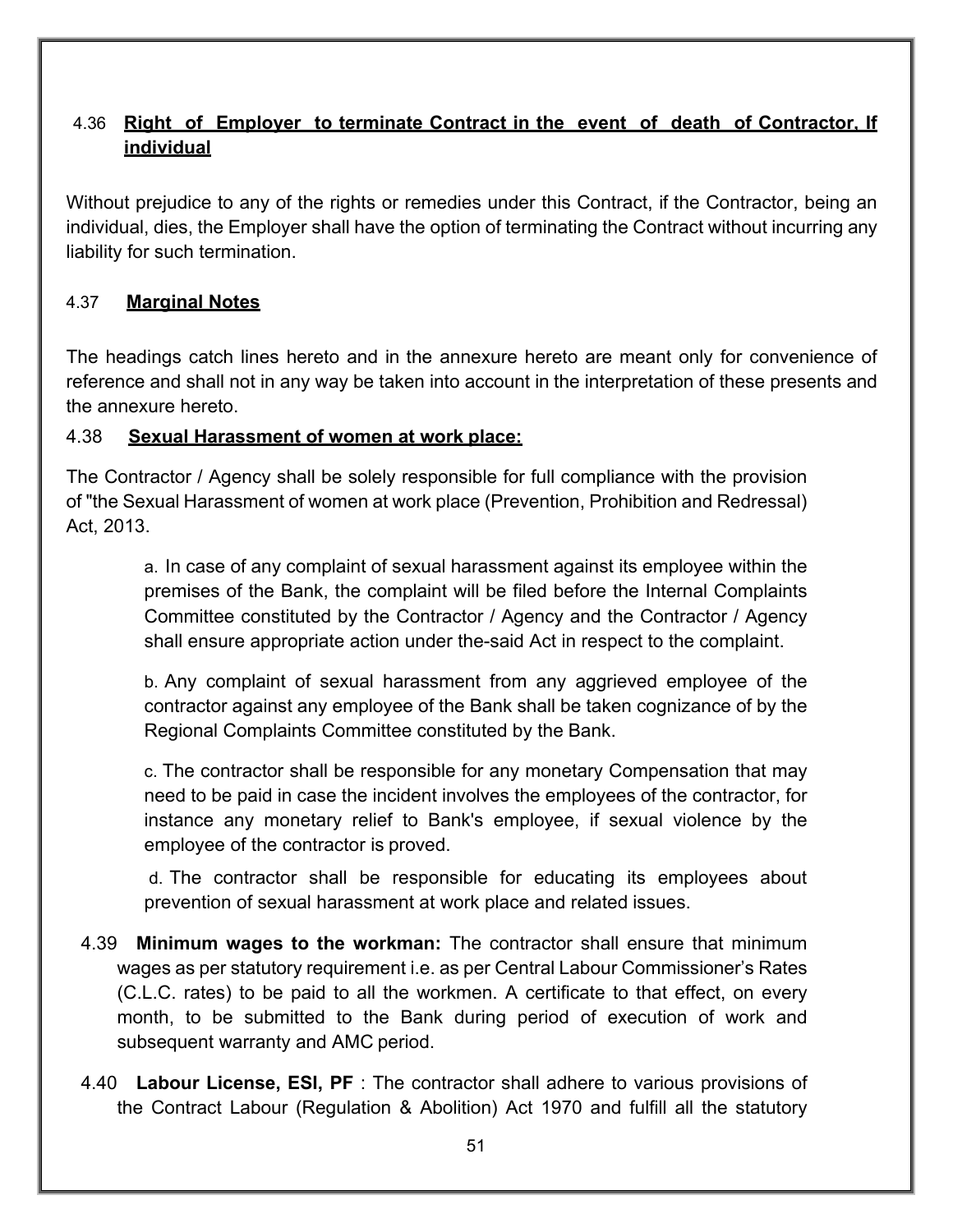### 4.36 Right of Employer to terminate Contract in the event of death of Contractor, If individual

Without prejudice to any of the rights or remedies under this Contract, if the Contractor, being an individual, dies, the Employer shall have the option of terminating the Contract without incurring any liability for such termination.

### 4.37 Marginal Notes

The headings catch lines hereto and in the annexure hereto are meant only for convenience of reference and shall not in any way be taken into account in the interpretation of these presents and the annexure hereto.

### 4.38 Sexual Harassment of women at work place:

The Contractor / Agency shall be solely responsible for full compliance with the provision of "the Sexual Harassment of women at work place (Prevention, Prohibition and Redressal) Act, 2013.

a. In case of any complaint of sexual harassment against its employee within the premises of the Bank, the complaint will be filed before the Internal Complaints Committee constituted by the Contractor / Agency and the Contractor / Agency shall ensure appropriate action under the-said Act in respect to the complaint.

b. Any complaint of sexual harassment from any aggrieved employee of the contractor against any employee of the Bank shall be taken cognizance of by the Regional Complaints Committee constituted by the Bank.

c. The contractor shall be responsible for any monetary Compensation that may need to be paid in case the incident involves the employees of the contractor, for instance any monetary relief to Bank's employee, if sexual violence by the employee of the contractor is proved.

d. The contractor shall be responsible for educating its employees about prevention of sexual harassment at work place and related issues.

4.39 **Minimum wages to the workman:** The contractor shall ensure that minimum wages as per statutory requirement i.e. as per Central Labour Commissioner's Rates (C.L.C. rates) to be paid to all the workmen. A certificate to that effect, on every month, to be submitted to the Bank during period of execution of work and subsequent warranty and AMC period.

4.40 **Labour License, ESI, PF** : The contractor shall adhere to various provisions of the Contract Labour (Regulation & Abolition) Act 1970 and fulfill all the statutory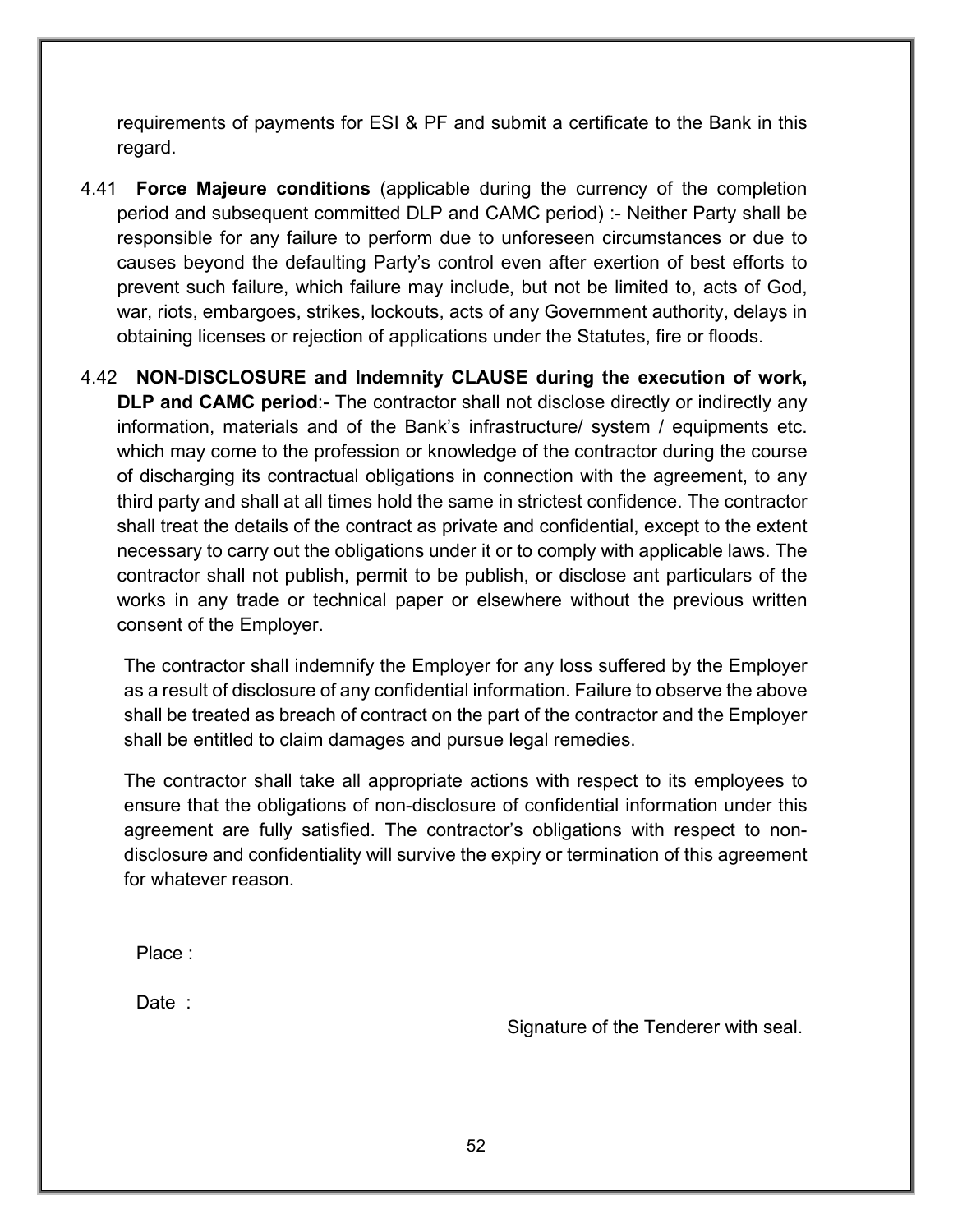requirements of payments for ESI & PF and submit a certificate to the Bank in this regard.

4.41 **Force Majeure conditions** (applicable during the currency of the completion period and subsequent committed DLP and CAMC period) :- Neither Party shall be responsible for any failure to perform due to unforeseen circumstances or due to causes beyond the defaulting Party's control even after exertion of best efforts to prevent such failure, which failure may include, but not be limited to, acts of God, war, riots, embargoes, strikes, lockouts, acts of any Government authority, delays in obtaining licenses or rejection of applications under the Statutes, fire or floods.

4.42 **NON-DISCLOSURE and Indemnity CLAUSE during the execution of work, DLP and CAMC period**:- The contractor shall not disclose directly or indirectly any information, materials and of the Bank's infrastructure/ system / equipments etc. which may come to the profession or knowledge of the contractor during the course of discharging its contractual obligations in connection with the agreement, to any third party and shall at all times hold the same in strictest confidence. The contractor shall treat the details of the contract as private and confidential, except to the extent necessary to carry out the obligations under it or to comply with applicable laws. The contractor shall not publish, permit to be publish, or disclose ant particulars of the works in any trade or technical paper or elsewhere without the previous written consent of the Employer.

The contractor shall indemnify the Employer for any loss suffered by the Employer as a result of disclosure of any confidential information. Failure to observe the above shall be treated as breach of contract on the part of the contractor and the Employer shall be entitled to claim damages and pursue legal remedies.

The contractor shall take all appropriate actions with respect to its employees to ensure that the obligations of non-disclosure of confidential information under this agreement are fully satisfied. The contractor's obligations with respect to non-disclosure and confidentiality will survive the expiry or termination of this agreement for whatever reason.

Place :

Date :

Signature of the Tenderer with seal.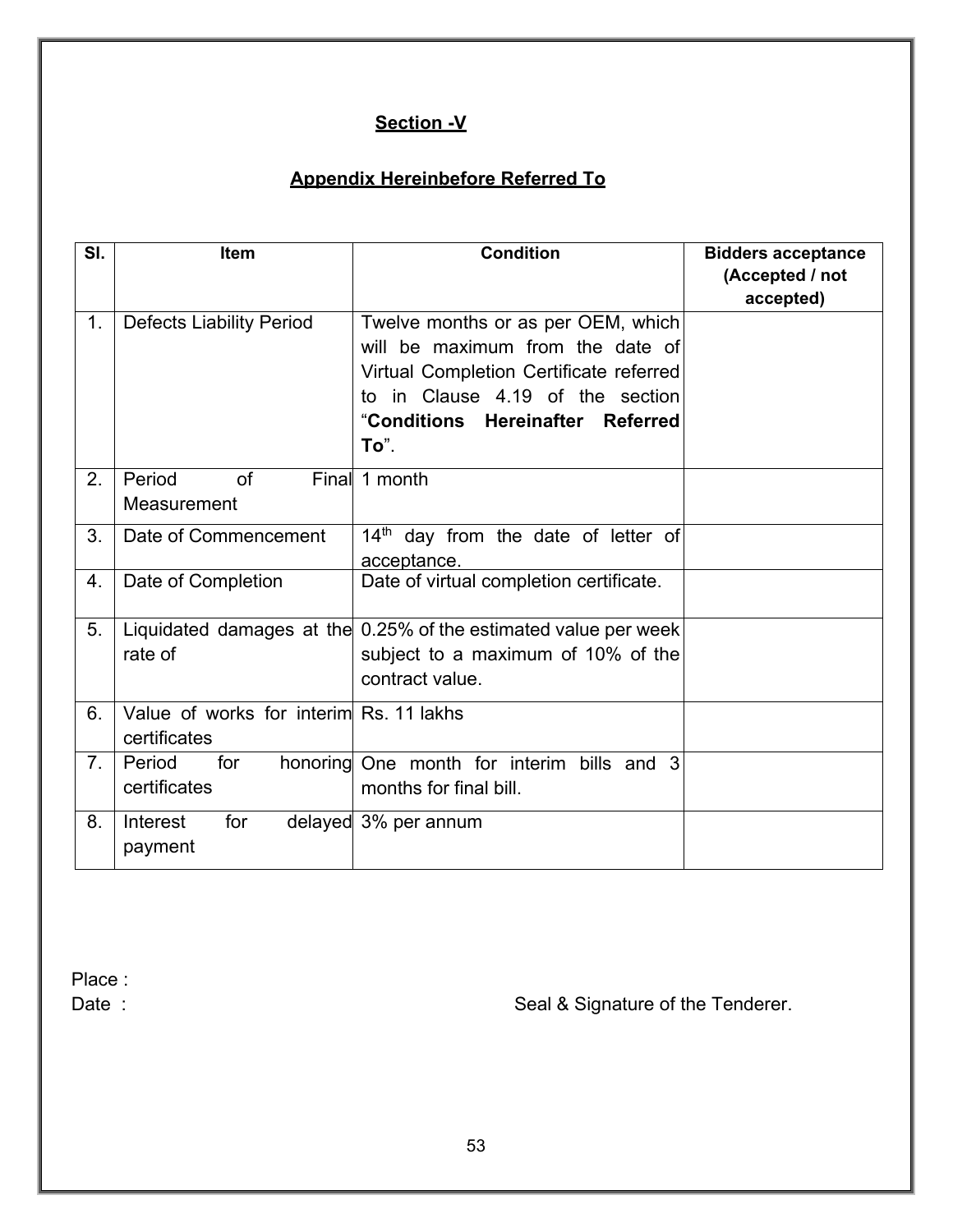## Section -V

## Appendix Hereinbefore Referred To

| Sl. | Item | Condition | Bidders acceptance (Accepted / not accepted) |
|---|---|---|---|
| 1. | Defects Liability Period | Twelve months or as per OEM, which will be maximum from the date of Virtual Completion Certificate referred to in Clause 4.19 of the section "**Conditions Hereinafter Referred To**". | |
| 2. | Period of Final Measurement | 1 month | |
| 3. | Date of Commencement | 14th day from the date of letter of acceptance. | |
| 4. | Date of Completion | Date of virtual completion certificate. | |
| 5. | Liquidated damages at the rate of | 0.25% of the estimated value per week subject to a maximum of 10% of the contract value. | |
| 6. | Value of works for interim certificates | Rs. 11 lakhs | |
| 7. | Period for honoring certificates | One month for interim bills and 3 months for final bill. | |
| 8. | Interest for delayed payment | 3% per annum | |

Place :

Date :

Seal & Signature of the Tenderer.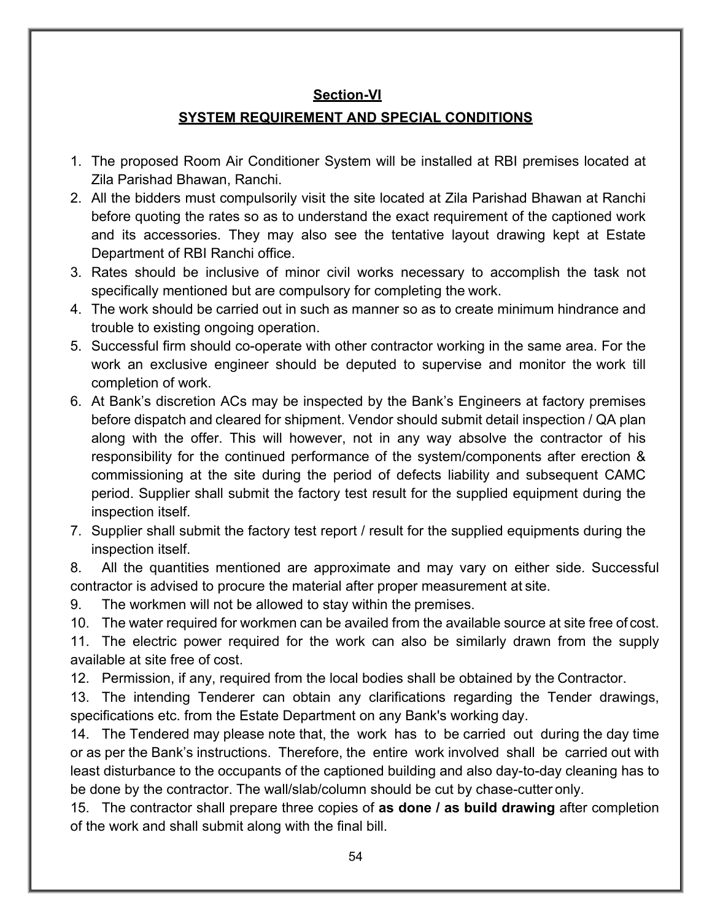## Section-VI

## SYSTEM REQUIREMENT AND SPECIAL CONDITIONS

1. The proposed Room Air Conditioner System will be installed at RBI premises located at Zila Parishad Bhawan, Ranchi.
2. All the bidders must compulsorily visit the site located at Zila Parishad Bhawan at Ranchi before quoting the rates so as to understand the exact requirement of the captioned work and its accessories. They may also see the tentative layout drawing kept at Estate Department of RBI Ranchi office.
3. Rates should be inclusive of minor civil works necessary to accomplish the task not specifically mentioned but are compulsory for completing the work.
4. The work should be carried out in such as manner so as to create minimum hindrance and trouble to existing ongoing operation.
5. Successful firm should co-operate with other contractor working in the same area. For the work an exclusive engineer should be deputed to supervise and monitor the work till completion of work.
6. At Bank's discretion ACs may be inspected by the Bank's Engineers at factory premises before dispatch and cleared for shipment. Vendor should submit detail inspection / QA plan along with the offer. This will however, not in any way absolve the contractor of his responsibility for the continued performance of the system/components after erection & commissioning at the site during the period of defects liability and subsequent CAMC period. Supplier shall submit the factory test result for the supplied equipment during the inspection itself.
7. Supplier shall submit the factory test report / result for the supplied equipments during the inspection itself.
8. All the quantities mentioned are approximate and may vary on either side. Successful contractor is advised to procure the material after proper measurement at site.
9. The workmen will not be allowed to stay within the premises.
10. The water required for workmen can be availed from the available source at site free of cost.
11. The electric power required for the work can also be similarly drawn from the supply available at site free of cost.
12. Permission, if any, required from the local bodies shall be obtained by the Contractor.
13. The intending Tenderer can obtain any clarifications regarding the Tender drawings, specifications etc. from the Estate Department on any Bank's working day.
14. The Tendered may please note that, the work has to be carried out during the day time or as per the Bank's instructions. Therefore, the entire work involved shall be carried out with least disturbance to the occupants of the captioned building and also day-to-day cleaning has to be done by the contractor. The wall/slab/column should be cut by chase-cutter only.
15. The contractor shall prepare three copies of **as done / as build drawing** after completion of the work and shall submit along with the final bill.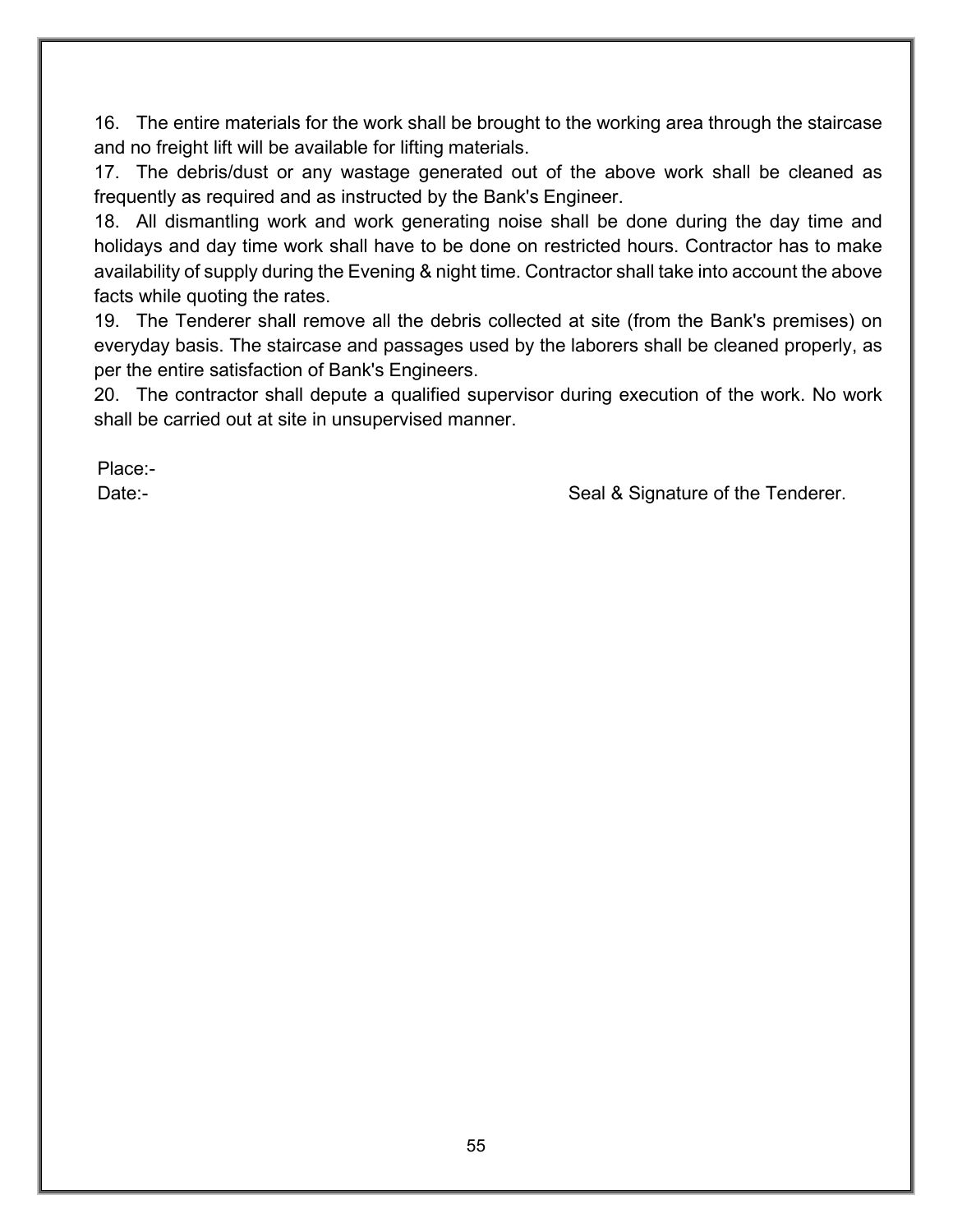16. The entire materials for the work shall be brought to the working area through the staircase and no freight lift will be available for lifting materials.

17. The debris/dust or any wastage generated out of the above work shall be cleaned as frequently as required and as instructed by the Bank's Engineer.

18. All dismantling work and work generating noise shall be done during the day time and holidays and day time work shall have to be done on restricted hours. Contractor has to make availability of supply during the Evening & night time. Contractor shall take into account the above facts while quoting the rates.

19. The Tenderer shall remove all the debris collected at site (from the Bank's premises) on everyday basis. The staircase and passages used by the laborers shall be cleaned properly, as per the entire satisfaction of Bank's Engineers.

20. The contractor shall depute a qualified supervisor during execution of the work. No work shall be carried out at site in unsupervised manner.

Place:-

Date:- Seal & Signature of the Tenderer.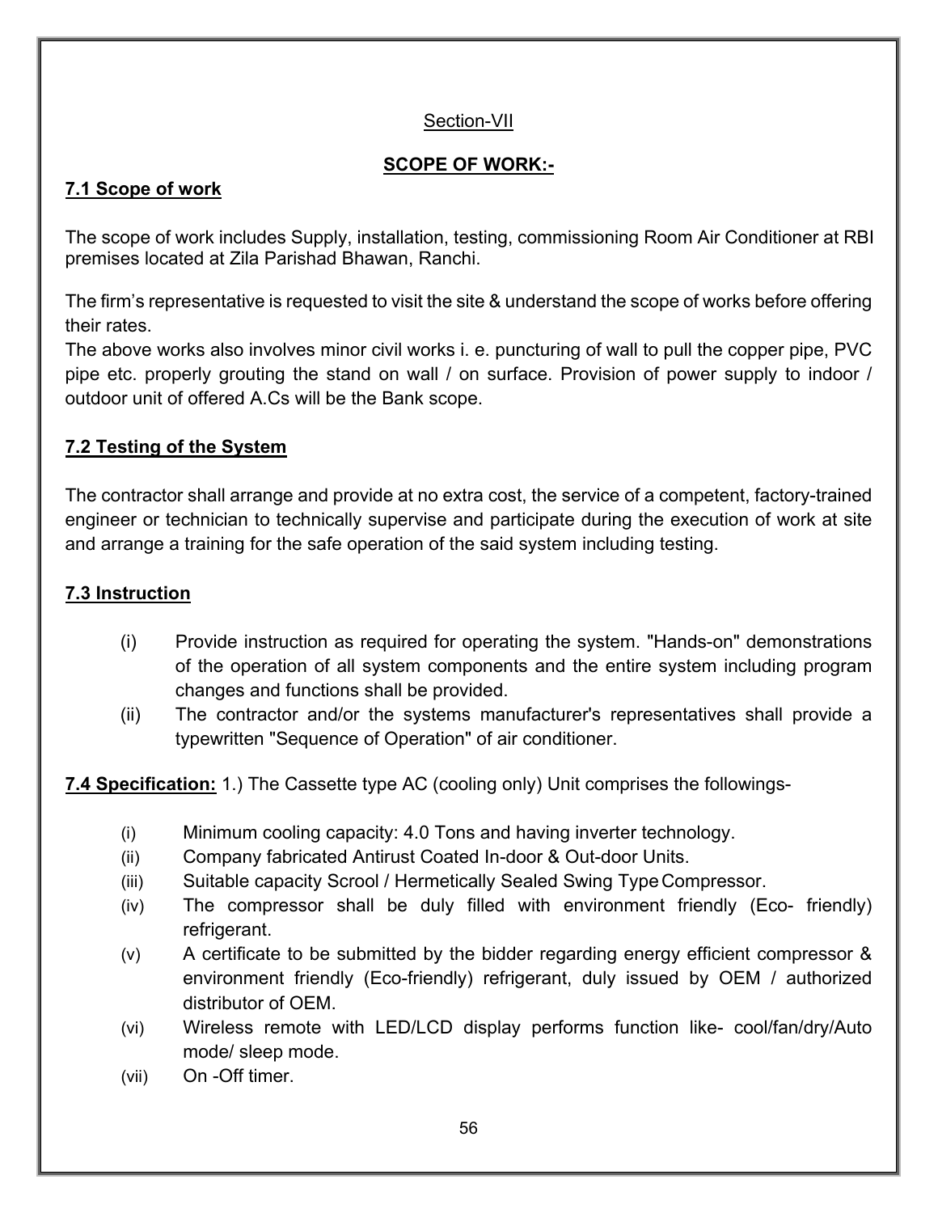Section-VII

## SCOPE OF WORK:-

### 7.1 Scope of work

The scope of work includes Supply, installation, testing, commissioning Room Air Conditioner at RBI premises located at Zila Parishad Bhawan, Ranchi.

The firm's representative is requested to visit the site & understand the scope of works before offering their rates.

The above works also involves minor civil works i. e. puncturing of wall to pull the copper pipe, PVC pipe etc. properly grouting the stand on wall / on surface. Provision of power supply to indoor / outdoor unit of offered A.Cs will be the Bank scope.

### 7.2 Testing of the System

The contractor shall arrange and provide at no extra cost, the service of a competent, factory-trained engineer or technician to technically supervise and participate during the execution of work at site and arrange a training for the safe operation of the said system including testing.

### 7.3 Instruction

(i) Provide instruction as required for operating the system. "Hands-on" demonstrations of the operation of all system components and the entire system including program changes and functions shall be provided.

(ii) The contractor and/or the systems manufacturer's representatives shall provide a typewritten "Sequence of Operation" of air conditioner.

**7.4 Specification:** 1.) The Cassette type AC (cooling only) Unit comprises the followings-

(i) Minimum cooling capacity: 4.0 Tons and having inverter technology.

(ii) Company fabricated Antirust Coated In-door & Out-door Units.

(iii) Suitable capacity Scrool / Hermetically Sealed Swing Type Compressor.

(iv) The compressor shall be duly filled with environment friendly (Eco- friendly) refrigerant.

(v) A certificate to be submitted by the bidder regarding energy efficient compressor & environment friendly (Eco-friendly) refrigerant, duly issued by OEM / authorized distributor of OEM.

(vi) Wireless remote with LED/LCD display performs function like- cool/fan/dry/Auto mode/ sleep mode.

(vii) On -Off timer.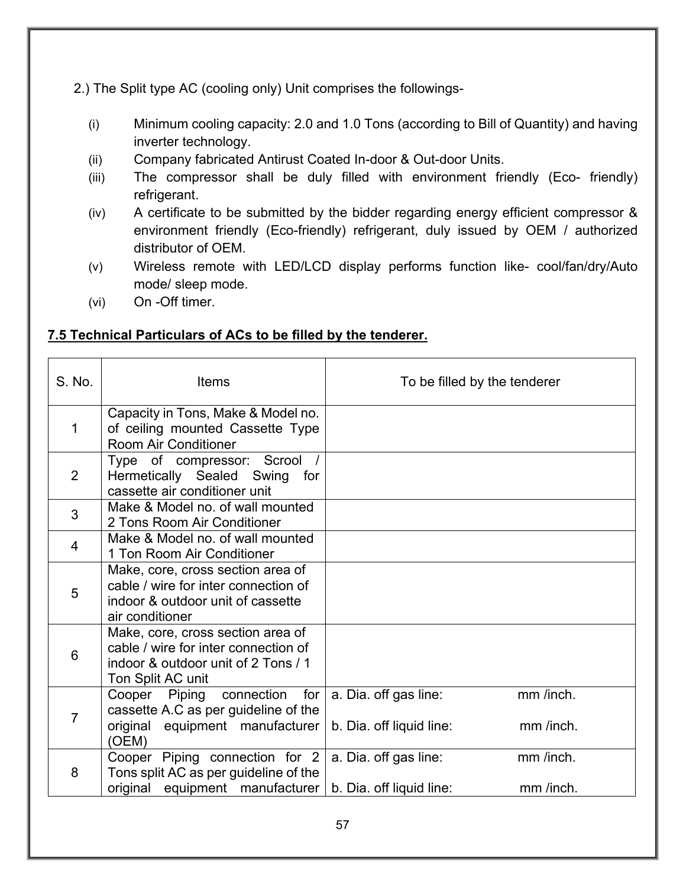2.) The Split type AC (cooling only) Unit comprises the followings-

(i) Minimum cooling capacity: 2.0 and 1.0 Tons (according to Bill of Quantity) and having inverter technology.

(ii) Company fabricated Antirust Coated In-door & Out-door Units.

(iii) The compressor shall be duly filled with environment friendly (Eco- friendly) refrigerant.

(iv) A certificate to be submitted by the bidder regarding energy efficient compressor & environment friendly (Eco-friendly) refrigerant, duly issued by OEM / authorized distributor of OEM.

(v) Wireless remote with LED/LCD display performs function like- cool/fan/dry/Auto mode/ sleep mode.

(vi) On -Off timer.

**7.5 Technical Particulars of ACs to be filled by the tenderer.**

| S. No. | Items | To be filled by the tenderer |
|---|---|---|
| 1 | Capacity in Tons, Make & Model no. of ceiling mounted Cassette Type Room Air Conditioner | |
| 2 | Type of compressor: Scrool / Hermetically Sealed Swing for cassette air conditioner unit | |
| 3 | Make & Model no. of wall mounted 2 Tons Room Air Conditioner | |
| 4 | Make & Model no. of wall mounted 1 Ton Room Air Conditioner | |
| 5 | Make, core, cross section area of cable / wire for inter connection of indoor & outdoor unit of cassette air conditioner | |
| 6 | Make, core, cross section area of cable / wire for inter connection of indoor & outdoor unit of 2 Tons / 1 Ton Split AC unit | |
| 7 | Cooper Piping connection for cassette A.C as per guideline of the original equipment manufacturer (OEM) | a. Dia. off gas line: mm /inch.<br>b. Dia. off liquid line: mm /inch. |
| 8 | Cooper Piping connection for 2 Tons split AC as per guideline of the original equipment manufacturer | a. Dia. off gas line: mm /inch.<br>b. Dia. off liquid line: mm /inch. |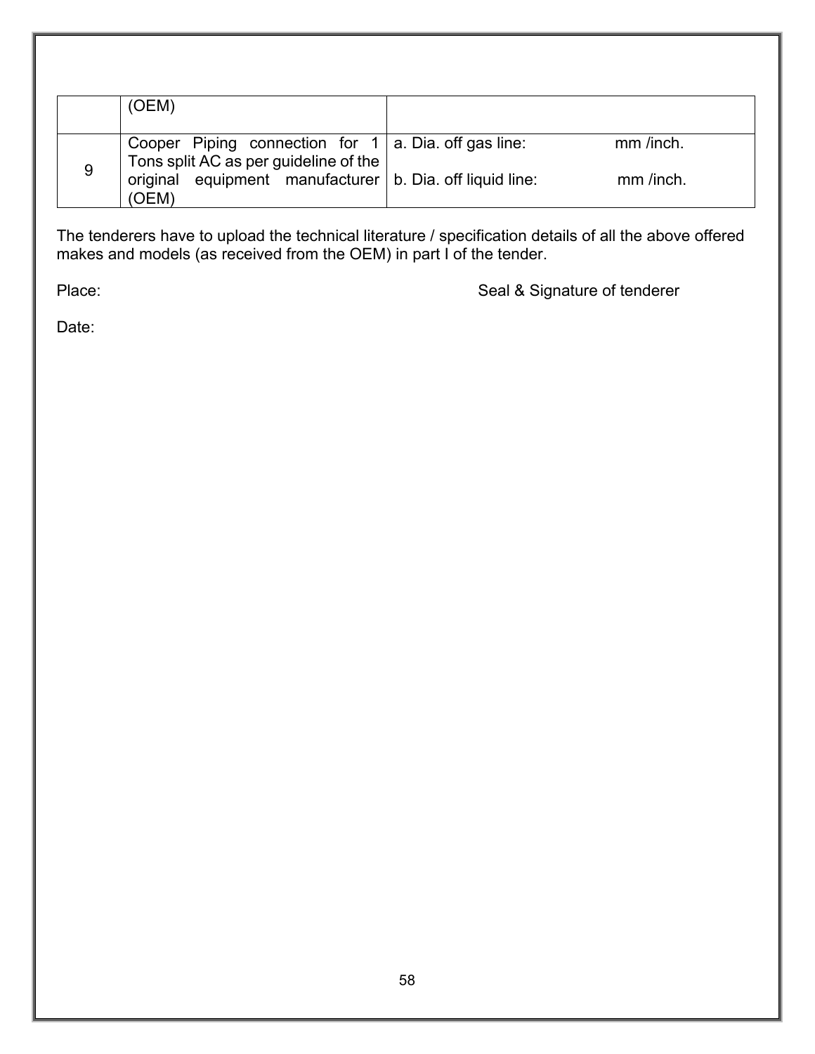|  |  |  |
|---|---|---|
|  | (OEM) |  |
| 9 | Cooper Piping connection for 1 Tons split AC as per guideline of the original equipment manufacturer (OEM) | a. Dia. off gas line: mm /inch.<br>b. Dia. off liquid line: mm /inch. |

The tenderers have to upload the technical literature / specification details of all the above offered makes and models (as received from the OEM) in part I of the tender.

Place: Seal & Signature of tenderer

Date: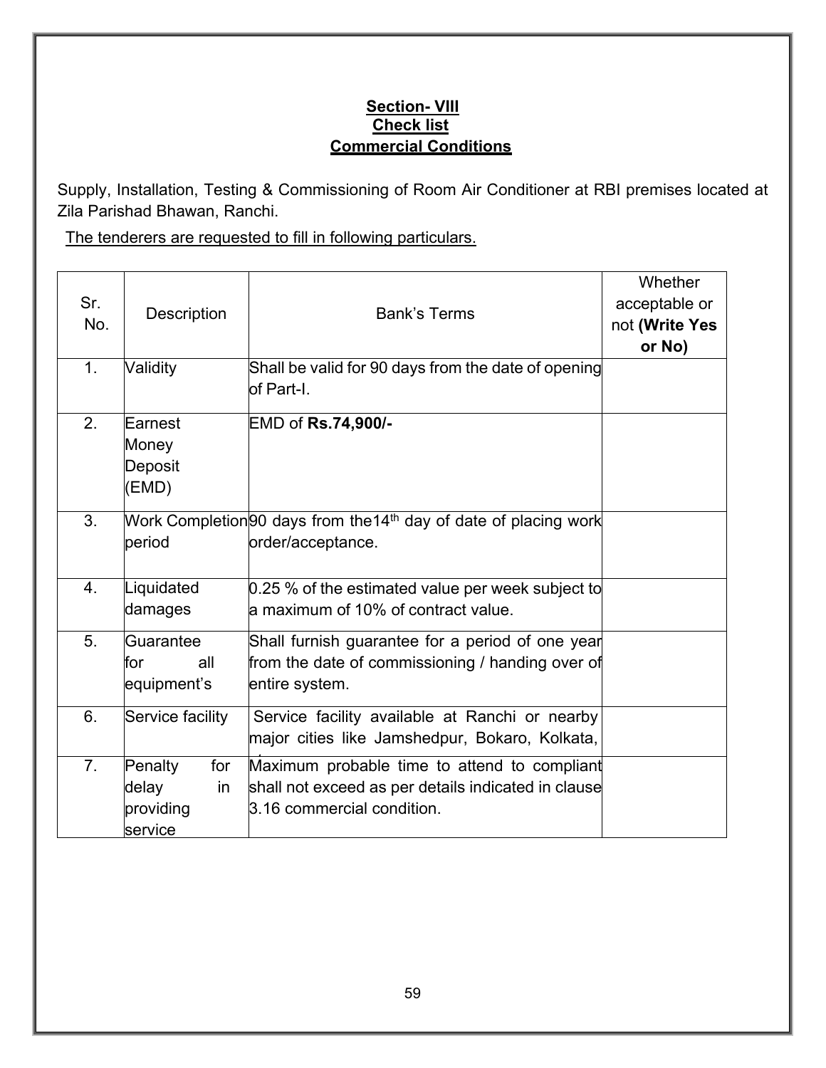## Section- VIII
## Check list
## Commercial Conditions

Supply, Installation, Testing & Commissioning of Room Air Conditioner at RBI premises located at Zila Parishad Bhawan, Ranchi.

The tenderers are requested to fill in following particulars.

| Sr. No. | Description | Bank's Terms | Whether acceptable or not **(Write Yes or No)** |
|---|---|---|---|
| 1. | Validity | Shall be valid for 90 days from the date of opening of Part-I. | |
| 2. | Earnest Money Deposit (EMD) | EMD of **Rs.74,900/-** | |
| 3. | Work Completion period | 90 days from the14th day of date of placing work order/acceptance. | |
| 4. | Liquidated damages | 0.25 % of the estimated value per week subject to a maximum of 10% of contract value. | |
| 5. | Guarantee for all equipment's | Shall furnish guarantee for a period of one year from the date of commissioning / handing over of entire system. | |
| 6. | Service facility | Service facility available at Ranchi or nearby major cities like Jamshedpur, Bokaro, Kolkata, | |
| 7. | Penalty for delay in providing service | Maximum probable time to attend to compliant shall not exceed as per details indicated in clause 3.16 commercial condition. | |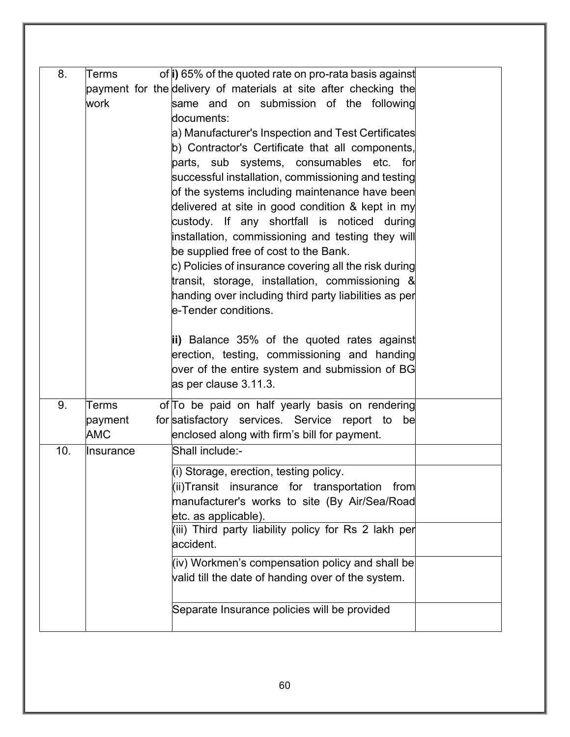| 8. | Terms of payment for the work | **i)** 65% of the quoted rate on pro-rata basis against delivery of materials at site after checking the same and on submission of the following documents:<br>a) Manufacturer's Inspection and Test Certificates<br>b) Contractor's Certificate that all components, parts, sub systems, consumables etc. for successful installation, commissioning and testing of the systems including maintenance have been delivered at site in good condition & kept in my custody. If any shortfall is noticed during installation, commissioning and testing they will be supplied free of cost to the Bank.<br>c) Policies of insurance covering all the risk during transit, storage, installation, commissioning & handing over including third party liabilities as per e-Tender conditions.<br><br>**ii)** Balance 35% of the quoted rates against erection, testing, commissioning and handing over of the entire system and submission of BG as per clause 3.11.3. | |
|---|---|---|---|
| 9. | Terms of payment for AMC | To be paid on half yearly basis on rendering satisfactory services. Service report to be enclosed along with firm's bill for payment. | |
| 10. | Insurance | Shall include:- | |
| | | (i) Storage, erection, testing policy.<br>(ii)Transit insurance for transportation from manufacturer's works to site (By Air/Sea/Road etc. as applicable). | |
| | | (iii) Third party liability policy for Rs 2 lakh per accident. | |
| | | (iv) Workmen's compensation policy and shall be valid till the date of handing over of the system. | |
| | | Separate Insurance policies will be provided | |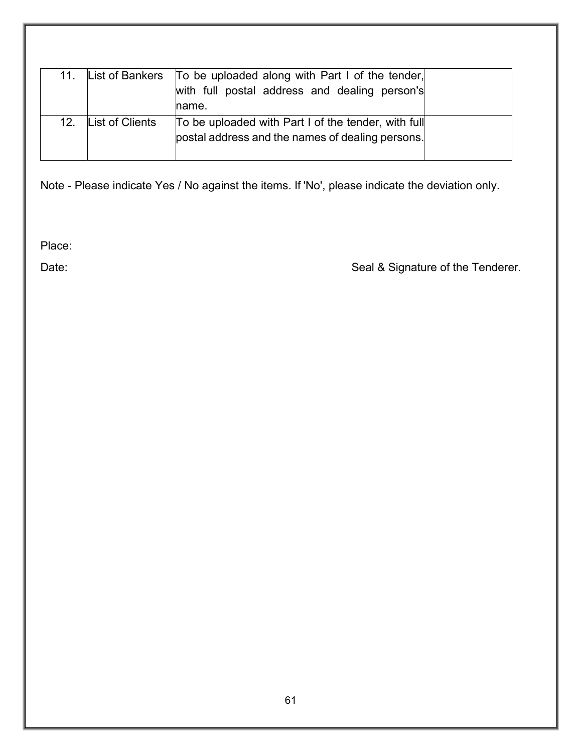| 11. | List of Bankers | To be uploaded along with Part I of the tender, with full postal address and dealing person's name. | |
|---|---|---|---|
| 12. | List of Clients | To be uploaded with Part I of the tender, with full postal address and the names of dealing persons. | |

Note - Please indicate Yes / No against the items. If 'No', please indicate the deviation only.

Place:

Date: Seal & Signature of the Tenderer.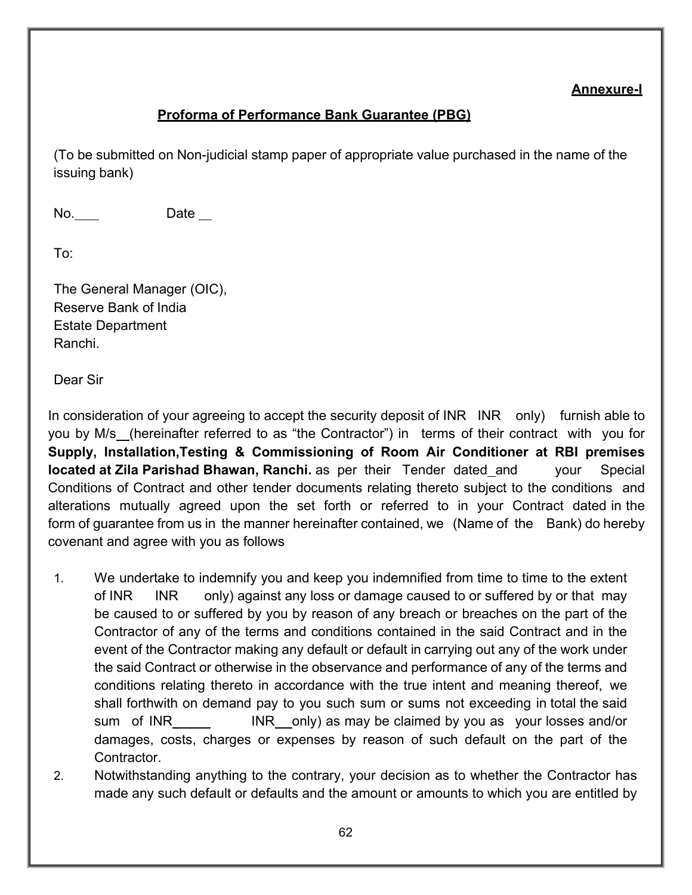**Annexure-I**

## Proforma of Performance Bank Guarantee (PBG)

(To be submitted on Non-judicial stamp paper of appropriate value purchased in the name of the issuing bank)

No.\_\_\_\_ Date \_\_

To:

The General Manager (OIC),
Reserve Bank of India
Estate Department
Ranchi.

Dear Sir

In consideration of your agreeing to accept the security deposit of INR INR only) furnish able to you by M/s\_\_(hereinafter referred to as "the Contractor") in terms of their contract with you for **Supply, Installation,Testing & Commissioning of Room Air Conditioner at RBI premises located at Zila Parishad Bhawan, Ranchi.** as per their Tender dated\_and your Special Conditions of Contract and other tender documents relating thereto subject to the conditions and alterations mutually agreed upon the set forth or referred to in your Contract dated in the form of guarantee from us in the manner hereinafter contained, we (Name of the Bank) do hereby covenant and agree with you as follows

1. We undertake to indemnify you and keep you indemnified from time to time to the extent of INR INR only) against any loss or damage caused to or suffered by or that may be caused to or suffered by you by reason of any breach or breaches on the part of the Contractor of any of the terms and conditions contained in the said Contract and in the event of the Contractor making any default or default in carrying out any of the work under the said Contract or otherwise in the observance and performance of any of the terms and conditions relating thereto in accordance with the true intent and meaning thereof, we shall forthwith on demand pay to you such sum or sums not exceeding in total the said sum of INR\_\_\_\_\_ INR\_\_only) as may be claimed by you as your losses and/or damages, costs, charges or expenses by reason of such default on the part of the Contractor.
2. Notwithstanding anything to the contrary, your decision as to whether the Contractor has made any such default or defaults and the amount or amounts to which you are entitled by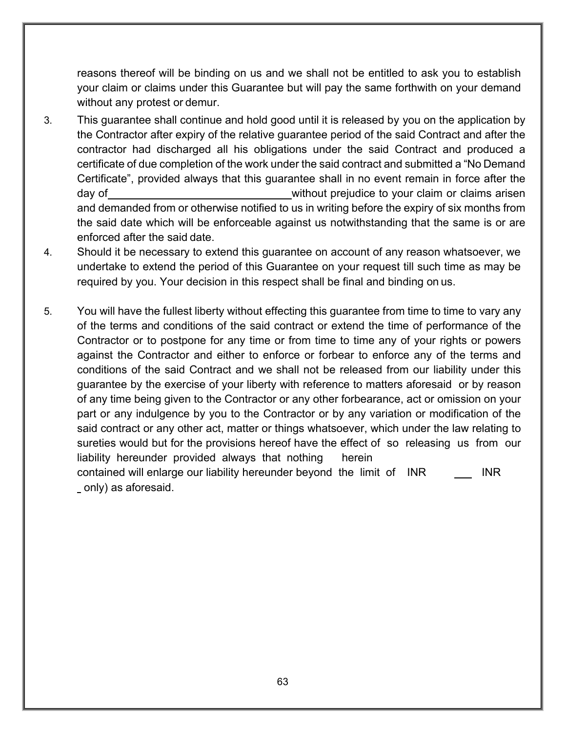reasons thereof will be binding on us and we shall not be entitled to ask you to establish your claim or claims under this Guarantee but will pay the same forthwith on your demand without any protest or demur.

3. This guarantee shall continue and hold good until it is released by you on the application by the Contractor after expiry of the relative guarantee period of the said Contract and after the contractor had discharged all his obligations under the said Contract and produced a certificate of due completion of the work under the said contract and submitted a "No Demand Certificate", provided always that this guarantee shall in no event remain in force after the day of ______________________________ without prejudice to your claim or claims arisen and demanded from or otherwise notified to us in writing before the expiry of six months from the said date which will be enforceable against us notwithstanding that the same is or are enforced after the said date.

4. Should it be necessary to extend this guarantee on account of any reason whatsoever, we undertake to extend the period of this Guarantee on your request till such time as may be required by you. Your decision in this respect shall be final and binding on us.

5. You will have the fullest liberty without effecting this guarantee from time to time to vary any of the terms and conditions of the said contract or extend the time of performance of the Contractor or to postpone for any time or from time to time any of your rights or powers against the Contractor and either to enforce or forbear to enforce any of the terms and conditions of the said Contract and we shall not be released from our liability under this guarantee by the exercise of your liberty with reference to matters aforesaid or by reason of any time being given to the Contractor or any other forbearance, act or omission on your part or any indulgence by you to the Contractor or by any variation or modification of the said contract or any other act, matter or things whatsoever, which under the law relating to sureties would but for the provisions hereof have the effect of so releasing us from our liability hereunder provided always that nothing herein contained will enlarge our liability hereunder beyond the limit of INR ___ INR _ only) as aforesaid.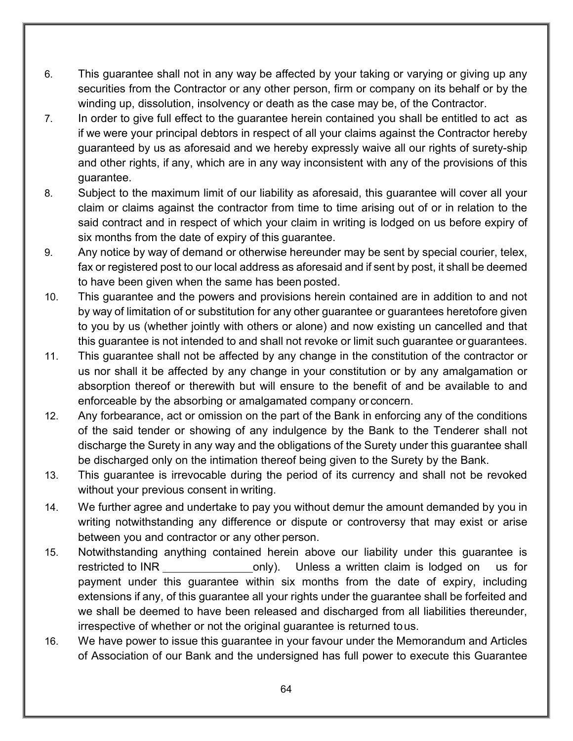6. This guarantee shall not in any way be affected by your taking or varying or giving up any securities from the Contractor or any other person, firm or company on its behalf or by the winding up, dissolution, insolvency or death as the case may be, of the Contractor.
7. In order to give full effect to the guarantee herein contained you shall be entitled to act as if we were your principal debtors in respect of all your claims against the Contractor hereby guaranteed by us as aforesaid and we hereby expressly waive all our rights of surety-ship and other rights, if any, which are in any way inconsistent with any of the provisions of this guarantee.
8. Subject to the maximum limit of our liability as aforesaid, this guarantee will cover all your claim or claims against the contractor from time to time arising out of or in relation to the said contract and in respect of which your claim in writing is lodged on us before expiry of six months from the date of expiry of this guarantee.
9. Any notice by way of demand or otherwise hereunder may be sent by special courier, telex, fax or registered post to our local address as aforesaid and if sent by post, it shall be deemed to have been given when the same has been posted.
10. This guarantee and the powers and provisions herein contained are in addition to and not by way of limitation of or substitution for any other guarantee or guarantees heretofore given to you by us (whether jointly with others or alone) and now existing un cancelled and that this guarantee is not intended to and shall not revoke or limit such guarantee or guarantees.
11. This guarantee shall not be affected by any change in the constitution of the contractor or us nor shall it be affected by any change in your constitution or by any amalgamation or absorption thereof or therewith but will ensure to the benefit of and be available to and enforceable by the absorbing or amalgamated company or concern.
12. Any forbearance, act or omission on the part of the Bank in enforcing any of the conditions of the said tender or showing of any indulgence by the Bank to the Tenderer shall not discharge the Surety in any way and the obligations of the Surety under this guarantee shall be discharged only on the intimation thereof being given to the Surety by the Bank.
13. This guarantee is irrevocable during the period of its currency and shall not be revoked without your previous consent in writing.
14. We further agree and undertake to pay you without demur the amount demanded by you in writing notwithstanding any difference or dispute or controversy that may exist or arise between you and contractor or any other person.
15. Notwithstanding anything contained herein above our liability under this guarantee is restricted to INR _______________ only). Unless a written claim is lodged on us for payment under this guarantee within six months from the date of expiry, including extensions if any, of this guarantee all your rights under the guarantee shall be forfeited and we shall be deemed to have been released and discharged from all liabilities thereunder, irrespective of whether or not the original guarantee is returned to us.
16. We have power to issue this guarantee in your favour under the Memorandum and Articles of Association of our Bank and the undersigned has full power to execute this Guarantee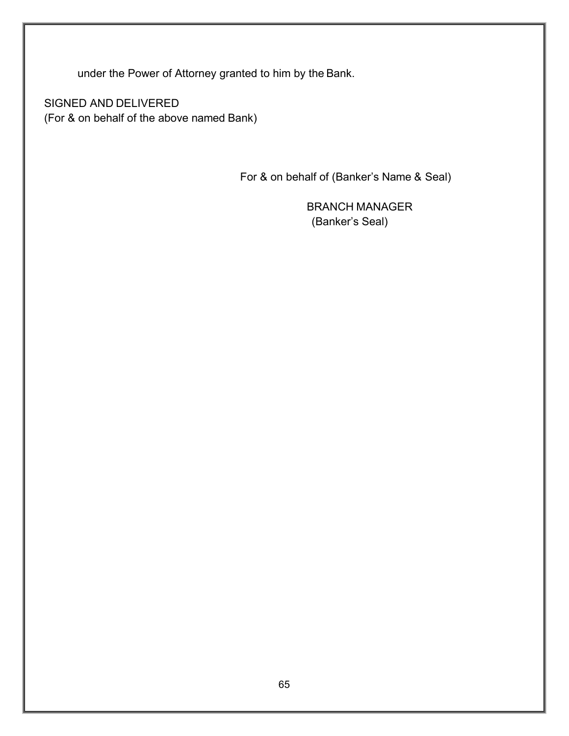under the Power of Attorney granted to him by the Bank.

SIGNED AND DELIVERED
(For & on behalf of the above named Bank)

For & on behalf of (Banker's Name & Seal)

BRANCH MANAGER
(Banker's Seal)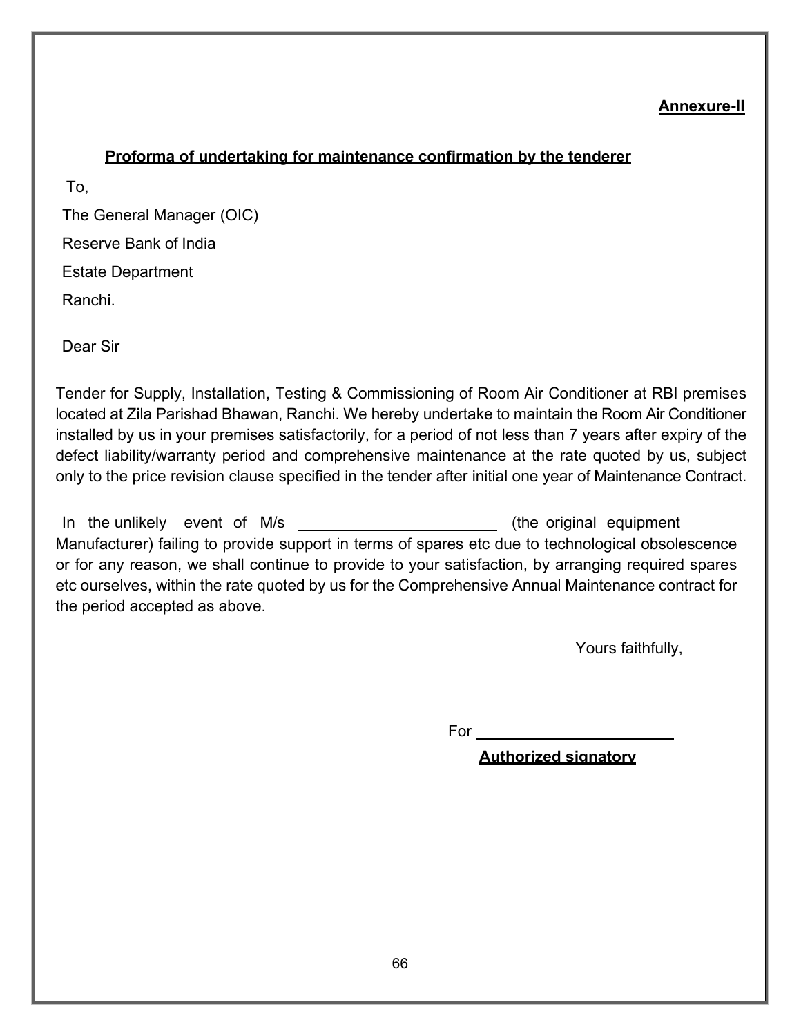**Annexure-II**

**Proforma of undertaking for maintenance confirmation by the tenderer**

To,

The General Manager (OIC)

Reserve Bank of India

Estate Department

Ranchi.

Dear Sir

Tender for Supply, Installation, Testing & Commissioning of Room Air Conditioner at RBI premises located at Zila Parishad Bhawan, Ranchi. We hereby undertake to maintain the Room Air Conditioner installed by us in your premises satisfactorily, for a period of not less than 7 years after expiry of the defect liability/warranty period and comprehensive maintenance at the rate quoted by us, subject only to the price revision clause specified in the tender after initial one year of Maintenance Contract.

In the unlikely event of M/s ______________________ (the original equipment Manufacturer) failing to provide support in terms of spares etc due to technological obsolescence or for any reason, we shall continue to provide to your satisfaction, by arranging required spares etc ourselves, within the rate quoted by us for the Comprehensive Annual Maintenance contract for the period accepted as above.

Yours faithfully,

For ______________________

**Authorized signatory**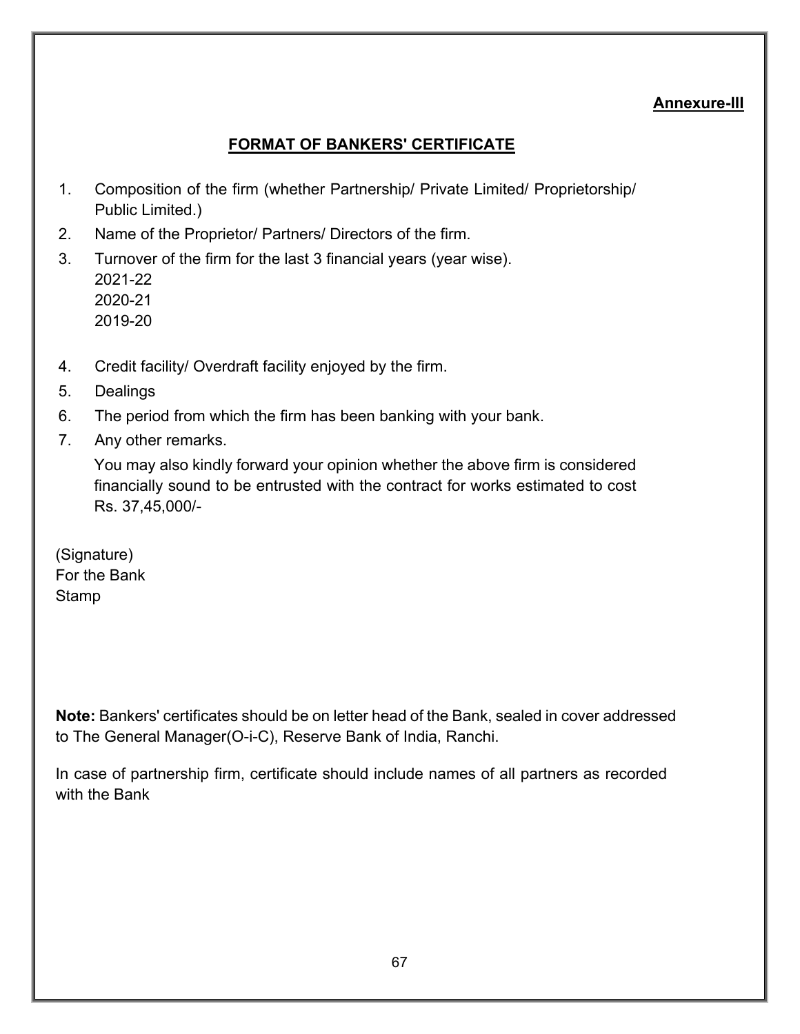**Annexure-III**

## FORMAT OF BANKERS' CERTIFICATE

1. Composition of the firm (whether Partnership/ Private Limited/ Proprietorship/ Public Limited.)
2. Name of the Proprietor/ Partners/ Directors of the firm.
3. Turnover of the firm for the last 3 financial years (year wise).
   2021-22
   2020-21
   2019-20
4. Credit facility/ Overdraft facility enjoyed by the firm.
5. Dealings
6. The period from which the firm has been banking with your bank.
7. Any other remarks.

   You may also kindly forward your opinion whether the above firm is considered financially sound to be entrusted with the contract for works estimated to cost Rs. 37,45,000/-

(Signature)
For the Bank
Stamp

**Note:** Bankers' certificates should be on letter head of the Bank, sealed in cover addressed to The General Manager(O-i-C), Reserve Bank of India, Ranchi.

In case of partnership firm, certificate should include names of all partners as recorded with the Bank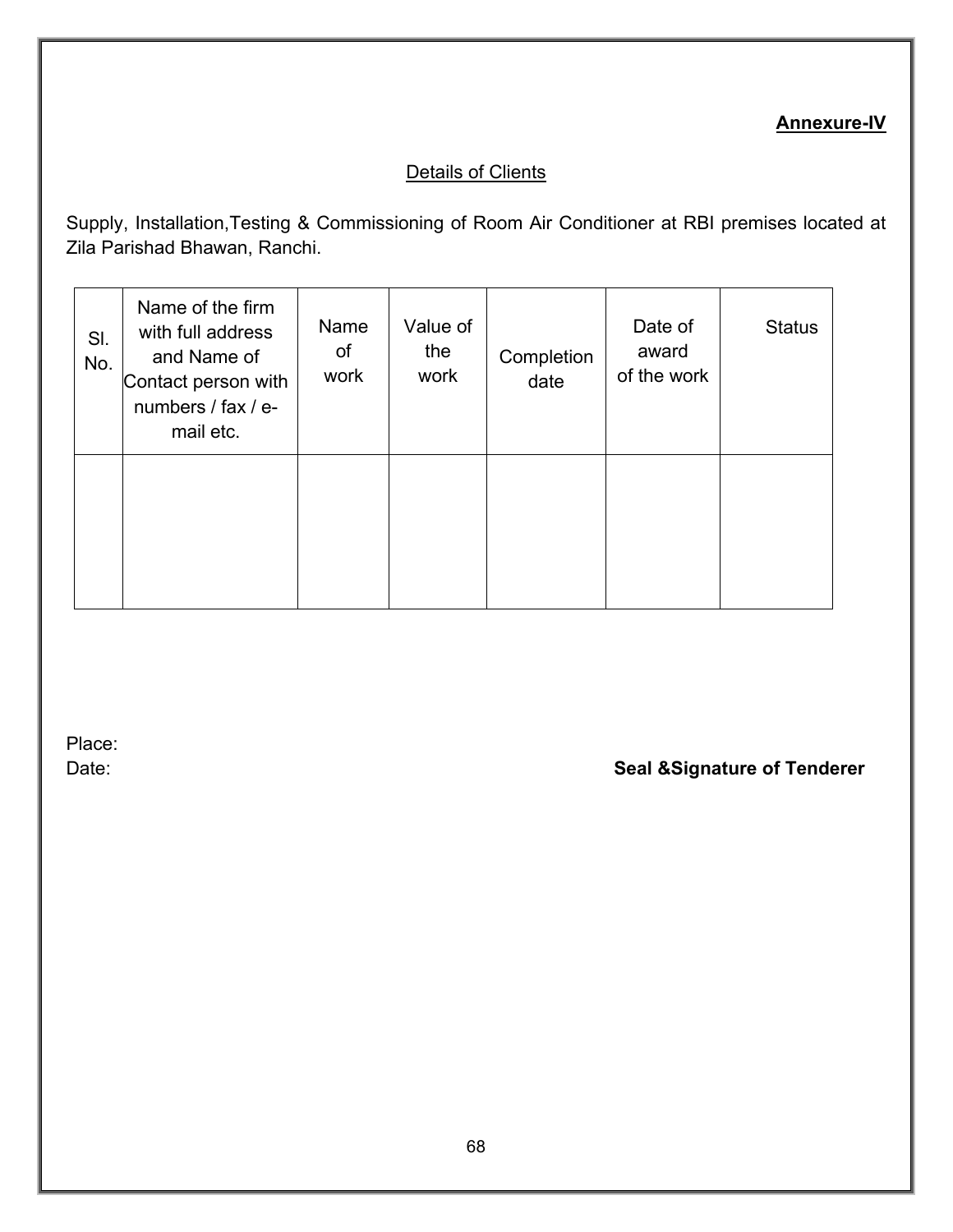**Annexure-IV**

Details of Clients

Supply, Installation,Testing & Commissioning of Room Air Conditioner at RBI premises located at Zila Parishad Bhawan, Ranchi.

| Sl. No. | Name of the firm with full address and Name of Contact person with numbers / fax / e-mail etc. | Name of work | Value of the work | Completion date | Date of award of the work | Status |
|---|---|---|---|---|---|---|
| | | | | | | |

Place:

Date: **Seal &Signature of Tenderer**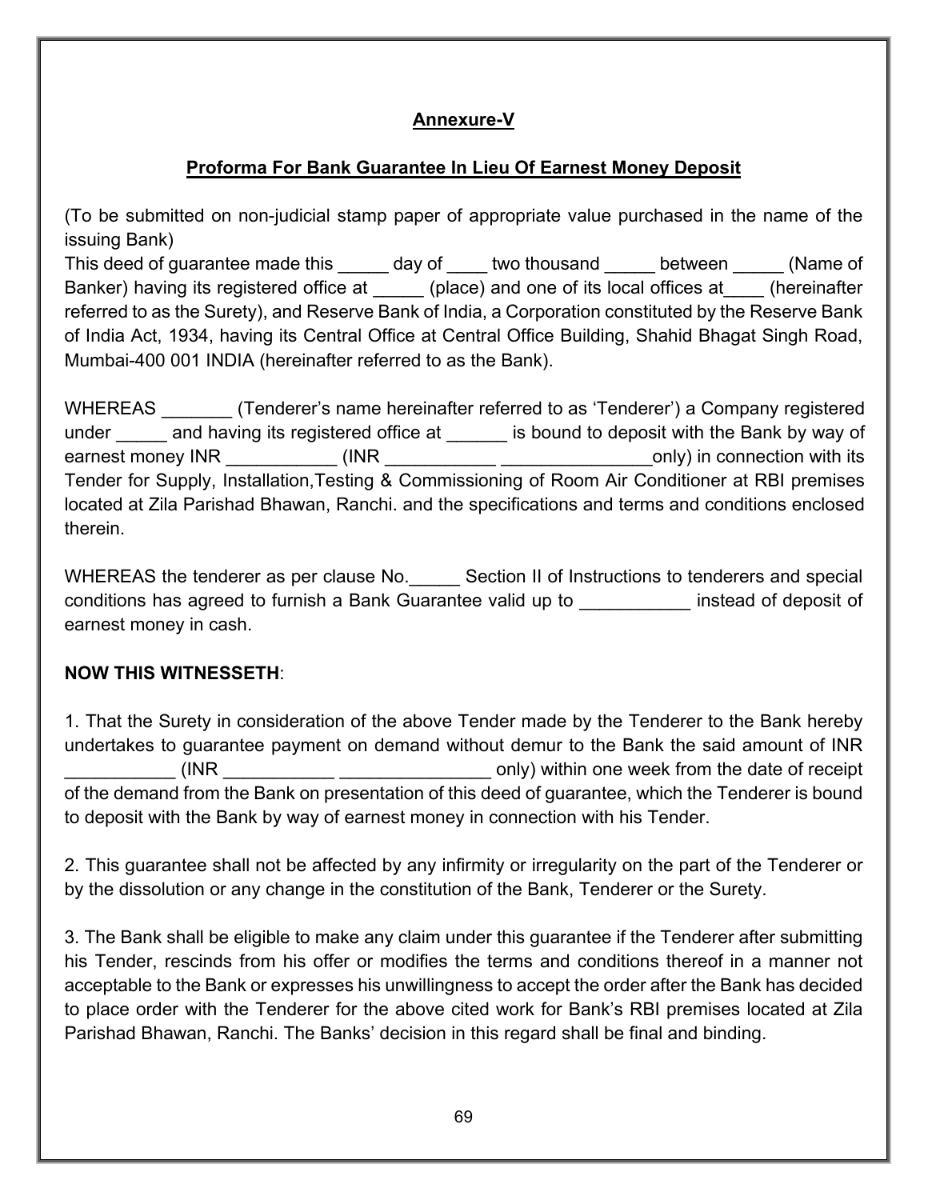**Annexure-V**

**Proforma For Bank Guarantee In Lieu Of Earnest Money Deposit**

(To be submitted on non-judicial stamp paper of appropriate value purchased in the name of the issuing Bank)
This deed of guarantee made this _____ day of ____ two thousand _____ between _____ (Name of Banker) having its registered office at _____ (place) and one of its local offices at____ (hereinafter referred to as the Surety), and Reserve Bank of India, a Corporation constituted by the Reserve Bank of India Act, 1934, having its Central Office at Central Office Building, Shahid Bhagat Singh Road, Mumbai-400 001 INDIA (hereinafter referred to as the Bank).

WHEREAS _______ (Tenderer's name hereinafter referred to as 'Tenderer') a Company registered under _____ and having its registered office at ______ is bound to deposit with the Bank by way of earnest money INR ___________ (INR ___________ _______________only) in connection with its Tender for Supply, Installation,Testing & Commissioning of Room Air Conditioner at RBI premises located at Zila Parishad Bhawan, Ranchi. and the specifications and terms and conditions enclosed therein.

WHEREAS the tenderer as per clause No._____ Section II of Instructions to tenderers and special conditions has agreed to furnish a Bank Guarantee valid up to ___________ instead of deposit of earnest money in cash.

**NOW THIS WITNESSETH**:

1. That the Surety in consideration of the above Tender made by the Tenderer to the Bank hereby undertakes to guarantee payment on demand without demur to the Bank the said amount of INR ___________ (INR ___________ _______________ only) within one week from the date of receipt of the demand from the Bank on presentation of this deed of guarantee, which the Tenderer is bound to deposit with the Bank by way of earnest money in connection with his Tender.

2. This guarantee shall not be affected by any infirmity or irregularity on the part of the Tenderer or by the dissolution or any change in the constitution of the Bank, Tenderer or the Surety.

3. The Bank shall be eligible to make any claim under this guarantee if the Tenderer after submitting his Tender, rescinds from his offer or modifies the terms and conditions thereof in a manner not acceptable to the Bank or expresses his unwillingness to accept the order after the Bank has decided to place order with the Tenderer for the above cited work for Bank's RBI premises located at Zila Parishad Bhawan, Ranchi. The Banks' decision in this regard shall be final and binding.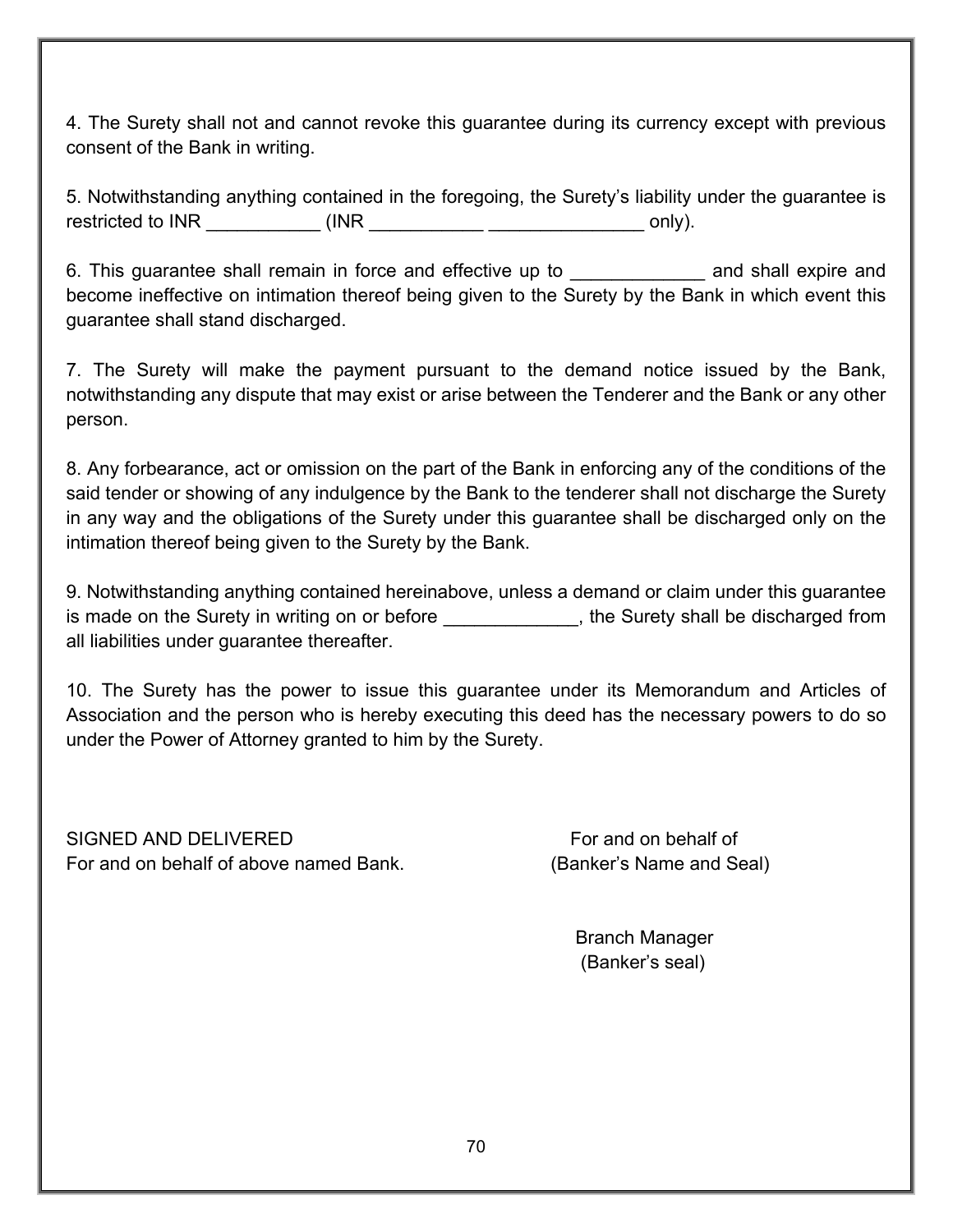4. The Surety shall not and cannot revoke this guarantee during its currency except with previous consent of the Bank in writing.

5. Notwithstanding anything contained in the foregoing, the Surety's liability under the guarantee is restricted to INR ___________ (INR ___________ _______________ only).

6. This guarantee shall remain in force and effective up to _____________ and shall expire and become ineffective on intimation thereof being given to the Surety by the Bank in which event this guarantee shall stand discharged.

7. The Surety will make the payment pursuant to the demand notice issued by the Bank, notwithstanding any dispute that may exist or arise between the Tenderer and the Bank or any other person.

8. Any forbearance, act or omission on the part of the Bank in enforcing any of the conditions of the said tender or showing of any indulgence by the Bank to the tenderer shall not discharge the Surety in any way and the obligations of the Surety under this guarantee shall be discharged only on the intimation thereof being given to the Surety by the Bank.

9. Notwithstanding anything contained hereinabove, unless a demand or claim under this guarantee is made on the Surety in writing on or before _____________, the Surety shall be discharged from all liabilities under guarantee thereafter.

10. The Surety has the power to issue this guarantee under its Memorandum and Articles of Association and the person who is hereby executing this deed has the necessary powers to do so under the Power of Attorney granted to him by the Surety.

SIGNED AND DELIVERED
For and on behalf of above named Bank.

For and on behalf of
(Banker's Name and Seal)

Branch Manager
(Banker's seal)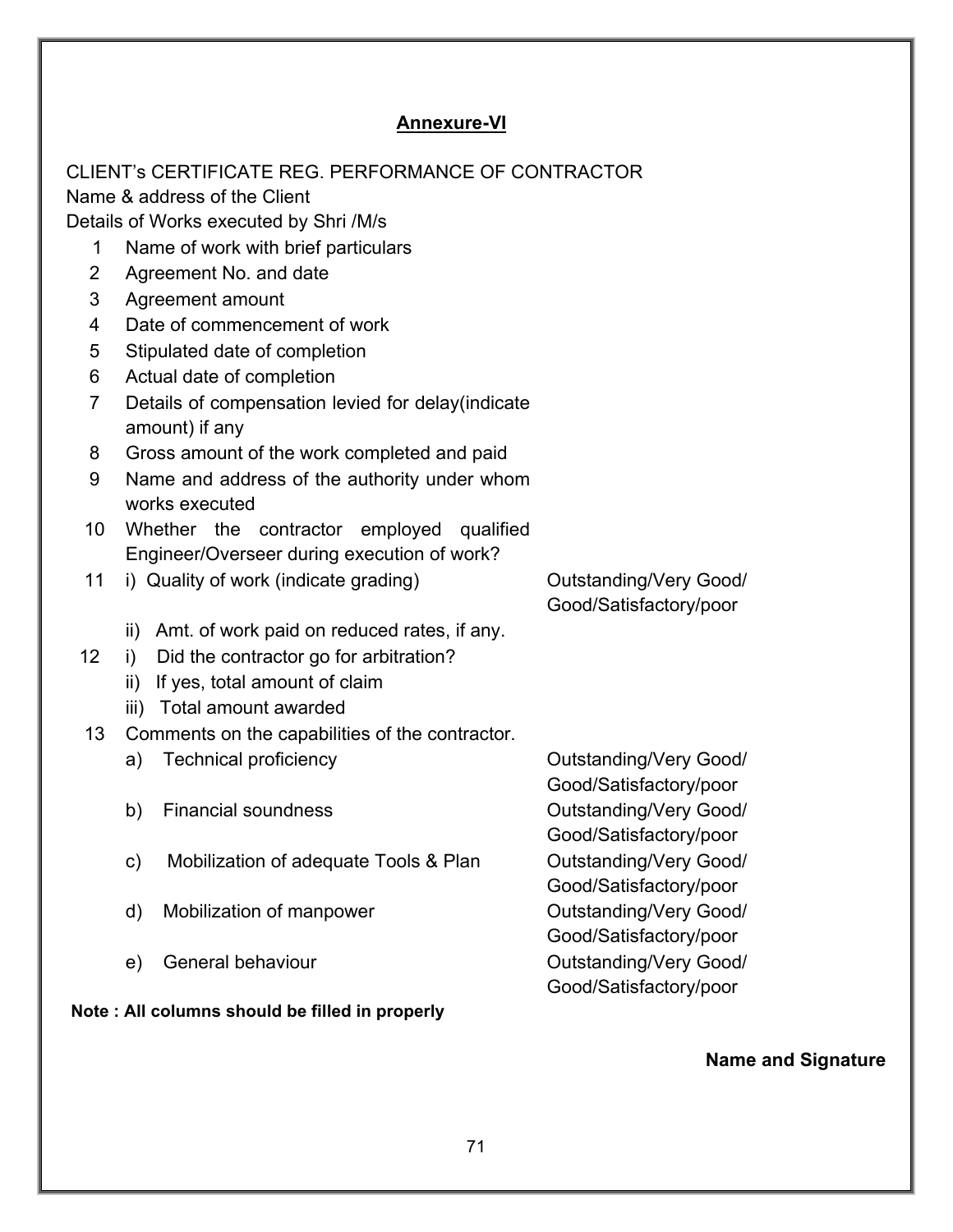## Annexure-VI

CLIENT's CERTIFICATE REG. PERFORMANCE OF CONTRACTOR
Name & address of the Client
Details of Works executed by Shri /M/s

| | | |
|---|---|---|
| 1 | Name of work with brief particulars | |
| 2 | Agreement No. and date | |
| 3 | Agreement amount | |
| 4 | Date of commencement of work | |
| 5 | Stipulated date of completion | |
| 6 | Actual date of completion | |
| 7 | Details of compensation levied for delay(indicate amount) if any | |
| 8 | Gross amount of the work completed and paid | |
| 9 | Name and address of the authority under whom works executed | |
| 10 | Whether the contractor employed qualified Engineer/Overseer during execution of work? | |
| 11 | i) Quality of work (indicate grading) | Outstanding/Very Good/ Good/Satisfactory/poor |
| | ii) Amt. of work paid on reduced rates, if any. | |
| 12 | i) Did the contractor go for arbitration? | |
| | ii) If yes, total amount of claim | |
| | iii) Total amount awarded | |
| 13 | Comments on the capabilities of the contractor. | |
| | a) Technical proficiency | Outstanding/Very Good/ Good/Satisfactory/poor |
| | b) Financial soundness | Outstanding/Very Good/ Good/Satisfactory/poor |
| | c) Mobilization of adequate Tools & Plan | Outstanding/Very Good/ Good/Satisfactory/poor |
| | d) Mobilization of manpower | Outstanding/Very Good/ Good/Satisfactory/poor |
| | e) General behaviour | Outstanding/Very Good/ Good/Satisfactory/poor |

**Note : All columns should be filled in properly**

**Name and Signature**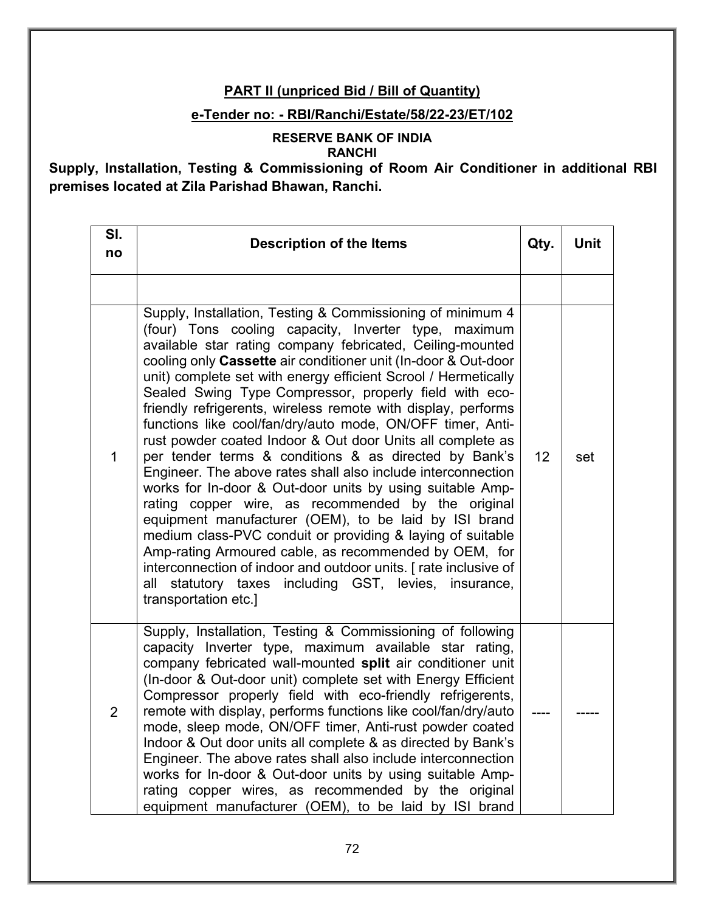**PART II (unpriced Bid / Bill of Quantity)**

**e-Tender no: - RBI/Ranchi/Estate/58/22-23/ET/102**

**RESERVE BANK OF INDIA**
**RANCHI**

**Supply, Installation, Testing & Commissioning of Room Air Conditioner in additional RBI premises located at Zila Parishad Bhawan, Ranchi.**

| Sl. no | Description of the Items | Qty. | Unit |
|---|---|---|---|
| | | | |
| 1 | Supply, Installation, Testing & Commissioning of minimum 4 (four) Tons cooling capacity, Inverter type, maximum available star rating company febricated, Ceiling-mounted cooling only **Cassette** air conditioner unit (In-door & Out-door unit) complete set with energy efficient Scrool / Hermetically Sealed Swing Type Compressor, properly field with eco-friendly refrigerents, wireless remote with display, performs functions like cool/fan/dry/auto mode, ON/OFF timer, Anti-rust powder coated Indoor & Out door Units all complete as per tender terms & conditions & as directed by Bank's Engineer. The above rates shall also include interconnection works for In-door & Out-door units by using suitable Amp-rating copper wire, as recommended by the original equipment manufacturer (OEM), to be laid by ISI brand medium class-PVC conduit or providing & laying of suitable Amp-rating Armoured cable, as recommended by OEM, for interconnection of indoor and outdoor units. [ rate inclusive of all statutory taxes including GST, levies, insurance, transportation etc.] | 12 | set |
| 2 | Supply, Installation, Testing & Commissioning of following capacity Inverter type, maximum available star rating, company febricated wall-mounted **split** air conditioner unit (In-door & Out-door unit) complete set with Energy Efficient Compressor properly field with eco-friendly refrigerents, remote with display, performs functions like cool/fan/dry/auto mode, sleep mode, ON/OFF timer, Anti-rust powder coated Indoor & Out door units all complete & as directed by Bank's Engineer. The above rates shall also include interconnection works for In-door & Out-door units by using suitable Amp-rating copper wires, as recommended by the original equipment manufacturer (OEM), to be laid by ISI brand | ---- | ----- |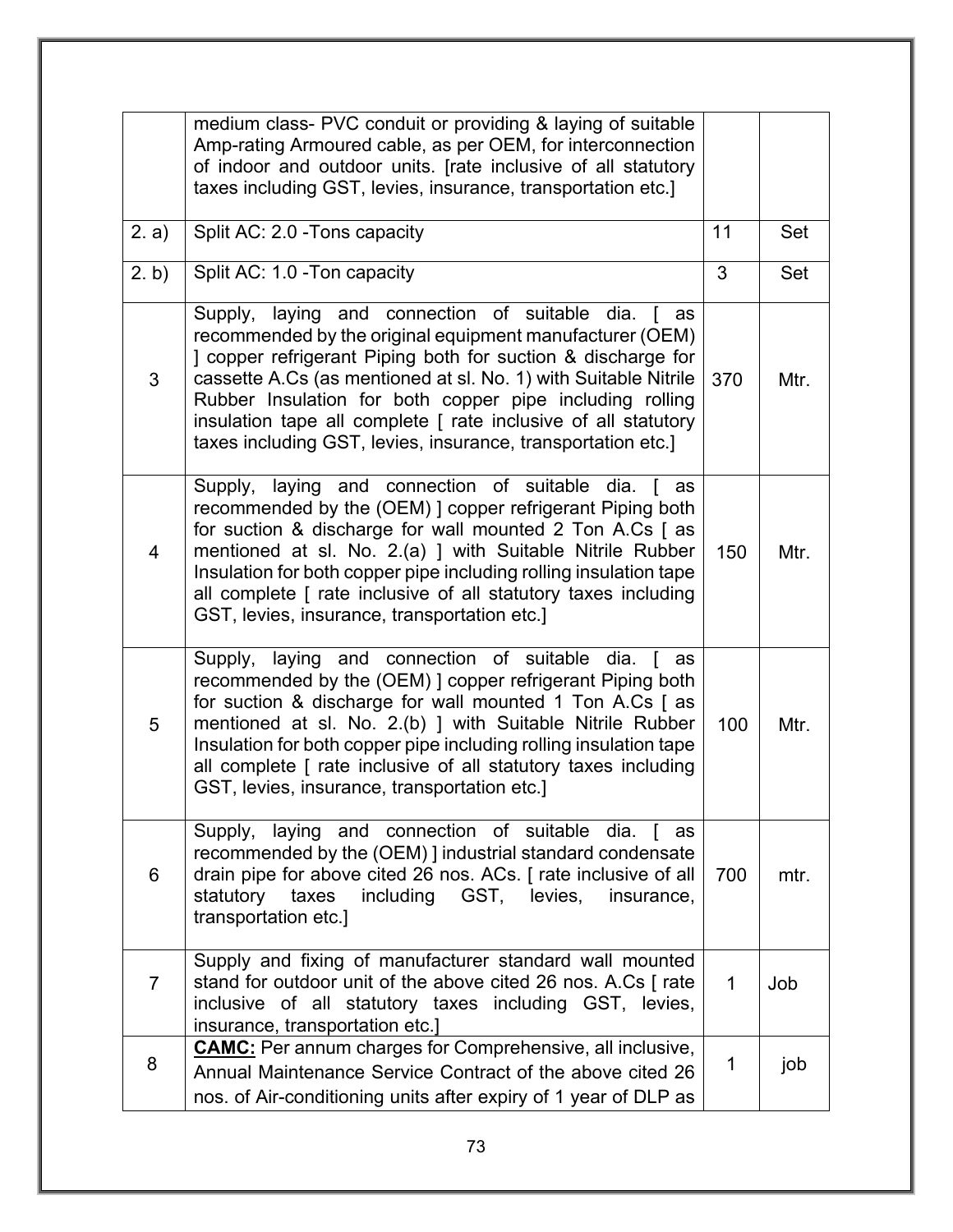| | | | |
|---|---|---|---|
| | medium class- PVC conduit or providing & laying of suitable Amp-rating Armoured cable, as per OEM, for interconnection of indoor and outdoor units. [rate inclusive of all statutory taxes including GST, levies, insurance, transportation etc.] | | |
| 2. a) | Split AC: 2.0 -Tons capacity | 11 | Set |
| 2. b) | Split AC: 1.0 -Ton capacity | 3 | Set |
| 3 | Supply, laying and connection of suitable dia. [ as recommended by the original equipment manufacturer (OEM) ] copper refrigerant Piping both for suction & discharge for cassette A.Cs (as mentioned at sl. No. 1) with Suitable Nitrile Rubber Insulation for both copper pipe including rolling insulation tape all complete [ rate inclusive of all statutory taxes including GST, levies, insurance, transportation etc.] | 370 | Mtr. |
| 4 | Supply, laying and connection of suitable dia. [ as recommended by the (OEM) ] copper refrigerant Piping both for suction & discharge for wall mounted 2 Ton A.Cs [ as mentioned at sl. No. 2.(a) ] with Suitable Nitrile Rubber Insulation for both copper pipe including rolling insulation tape all complete [ rate inclusive of all statutory taxes including GST, levies, insurance, transportation etc.] | 150 | Mtr. |
| 5 | Supply, laying and connection of suitable dia. [ as recommended by the (OEM) ] copper refrigerant Piping both for suction & discharge for wall mounted 1 Ton A.Cs [ as mentioned at sl. No. 2.(b) ] with Suitable Nitrile Rubber Insulation for both copper pipe including rolling insulation tape all complete [ rate inclusive of all statutory taxes including GST, levies, insurance, transportation etc.] | 100 | Mtr. |
| 6 | Supply, laying and connection of suitable dia. [ as recommended by the (OEM) ] industrial standard condensate drain pipe for above cited 26 nos. ACs. [ rate inclusive of all statutory taxes including GST, levies, insurance, transportation etc.] | 700 | mtr. |
| 7 | Supply and fixing of manufacturer standard wall mounted stand for outdoor unit of the above cited 26 nos. A.Cs [ rate inclusive of all statutory taxes including GST, levies, insurance, transportation etc.] | 1 | Job |
| 8 | **CAMC:** Per annum charges for Comprehensive, all inclusive, Annual Maintenance Service Contract of the above cited 26 nos. of Air-conditioning units after expiry of 1 year of DLP as | 1 | job |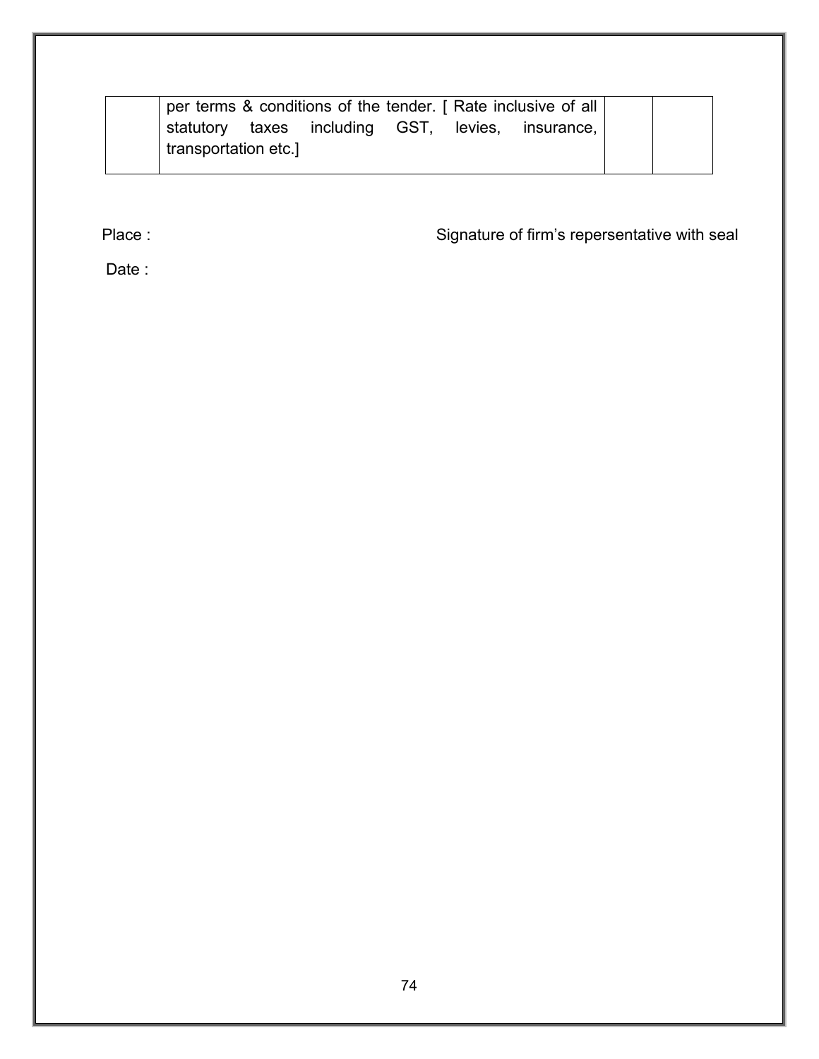| | | | |
|---|---|---|---|
| | per terms & conditions of the tender. [ Rate inclusive of all statutory taxes including GST, levies, insurance, transportation etc.] | | |

Place : Signature of firm's repersentative with seal

Date :